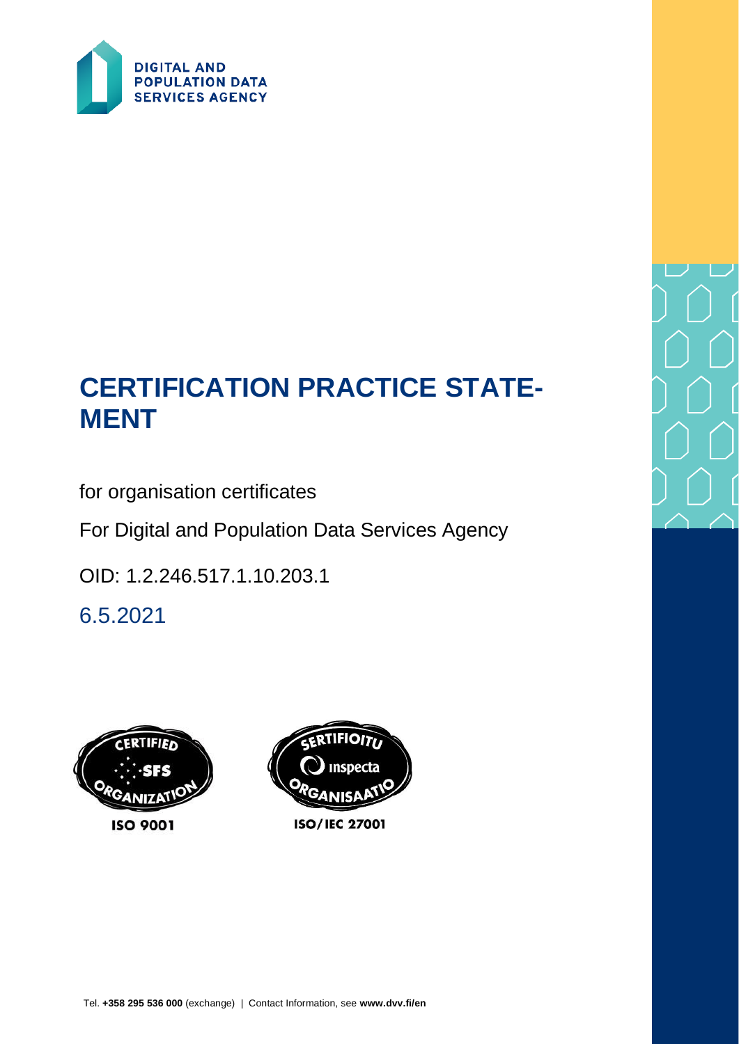DIGITAL AND POPULATION DATA SERVICES AGENCY

# CERTIFICATION PRACTICE STATEMENT

for organisation certificates

For Digital and Population Data Services Agency

OID: 1.2.246.517.1.10.203.1

6.5.2021

CERTIFIED SFS ORGANIZATION ISO 9001

SERTIFIOITU Inspecta ORGANISAATIO ISO/IEC 27001

Tel. **+358 295 536 000** (exchange) | Contact Information, see **www.dvv.fi/en**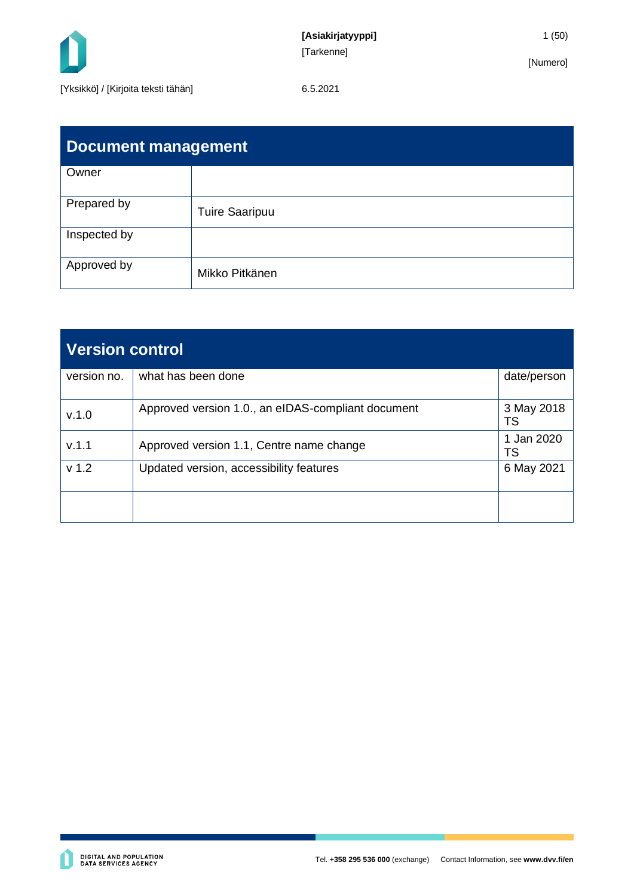## Document management

| | |
|---|---|
| Owner | |
| Prepared by | Tuire Saaripuu |
| Inspected by | |
| Approved by | Mikko Pitkänen |

## Version control

| version no. | what has been done | date/person |
|---|---|---|
| v.1.0 | Approved version 1.0., an eIDAS-compliant document | 3 May 2018 TS |
| v.1.1 | Approved version 1.1, Centre name change | 1 Jan 2020 TS |
| v 1.2 | Updated version, accessibility features | 6 May 2021 |
| | | |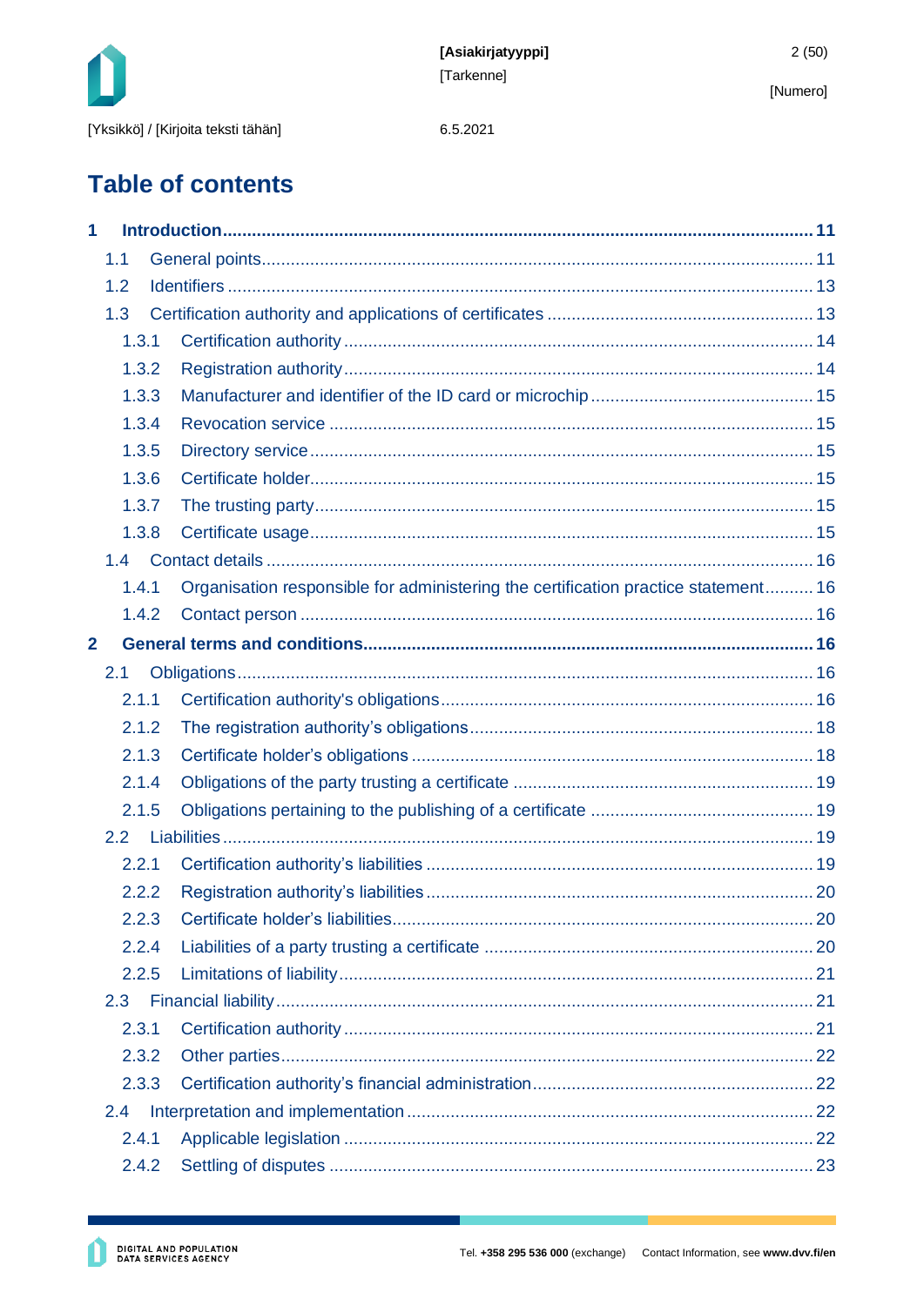# Table of contents

**1 Introduction ... 11**

- 1.1 General points ... 11
- 1.2 Identifiers ... 13
- 1.3 Certification authority and applications of certificates ... 13
  - 1.3.1 Certification authority ... 14
  - 1.3.2 Registration authority ... 14
  - 1.3.3 Manufacturer and identifier of the ID card or microchip ... 15
  - 1.3.4 Revocation service ... 15
  - 1.3.5 Directory service ... 15
  - 1.3.6 Certificate holder ... 15
  - 1.3.7 The trusting party ... 15
  - 1.3.8 Certificate usage ... 15
- 1.4 Contact details ... 16
  - 1.4.1 Organisation responsible for administering the certification practice statement ... 16
  - 1.4.2 Contact person ... 16

**2 General terms and conditions ... 16**

- 2.1 Obligations ... 16
  - 2.1.1 Certification authority's obligations ... 16
  - 2.1.2 The registration authority's obligations ... 18
  - 2.1.3 Certificate holder's obligations ... 18
  - 2.1.4 Obligations of the party trusting a certificate ... 19
  - 2.1.5 Obligations pertaining to the publishing of a certificate ... 19
- 2.2 Liabilities ... 19
  - 2.2.1 Certification authority's liabilities ... 19
  - 2.2.2 Registration authority's liabilities ... 20
  - 2.2.3 Certificate holder's liabilities ... 20
  - 2.2.4 Liabilities of a party trusting a certificate ... 20
  - 2.2.5 Limitations of liability ... 21
- 2.3 Financial liability ... 21
  - 2.3.1 Certification authority ... 21
  - 2.3.2 Other parties ... 22
  - 2.3.3 Certification authority's financial administration ... 22
- 2.4 Interpretation and implementation ... 22
  - 2.4.1 Applicable legislation ... 22
  - 2.4.2 Settling of disputes ... 23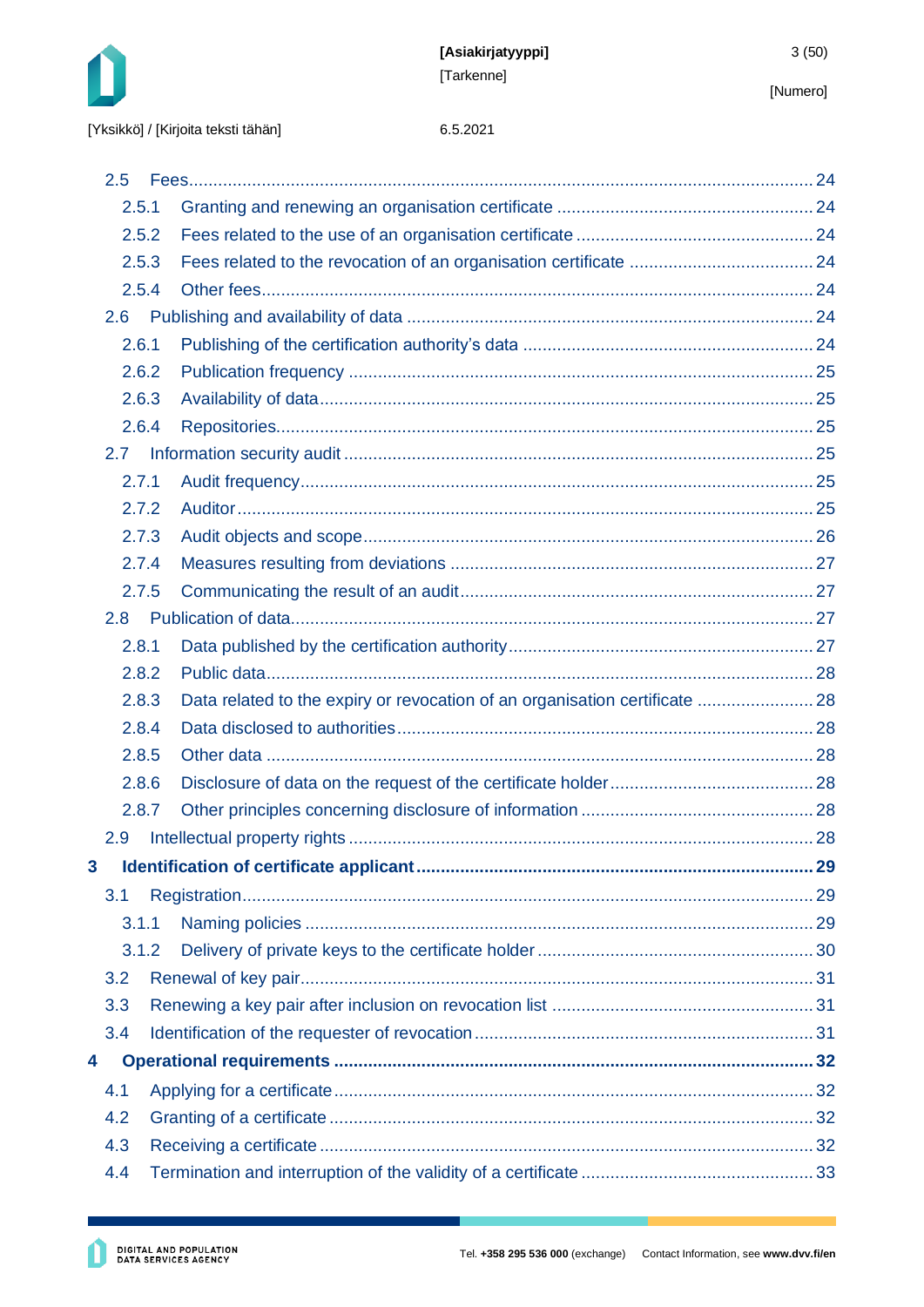- 2.5 Fees ... 24
  - 2.5.1 Granting and renewing an organisation certificate ... 24
  - 2.5.2 Fees related to the use of an organisation certificate ... 24
  - 2.5.3 Fees related to the revocation of an organisation certificate ... 24
  - 2.5.4 Other fees ... 24
- 2.6 Publishing and availability of data ... 24
  - 2.6.1 Publishing of the certification authority's data ... 24
  - 2.6.2 Publication frequency ... 25
  - 2.6.3 Availability of data ... 25
  - 2.6.4 Repositories ... 25
- 2.7 Information security audit ... 25
  - 2.7.1 Audit frequency ... 25
  - 2.7.2 Auditor ... 25
  - 2.7.3 Audit objects and scope ... 26
  - 2.7.4 Measures resulting from deviations ... 27
  - 2.7.5 Communicating the result of an audit ... 27
- 2.8 Publication of data ... 27
  - 2.8.1 Data published by the certification authority ... 27
  - 2.8.2 Public data ... 28
  - 2.8.3 Data related to the expiry or revocation of an organisation certificate ... 28
  - 2.8.4 Data disclosed to authorities ... 28
  - 2.8.5 Other data ... 28
  - 2.8.6 Disclosure of data on the request of the certificate holder ... 28
  - 2.8.7 Other principles concerning disclosure of information ... 28
- 2.9 Intellectual property rights ... 28

**3 Identification of certificate applicant ... 29**

- 3.1 Registration ... 29
  - 3.1.1 Naming policies ... 29
  - 3.1.2 Delivery of private keys to the certificate holder ... 30
- 3.2 Renewal of key pair ... 31
- 3.3 Renewing a key pair after inclusion on revocation list ... 31
- 3.4 Identification of the requester of revocation ... 31

**4 Operational requirements ... 32**

- 4.1 Applying for a certificate ... 32
- 4.2 Granting of a certificate ... 32
- 4.3 Receiving a certificate ... 32
- 4.4 Termination and interruption of the validity of a certificate ... 33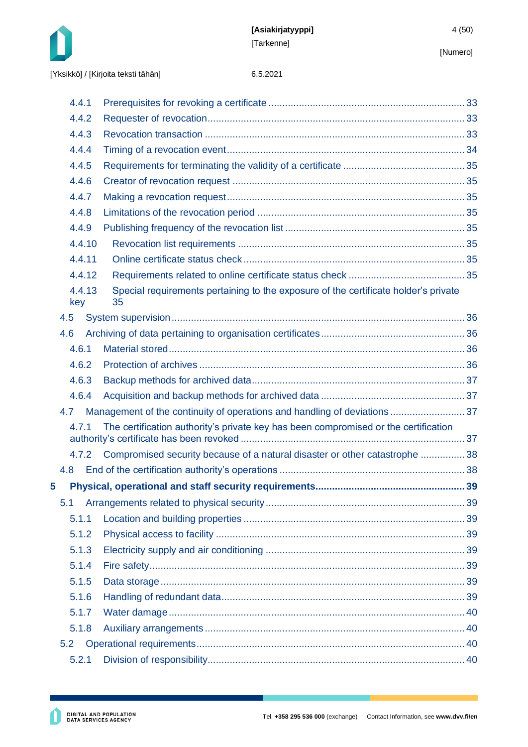4.4.1 Prerequisites for revoking a certificate ..... 33
4.4.2 Requester of revocation ..... 33
4.4.3 Revocation transaction ..... 33
4.4.4 Timing of a revocation event ..... 34
4.4.5 Requirements for terminating the validity of a certificate ..... 35
4.4.6 Creator of revocation request ..... 35
4.4.7 Making a revocation request ..... 35
4.4.8 Limitations of the revocation period ..... 35
4.4.9 Publishing frequency of the revocation list ..... 35
4.4.10 Revocation list requirements ..... 35
4.4.11 Online certificate status check ..... 35
4.4.12 Requirements related to online certificate status check ..... 35
4.4.13 Special requirements pertaining to the exposure of the certificate holder's private key 35
4.5 System supervision ..... 36
4.6 Archiving of data pertaining to organisation certificates ..... 36
4.6.1 Material stored ..... 36
4.6.2 Protection of archives ..... 36
4.6.3 Backup methods for archived data ..... 37
4.6.4 Acquisition and backup methods for archived data ..... 37
4.7 Management of the continuity of operations and handling of deviations ..... 37
4.7.1 The certification authority's private key has been compromised or the certification authority's certificate has been revoked ..... 37
4.7.2 Compromised security because of a natural disaster or other catastrophe ..... 38
4.8 End of the certification authority's operations ..... 38
**5 Physical, operational and staff security requirements ..... 39**
5.1 Arrangements related to physical security ..... 39
5.1.1 Location and building properties ..... 39
5.1.2 Physical access to facility ..... 39
5.1.3 Electricity supply and air conditioning ..... 39
5.1.4 Fire safety ..... 39
5.1.5 Data storage ..... 39
5.1.6 Handling of redundant data ..... 39
5.1.7 Water damage ..... 40
5.1.8 Auxiliary arrangements ..... 40
5.2 Operational requirements ..... 40
5.2.1 Division of responsibility ..... 40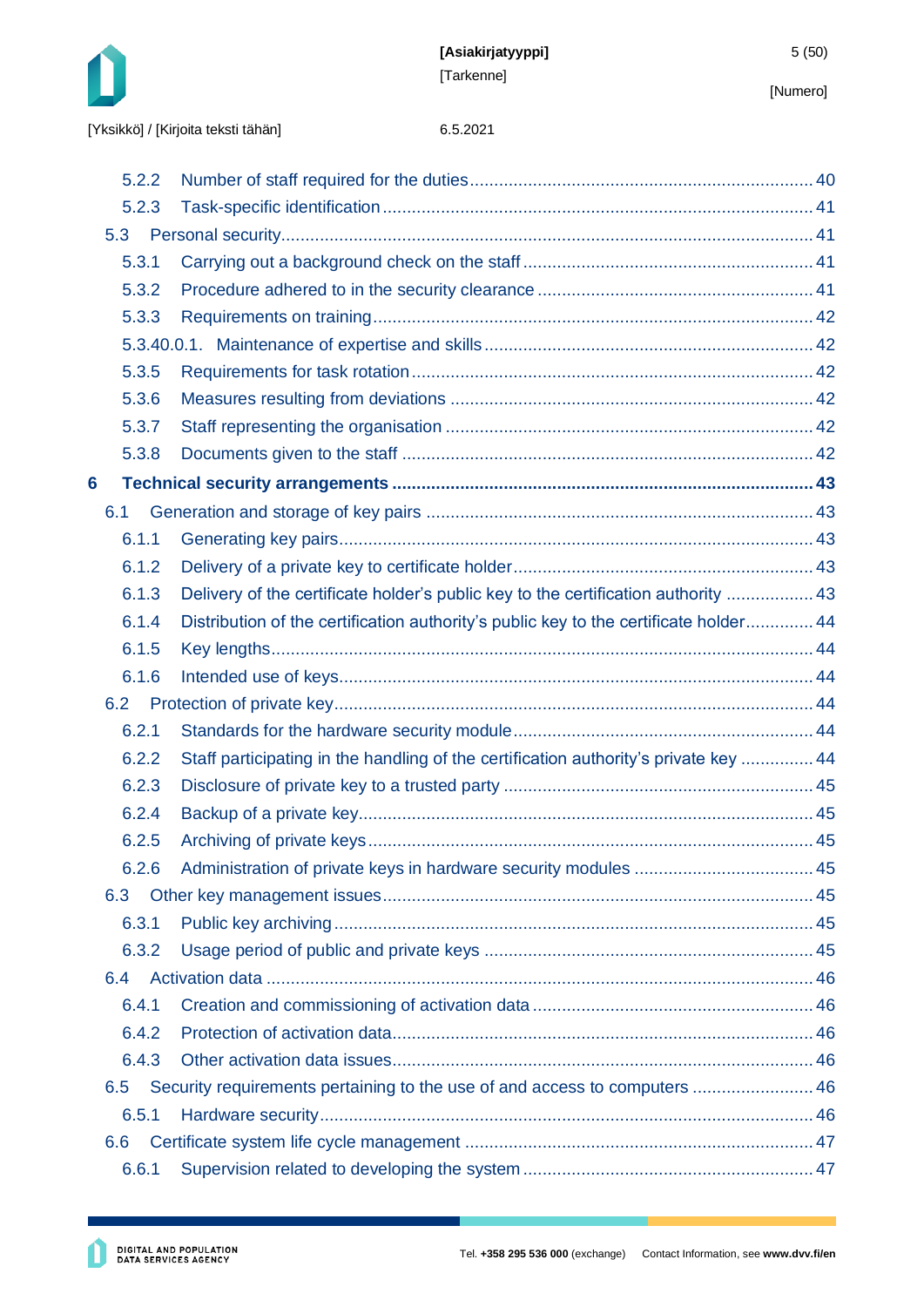5.2.2 Number of staff required for the duties ........ 40
5.2.3 Task-specific identification ........ 41
5.3 Personal security ........ 41
5.3.1 Carrying out a background check on the staff ........ 41
5.3.2 Procedure adhered to in the security clearance ........ 41
5.3.3 Requirements on training ........ 42
5.3.40.0.1. Maintenance of expertise and skills ........ 42
5.3.5 Requirements for task rotation ........ 42
5.3.6 Measures resulting from deviations ........ 42
5.3.7 Staff representing the organisation ........ 42
5.3.8 Documents given to the staff ........ 42

**6 Technical security arrangements ........ 43**

6.1 Generation and storage of key pairs ........ 43
6.1.1 Generating key pairs ........ 43
6.1.2 Delivery of a private key to certificate holder ........ 43
6.1.3 Delivery of the certificate holder's public key to the certification authority ........ 43
6.1.4 Distribution of the certification authority's public key to the certificate holder ........ 44
6.1.5 Key lengths ........ 44
6.1.6 Intended use of keys ........ 44
6.2 Protection of private key ........ 44
6.2.1 Standards for the hardware security module ........ 44
6.2.2 Staff participating in the handling of the certification authority's private key ........ 44
6.2.3 Disclosure of private key to a trusted party ........ 45
6.2.4 Backup of a private key ........ 45
6.2.5 Archiving of private keys ........ 45
6.2.6 Administration of private keys in hardware security modules ........ 45
6.3 Other key management issues ........ 45
6.3.1 Public key archiving ........ 45
6.3.2 Usage period of public and private keys ........ 45
6.4 Activation data ........ 46
6.4.1 Creation and commissioning of activation data ........ 46
6.4.2 Protection of activation data ........ 46
6.4.3 Other activation data issues ........ 46
6.5 Security requirements pertaining to the use of and access to computers ........ 46
6.5.1 Hardware security ........ 46
6.6 Certificate system life cycle management ........ 47
6.6.1 Supervision related to developing the system ........ 47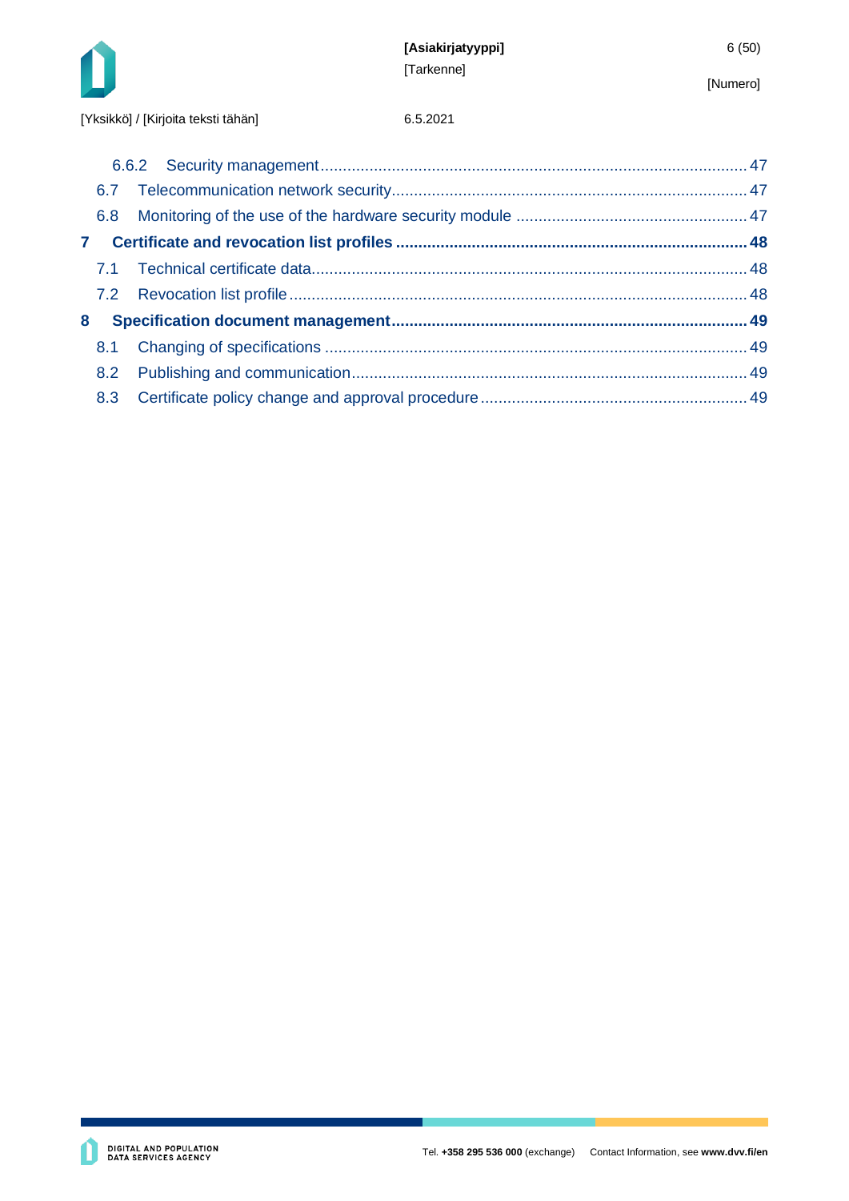6.6.2 Security management ... 47

6.7 Telecommunication network security ... 47

6.8 Monitoring of the use of the hardware security module ... 47

**7 Certificate and revocation list profiles ... 48**

7.1 Technical certificate data ... 48

7.2 Revocation list profile ... 48

**8 Specification document management ... 49**

8.1 Changing of specifications ... 49

8.2 Publishing and communication ... 49

8.3 Certificate policy change and approval procedure ... 49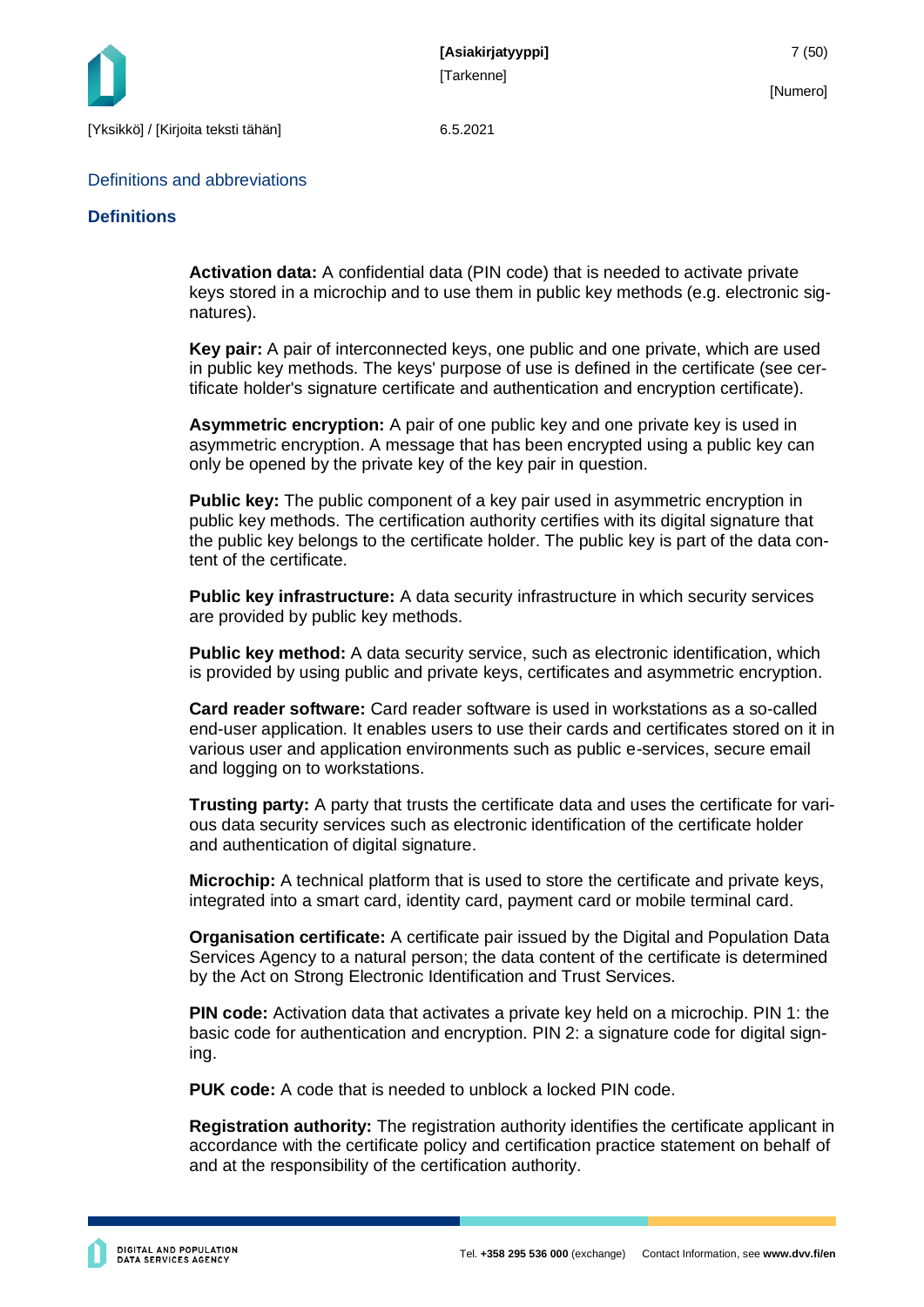## Definitions and abbreviations

### Definitions

**Activation data:** A confidential data (PIN code) that is needed to activate private keys stored in a microchip and to use them in public key methods (e.g. electronic signatures).

**Key pair:** A pair of interconnected keys, one public and one private, which are used in public key methods. The keys' purpose of use is defined in the certificate (see certificate holder's signature certificate and authentication and encryption certificate).

**Asymmetric encryption:** A pair of one public key and one private key is used in asymmetric encryption. A message that has been encrypted using a public key can only be opened by the private key of the key pair in question.

**Public key:** The public component of a key pair used in asymmetric encryption in public key methods. The certification authority certifies with its digital signature that the public key belongs to the certificate holder. The public key is part of the data content of the certificate.

**Public key infrastructure:** A data security infrastructure in which security services are provided by public key methods.

**Public key method:** A data security service, such as electronic identification, which is provided by using public and private keys, certificates and asymmetric encryption.

**Card reader software:** Card reader software is used in workstations as a so-called end-user application. It enables users to use their cards and certificates stored on it in various user and application environments such as public e-services, secure email and logging on to workstations.

**Trusting party:** A party that trusts the certificate data and uses the certificate for various data security services such as electronic identification of the certificate holder and authentication of digital signature.

**Microchip:** A technical platform that is used to store the certificate and private keys, integrated into a smart card, identity card, payment card or mobile terminal card.

**Organisation certificate:** A certificate pair issued by the Digital and Population Data Services Agency to a natural person; the data content of the certificate is determined by the Act on Strong Electronic Identification and Trust Services.

**PIN code:** Activation data that activates a private key held on a microchip. PIN 1: the basic code for authentication and encryption. PIN 2: a signature code for digital signing.

**PUK code:** A code that is needed to unblock a locked PIN code.

**Registration authority:** The registration authority identifies the certificate applicant in accordance with the certificate policy and certification practice statement on behalf of and at the responsibility of the certification authority.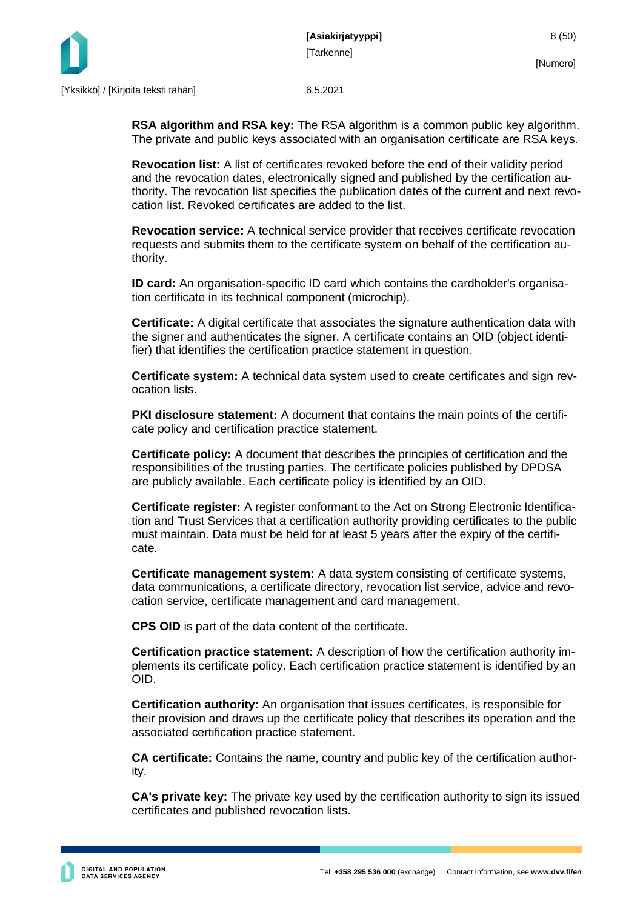**RSA algorithm and RSA key:** The RSA algorithm is a common public key algorithm. The private and public keys associated with an organisation certificate are RSA keys.

**Revocation list:** A list of certificates revoked before the end of their validity period and the revocation dates, electronically signed and published by the certification authority. The revocation list specifies the publication dates of the current and next revocation list. Revoked certificates are added to the list.

**Revocation service:** A technical service provider that receives certificate revocation requests and submits them to the certificate system on behalf of the certification authority.

**ID card:** An organisation-specific ID card which contains the cardholder's organisation certificate in its technical component (microchip).

**Certificate:** A digital certificate that associates the signature authentication data with the signer and authenticates the signer. A certificate contains an OID (object identifier) that identifies the certification practice statement in question.

**Certificate system:** A technical data system used to create certificates and sign revocation lists.

**PKI disclosure statement:** A document that contains the main points of the certificate policy and certification practice statement.

**Certificate policy:** A document that describes the principles of certification and the responsibilities of the trusting parties. The certificate policies published by DPDSA are publicly available. Each certificate policy is identified by an OID.

**Certificate register:** A register conformant to the Act on Strong Electronic Identification and Trust Services that a certification authority providing certificates to the public must maintain. Data must be held for at least 5 years after the expiry of the certificate.

**Certificate management system:** A data system consisting of certificate systems, data communications, a certificate directory, revocation list service, advice and revocation service, certificate management and card management.

**CPS OID** is part of the data content of the certificate.

**Certification practice statement:** A description of how the certification authority implements its certificate policy. Each certification practice statement is identified by an OID.

**Certification authority:** An organisation that issues certificates, is responsible for their provision and draws up the certificate policy that describes its operation and the associated certification practice statement.

**CA certificate:** Contains the name, country and public key of the certification authority.

**CA's private key:** The private key used by the certification authority to sign its issued certificates and published revocation lists.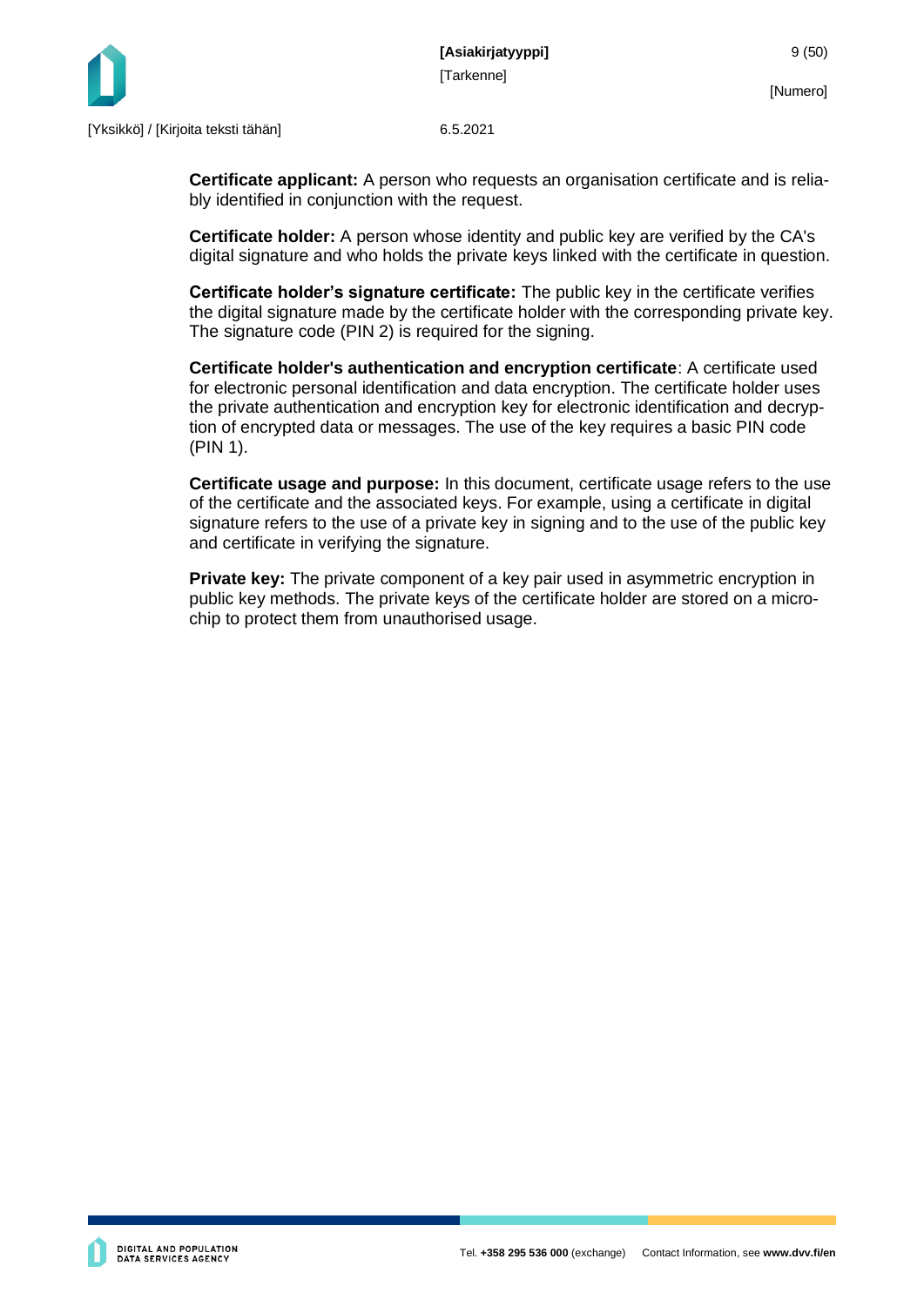**Certificate applicant:** A person who requests an organisation certificate and is reliably identified in conjunction with the request.

**Certificate holder:** A person whose identity and public key are verified by the CA's digital signature and who holds the private keys linked with the certificate in question.

**Certificate holder's signature certificate:** The public key in the certificate verifies the digital signature made by the certificate holder with the corresponding private key. The signature code (PIN 2) is required for the signing.

**Certificate holder's authentication and encryption certificate**: A certificate used for electronic personal identification and data encryption. The certificate holder uses the private authentication and encryption key for electronic identification and decryption of encrypted data or messages. The use of the key requires a basic PIN code (PIN 1).

**Certificate usage and purpose:** In this document, certificate usage refers to the use of the certificate and the associated keys. For example, using a certificate in digital signature refers to the use of a private key in signing and to the use of the public key and certificate in verifying the signature.

**Private key:** The private component of a key pair used in asymmetric encryption in public key methods. The private keys of the certificate holder are stored on a microchip to protect them from unauthorised usage.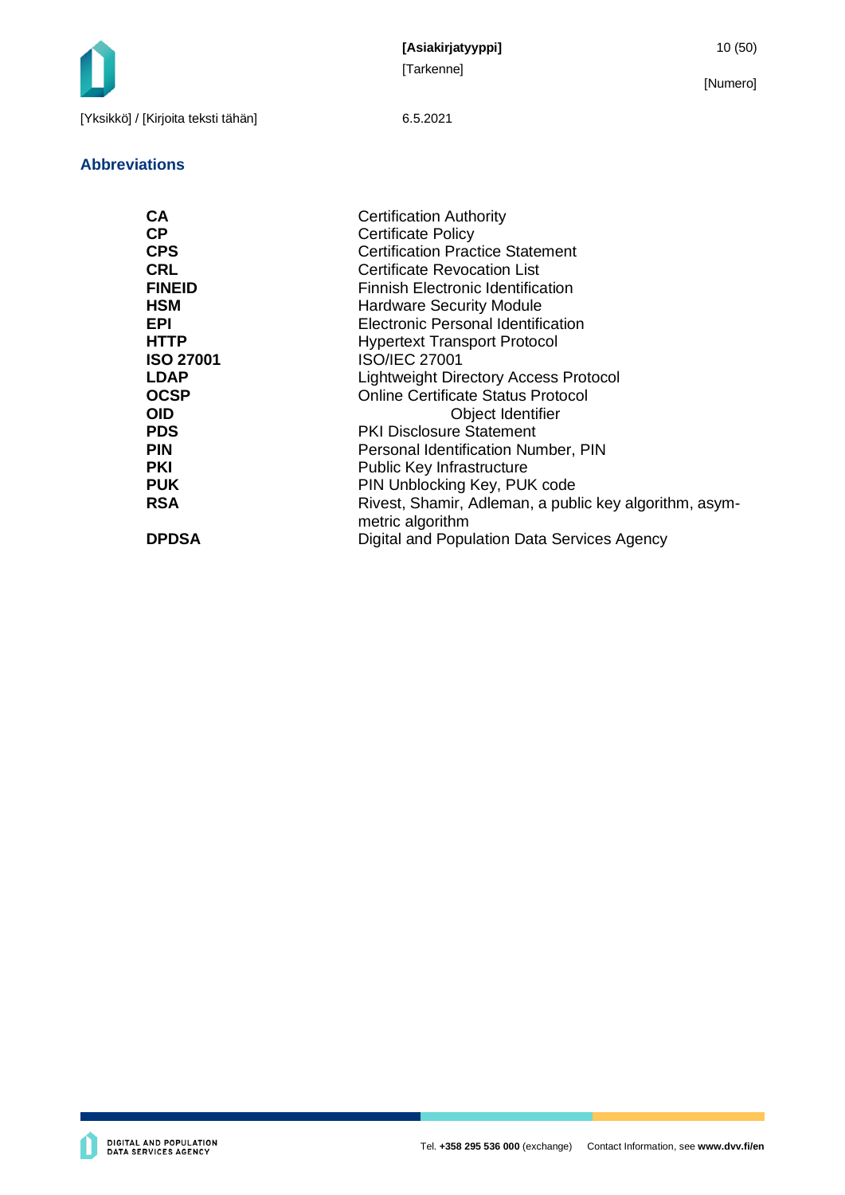## Abbreviations

| | |
|---|---|
| **CA** | Certification Authority |
| **CP** | Certificate Policy |
| **CPS** | Certification Practice Statement |
| **CRL** | Certificate Revocation List |
| **FINEID** | Finnish Electronic Identification |
| **HSM** | Hardware Security Module |
| **EPI** | Electronic Personal Identification |
| **HTTP** | Hypertext Transport Protocol |
| **ISO 27001** | ISO/IEC 27001 |
| **LDAP** | Lightweight Directory Access Protocol |
| **OCSP** | Online Certificate Status Protocol |
| **OID** | Object Identifier |
| **PDS** | PKI Disclosure Statement |
| **PIN** | Personal Identification Number, PIN |
| **PKI** | Public Key Infrastructure |
| **PUK** | PIN Unblocking Key, PUK code |
| **RSA** | Rivest, Shamir, Adleman, a public key algorithm, asymmetric algorithm |
| **DPDSA** | Digital and Population Data Services Agency |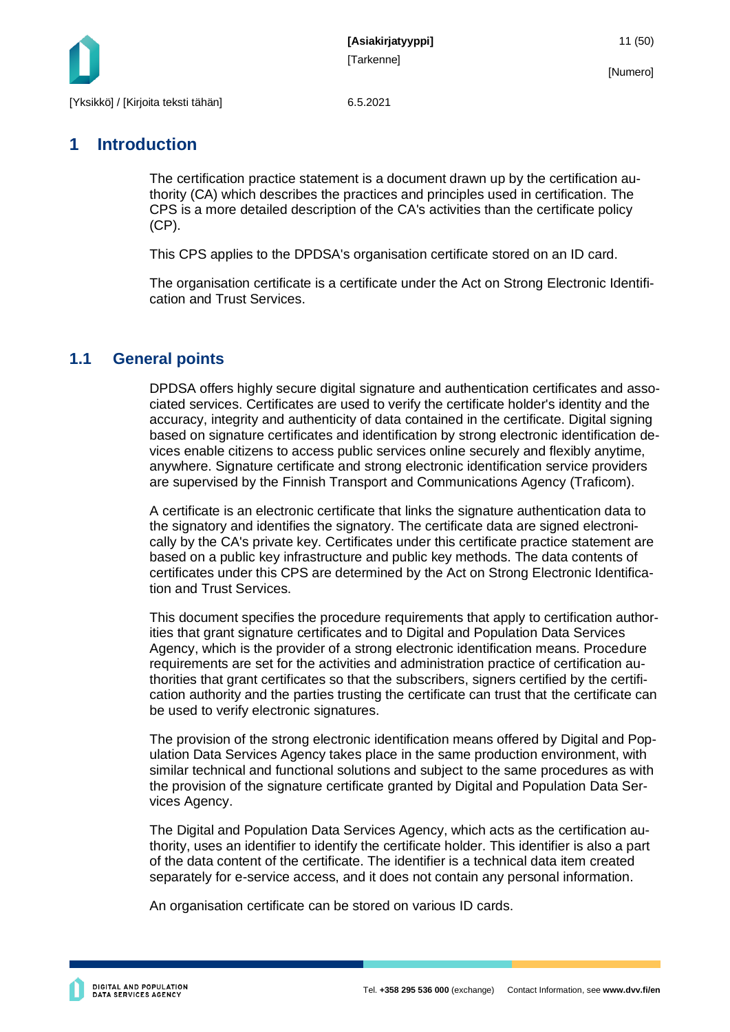# 1 Introduction

The certification practice statement is a document drawn up by the certification authority (CA) which describes the practices and principles used in certification. The CPS is a more detailed description of the CA's activities than the certificate policy (CP).

This CPS applies to the DPDSA's organisation certificate stored on an ID card.

The organisation certificate is a certificate under the Act on Strong Electronic Identification and Trust Services.

## 1.1 General points

DPDSA offers highly secure digital signature and authentication certificates and associated services. Certificates are used to verify the certificate holder's identity and the accuracy, integrity and authenticity of data contained in the certificate. Digital signing based on signature certificates and identification by strong electronic identification devices enable citizens to access public services online securely and flexibly anytime, anywhere. Signature certificate and strong electronic identification service providers are supervised by the Finnish Transport and Communications Agency (Traficom).

A certificate is an electronic certificate that links the signature authentication data to the signatory and identifies the signatory. The certificate data are signed electronically by the CA's private key. Certificates under this certificate practice statement are based on a public key infrastructure and public key methods. The data contents of certificates under this CPS are determined by the Act on Strong Electronic Identification and Trust Services.

This document specifies the procedure requirements that apply to certification authorities that grant signature certificates and to Digital and Population Data Services Agency, which is the provider of a strong electronic identification means. Procedure requirements are set for the activities and administration practice of certification authorities that grant certificates so that the subscribers, signers certified by the certification authority and the parties trusting the certificate can trust that the certificate can be used to verify electronic signatures.

The provision of the strong electronic identification means offered by Digital and Population Data Services Agency takes place in the same production environment, with similar technical and functional solutions and subject to the same procedures as with the provision of the signature certificate granted by Digital and Population Data Services Agency.

The Digital and Population Data Services Agency, which acts as the certification authority, uses an identifier to identify the certificate holder. This identifier is also a part of the data content of the certificate. The identifier is a technical data item created separately for e-service access, and it does not contain any personal information.

An organisation certificate can be stored on various ID cards.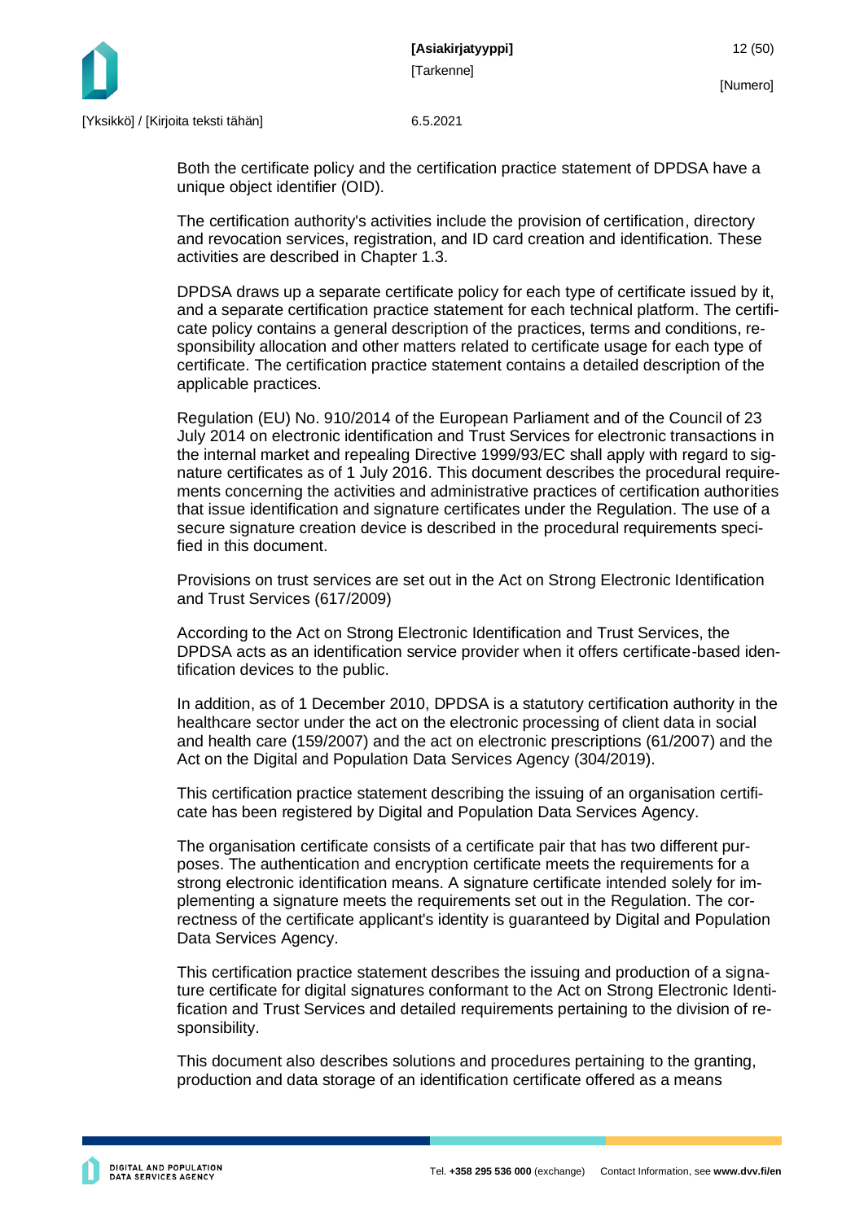Both the certificate policy and the certification practice statement of DPDSA have a unique object identifier (OID).

The certification authority's activities include the provision of certification, directory and revocation services, registration, and ID card creation and identification. These activities are described in Chapter 1.3.

DPDSA draws up a separate certificate policy for each type of certificate issued by it, and a separate certification practice statement for each technical platform. The certificate policy contains a general description of the practices, terms and conditions, responsibility allocation and other matters related to certificate usage for each type of certificate. The certification practice statement contains a detailed description of the applicable practices.

Regulation (EU) No. 910/2014 of the European Parliament and of the Council of 23 July 2014 on electronic identification and Trust Services for electronic transactions in the internal market and repealing Directive 1999/93/EC shall apply with regard to signature certificates as of 1 July 2016. This document describes the procedural requirements concerning the activities and administrative practices of certification authorities that issue identification and signature certificates under the Regulation. The use of a secure signature creation device is described in the procedural requirements specified in this document.

Provisions on trust services are set out in the Act on Strong Electronic Identification and Trust Services (617/2009)

According to the Act on Strong Electronic Identification and Trust Services, the DPDSA acts as an identification service provider when it offers certificate-based identification devices to the public.

In addition, as of 1 December 2010, DPDSA is a statutory certification authority in the healthcare sector under the act on the electronic processing of client data in social and health care (159/2007) and the act on electronic prescriptions (61/2007) and the Act on the Digital and Population Data Services Agency (304/2019).

This certification practice statement describing the issuing of an organisation certificate has been registered by Digital and Population Data Services Agency.

The organisation certificate consists of a certificate pair that has two different purposes. The authentication and encryption certificate meets the requirements for a strong electronic identification means. A signature certificate intended solely for implementing a signature meets the requirements set out in the Regulation. The correctness of the certificate applicant's identity is guaranteed by Digital and Population Data Services Agency.

This certification practice statement describes the issuing and production of a signature certificate for digital signatures conformant to the Act on Strong Electronic Identification and Trust Services and detailed requirements pertaining to the division of responsibility.

This document also describes solutions and procedures pertaining to the granting, production and data storage of an identification certificate offered as a means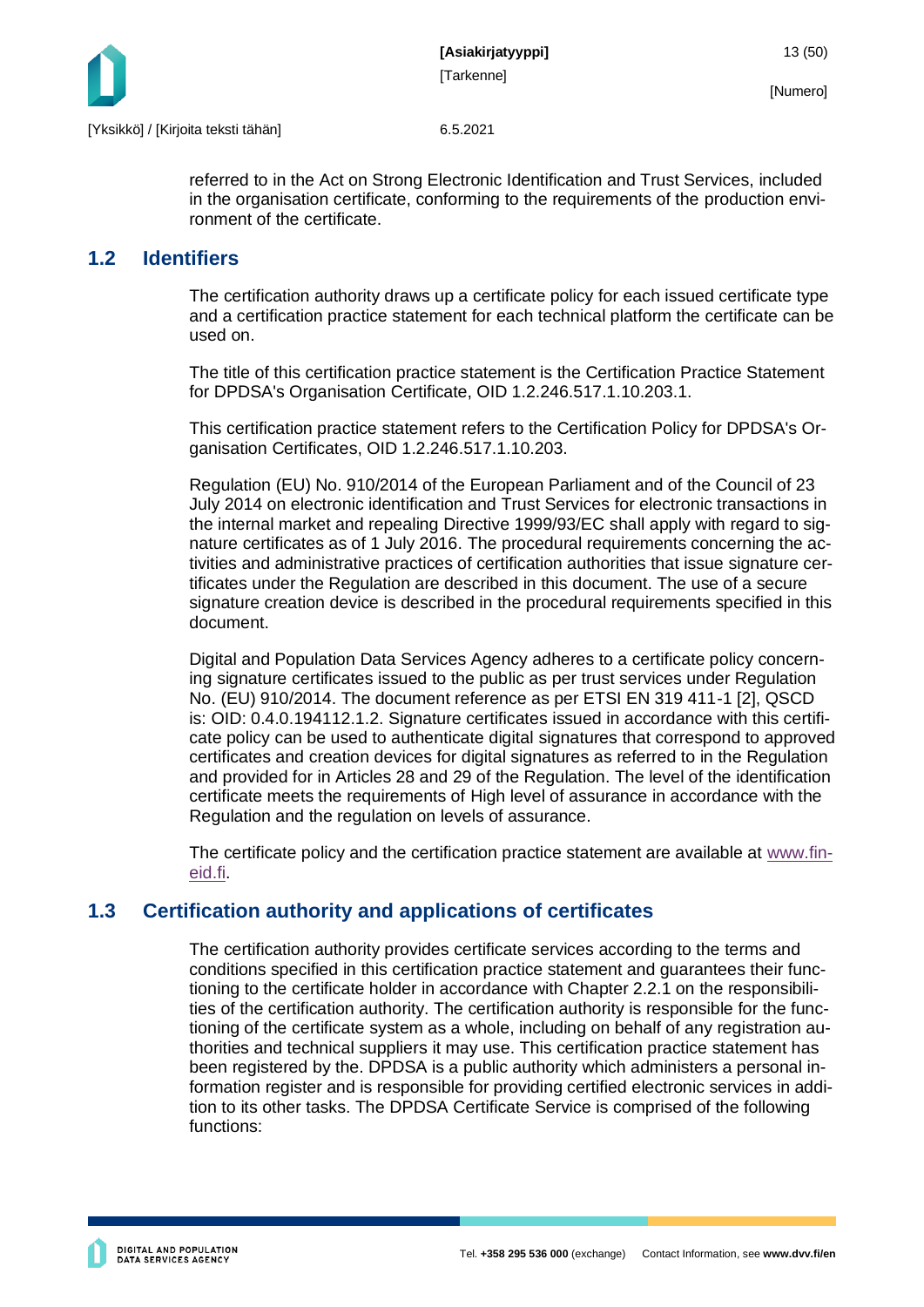referred to in the Act on Strong Electronic Identification and Trust Services, included in the organisation certificate, conforming to the requirements of the production environment of the certificate.

## 1.2 Identifiers

The certification authority draws up a certificate policy for each issued certificate type and a certification practice statement for each technical platform the certificate can be used on.

The title of this certification practice statement is the Certification Practice Statement for DPDSA's Organisation Certificate, OID 1.2.246.517.1.10.203.1.

This certification practice statement refers to the Certification Policy for DPDSA's Organisation Certificates, OID 1.2.246.517.1.10.203.

Regulation (EU) No. 910/2014 of the European Parliament and of the Council of 23 July 2014 on electronic identification and Trust Services for electronic transactions in the internal market and repealing Directive 1999/93/EC shall apply with regard to signature certificates as of 1 July 2016. The procedural requirements concerning the activities and administrative practices of certification authorities that issue signature certificates under the Regulation are described in this document. The use of a secure signature creation device is described in the procedural requirements specified in this document.

Digital and Population Data Services Agency adheres to a certificate policy concerning signature certificates issued to the public as per trust services under Regulation No. (EU) 910/2014. The document reference as per ETSI EN 319 411-1 [2], QSCD is: OID: 0.4.0.194112.1.2. Signature certificates issued in accordance with this certificate policy can be used to authenticate digital signatures that correspond to approved certificates and creation devices for digital signatures as referred to in the Regulation and provided for in Articles 28 and 29 of the Regulation. The level of the identification certificate meets the requirements of High level of assurance in accordance with the Regulation and the regulation on levels of assurance.

The certificate policy and the certification practice statement are available at www.fineid.fi.

## 1.3 Certification authority and applications of certificates

The certification authority provides certificate services according to the terms and conditions specified in this certification practice statement and guarantees their functioning to the certificate holder in accordance with Chapter 2.2.1 on the responsibilities of the certification authority. The certification authority is responsible for the functioning of the certificate system as a whole, including on behalf of any registration authorities and technical suppliers it may use. This certification practice statement has been registered by the. DPDSA is a public authority which administers a personal information register and is responsible for providing certified electronic services in addition to its other tasks. The DPDSA Certificate Service is comprised of the following functions: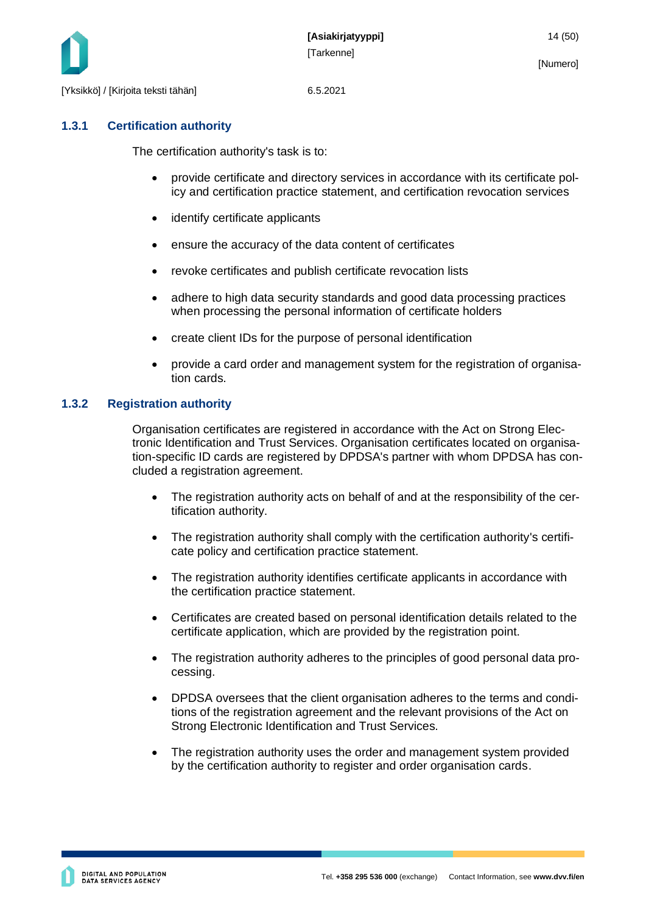### 1.3.1 Certification authority

The certification authority's task is to:

- provide certificate and directory services in accordance with its certificate policy and certification practice statement, and certification revocation services
- identify certificate applicants
- ensure the accuracy of the data content of certificates
- revoke certificates and publish certificate revocation lists
- adhere to high data security standards and good data processing practices when processing the personal information of certificate holders
- create client IDs for the purpose of personal identification
- provide a card order and management system for the registration of organisation cards.

### 1.3.2 Registration authority

Organisation certificates are registered in accordance with the Act on Strong Electronic Identification and Trust Services. Organisation certificates located on organisation-specific ID cards are registered by DPDSA's partner with whom DPDSA has concluded a registration agreement.

- The registration authority acts on behalf of and at the responsibility of the certification authority.
- The registration authority shall comply with the certification authority's certificate policy and certification practice statement.
- The registration authority identifies certificate applicants in accordance with the certification practice statement.
- Certificates are created based on personal identification details related to the certificate application, which are provided by the registration point.
- The registration authority adheres to the principles of good personal data processing.
- DPDSA oversees that the client organisation adheres to the terms and conditions of the registration agreement and the relevant provisions of the Act on Strong Electronic Identification and Trust Services.
- The registration authority uses the order and management system provided by the certification authority to register and order organisation cards.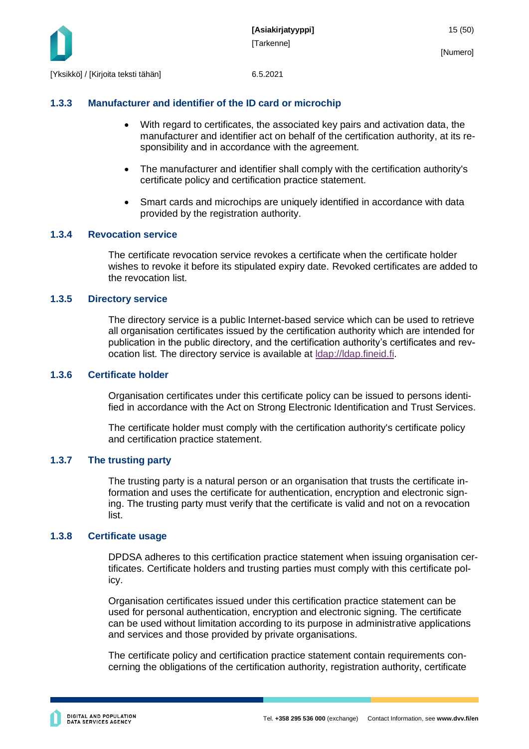### 1.3.3 Manufacturer and identifier of the ID card or microchip

- With regard to certificates, the associated key pairs and activation data, the manufacturer and identifier act on behalf of the certification authority, at its responsibility and in accordance with the agreement.
- The manufacturer and identifier shall comply with the certification authority's certificate policy and certification practice statement.
- Smart cards and microchips are uniquely identified in accordance with data provided by the registration authority.

### 1.3.4 Revocation service

The certificate revocation service revokes a certificate when the certificate holder wishes to revoke it before its stipulated expiry date. Revoked certificates are added to the revocation list.

### 1.3.5 Directory service

The directory service is a public Internet-based service which can be used to retrieve all organisation certificates issued by the certification authority which are intended for publication in the public directory, and the certification authority's certificates and revocation list. The directory service is available at ldap://ldap.fineid.fi.

### 1.3.6 Certificate holder

Organisation certificates under this certificate policy can be issued to persons identified in accordance with the Act on Strong Electronic Identification and Trust Services.

The certificate holder must comply with the certification authority's certificate policy and certification practice statement.

### 1.3.7 The trusting party

The trusting party is a natural person or an organisation that trusts the certificate information and uses the certificate for authentication, encryption and electronic signing. The trusting party must verify that the certificate is valid and not on a revocation list.

### 1.3.8 Certificate usage

DPDSA adheres to this certification practice statement when issuing organisation certificates. Certificate holders and trusting parties must comply with this certificate policy.

Organisation certificates issued under this certification practice statement can be used for personal authentication, encryption and electronic signing. The certificate can be used without limitation according to its purpose in administrative applications and services and those provided by private organisations.

The certificate policy and certification practice statement contain requirements concerning the obligations of the certification authority, registration authority, certificate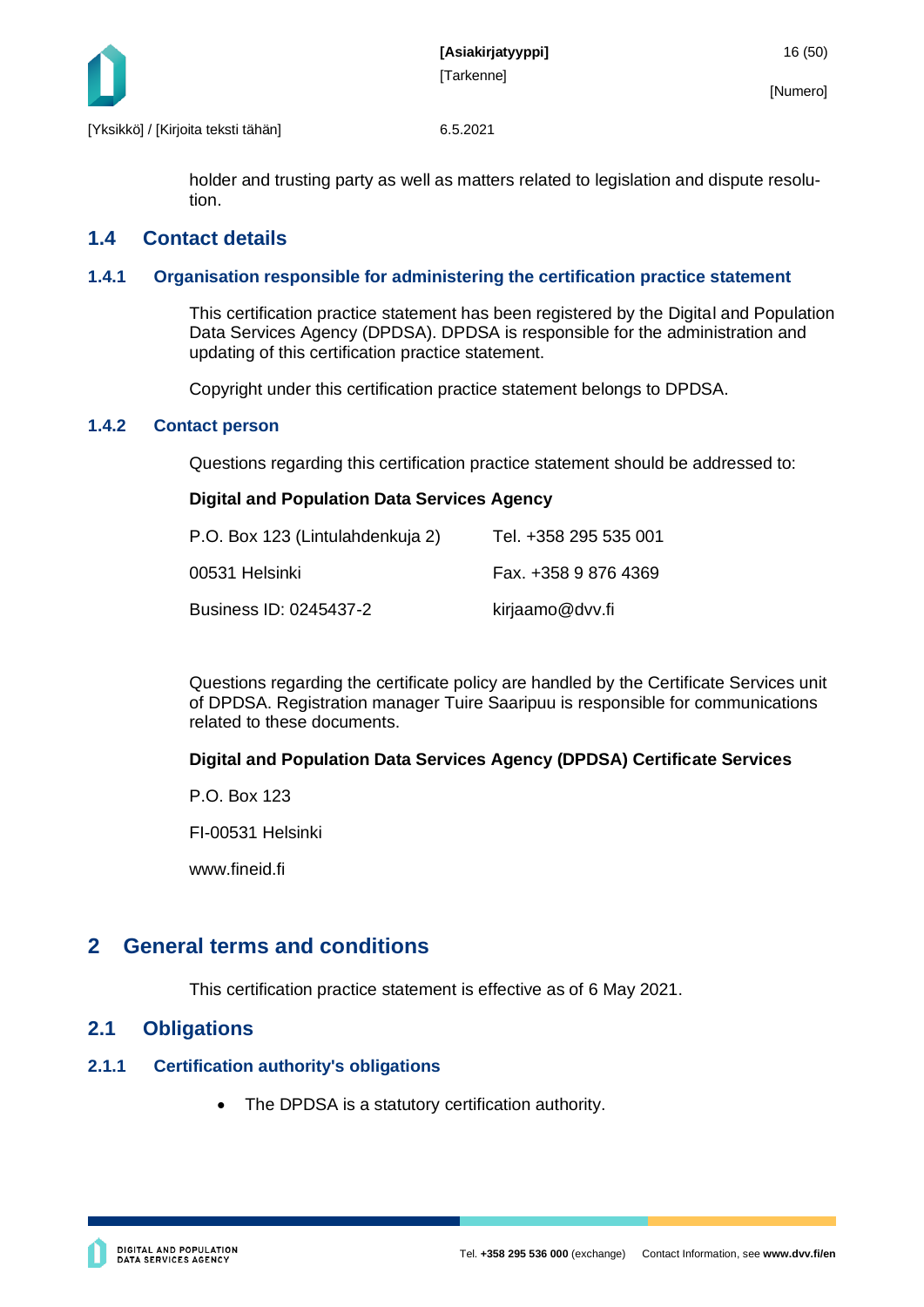holder and trusting party as well as matters related to legislation and dispute resolution.

## 1.4 Contact details

### 1.4.1 Organisation responsible for administering the certification practice statement

This certification practice statement has been registered by the Digital and Population Data Services Agency (DPDSA). DPDSA is responsible for the administration and updating of this certification practice statement.

Copyright under this certification practice statement belongs to DPDSA.

### 1.4.2 Contact person

Questions regarding this certification practice statement should be addressed to:

**Digital and Population Data Services Agency**

| | |
|---|---|
| P.O. Box 123 (Lintulahdenkuja 2) | Tel. +358 295 535 001 |
| 00531 Helsinki | Fax. +358 9 876 4369 |
| Business ID: 0245437-2 | kirjaamo@dvv.fi |

Questions regarding the certificate policy are handled by the Certificate Services unit of DPDSA. Registration manager Tuire Saaripuu is responsible for communications related to these documents.

**Digital and Population Data Services Agency (DPDSA) Certificate Services**

P.O. Box 123

FI-00531 Helsinki

www.fineid.fi

# 2 General terms and conditions

This certification practice statement is effective as of 6 May 2021.

## 2.1 Obligations

### 2.1.1 Certification authority's obligations

- The DPDSA is a statutory certification authority.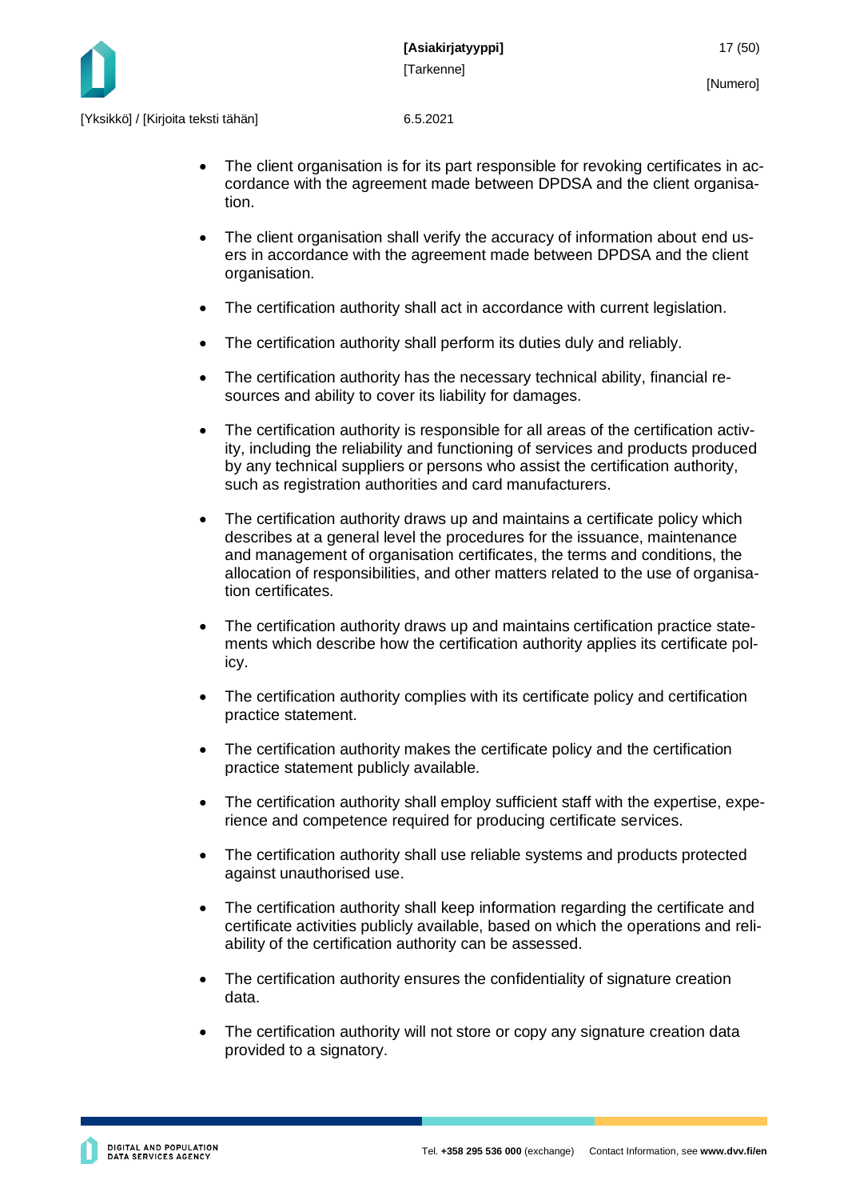- The client organisation is for its part responsible for revoking certificates in accordance with the agreement made between DPDSA and the client organisation.

- The client organisation shall verify the accuracy of information about end users in accordance with the agreement made between DPDSA and the client organisation.

- The certification authority shall act in accordance with current legislation.

- The certification authority shall perform its duties duly and reliably.

- The certification authority has the necessary technical ability, financial resources and ability to cover its liability for damages.

- The certification authority is responsible for all areas of the certification activity, including the reliability and functioning of services and products produced by any technical suppliers or persons who assist the certification authority, such as registration authorities and card manufacturers.

- The certification authority draws up and maintains a certificate policy which describes at a general level the procedures for the issuance, maintenance and management of organisation certificates, the terms and conditions, the allocation of responsibilities, and other matters related to the use of organisation certificates.

- The certification authority draws up and maintains certification practice statements which describe how the certification authority applies its certificate policy.

- The certification authority complies with its certificate policy and certification practice statement.

- The certification authority makes the certificate policy and the certification practice statement publicly available.

- The certification authority shall employ sufficient staff with the expertise, experience and competence required for producing certificate services.

- The certification authority shall use reliable systems and products protected against unauthorised use.

- The certification authority shall keep information regarding the certificate and certificate activities publicly available, based on which the operations and reliability of the certification authority can be assessed.

- The certification authority ensures the confidentiality of signature creation data.

- The certification authority will not store or copy any signature creation data provided to a signatory.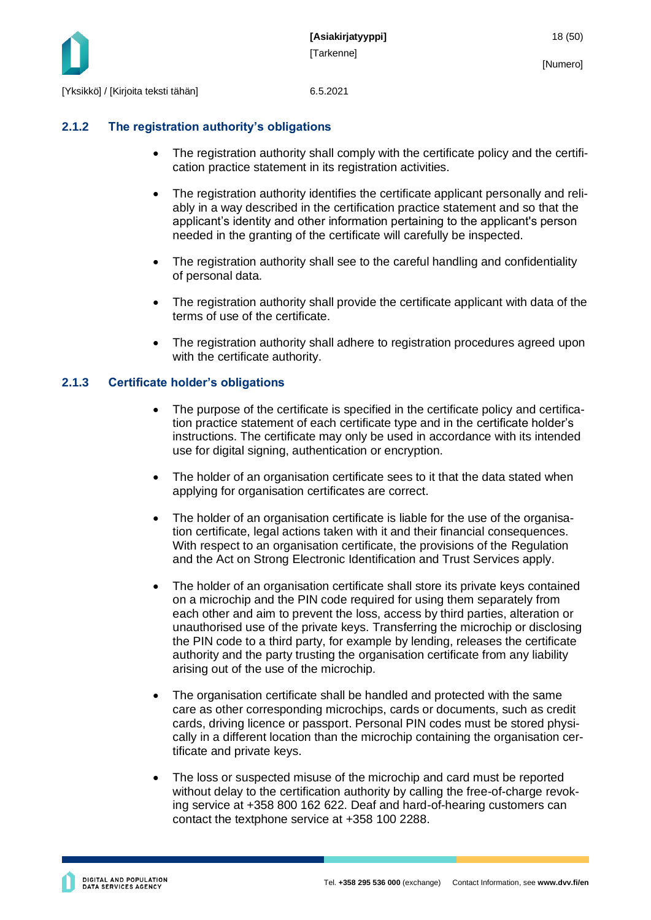### 2.1.2 The registration authority's obligations

- The registration authority shall comply with the certificate policy and the certification practice statement in its registration activities.
- The registration authority identifies the certificate applicant personally and reliably in a way described in the certification practice statement and so that the applicant's identity and other information pertaining to the applicant's person needed in the granting of the certificate will carefully be inspected.
- The registration authority shall see to the careful handling and confidentiality of personal data.
- The registration authority shall provide the certificate applicant with data of the terms of use of the certificate.
- The registration authority shall adhere to registration procedures agreed upon with the certificate authority.

### 2.1.3 Certificate holder's obligations

- The purpose of the certificate is specified in the certificate policy and certification practice statement of each certificate type and in the certificate holder's instructions. The certificate may only be used in accordance with its intended use for digital signing, authentication or encryption.
- The holder of an organisation certificate sees to it that the data stated when applying for organisation certificates are correct.
- The holder of an organisation certificate is liable for the use of the organisation certificate, legal actions taken with it and their financial consequences. With respect to an organisation certificate, the provisions of the Regulation and the Act on Strong Electronic Identification and Trust Services apply.
- The holder of an organisation certificate shall store its private keys contained on a microchip and the PIN code required for using them separately from each other and aim to prevent the loss, access by third parties, alteration or unauthorised use of the private keys. Transferring the microchip or disclosing the PIN code to a third party, for example by lending, releases the certificate authority and the party trusting the organisation certificate from any liability arising out of the use of the microchip.
- The organisation certificate shall be handled and protected with the same care as other corresponding microchips, cards or documents, such as credit cards, driving licence or passport. Personal PIN codes must be stored physically in a different location than the microchip containing the organisation certificate and private keys.
- The loss or suspected misuse of the microchip and card must be reported without delay to the certification authority by calling the free-of-charge revoking service at +358 800 162 622. Deaf and hard-of-hearing customers can contact the textphone service at +358 100 2288.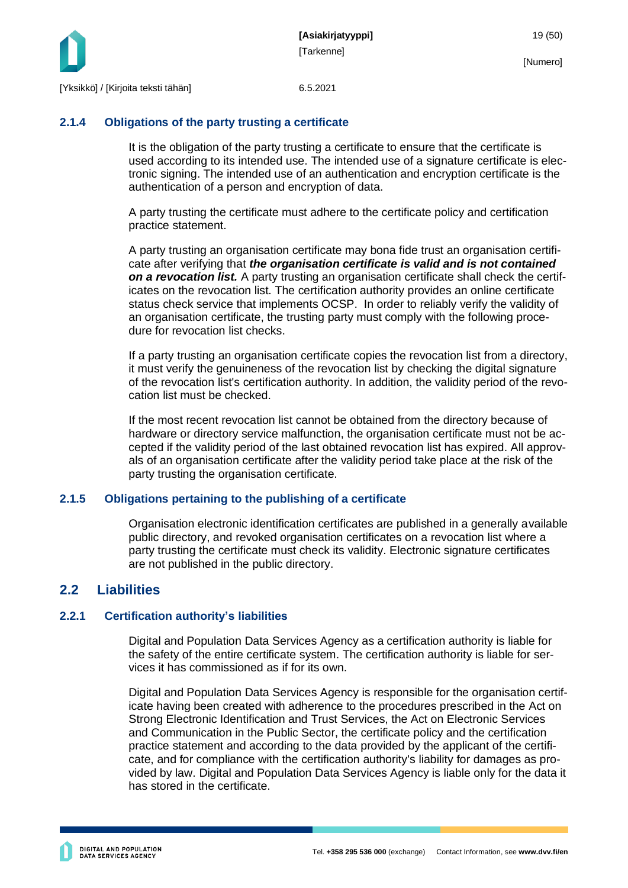### 2.1.4 Obligations of the party trusting a certificate

It is the obligation of the party trusting a certificate to ensure that the certificate is used according to its intended use. The intended use of a signature certificate is electronic signing. The intended use of an authentication and encryption certificate is the authentication of a person and encryption of data.

A party trusting the certificate must adhere to the certificate policy and certification practice statement.

A party trusting an organisation certificate may bona fide trust an organisation certificate after verifying that ***the organisation certificate is valid and is not contained on a revocation list.*** A party trusting an organisation certificate shall check the certificates on the revocation list. The certification authority provides an online certificate status check service that implements OCSP. In order to reliably verify the validity of an organisation certificate, the trusting party must comply with the following procedure for revocation list checks.

If a party trusting an organisation certificate copies the revocation list from a directory, it must verify the genuineness of the revocation list by checking the digital signature of the revocation list's certification authority. In addition, the validity period of the revocation list must be checked.

If the most recent revocation list cannot be obtained from the directory because of hardware or directory service malfunction, the organisation certificate must not be accepted if the validity period of the last obtained revocation list has expired. All approvals of an organisation certificate after the validity period take place at the risk of the party trusting the organisation certificate.

### 2.1.5 Obligations pertaining to the publishing of a certificate

Organisation electronic identification certificates are published in a generally available public directory, and revoked organisation certificates on a revocation list where a party trusting the certificate must check its validity. Electronic signature certificates are not published in the public directory.

## 2.2 Liabilities

### 2.2.1 Certification authority's liabilities

Digital and Population Data Services Agency as a certification authority is liable for the safety of the entire certificate system. The certification authority is liable for services it has commissioned as if for its own.

Digital and Population Data Services Agency is responsible for the organisation certificate having been created with adherence to the procedures prescribed in the Act on Strong Electronic Identification and Trust Services, the Act on Electronic Services and Communication in the Public Sector, the certificate policy and the certification practice statement and according to the data provided by the applicant of the certificate, and for compliance with the certification authority's liability for damages as provided by law. Digital and Population Data Services Agency is liable only for the data it has stored in the certificate.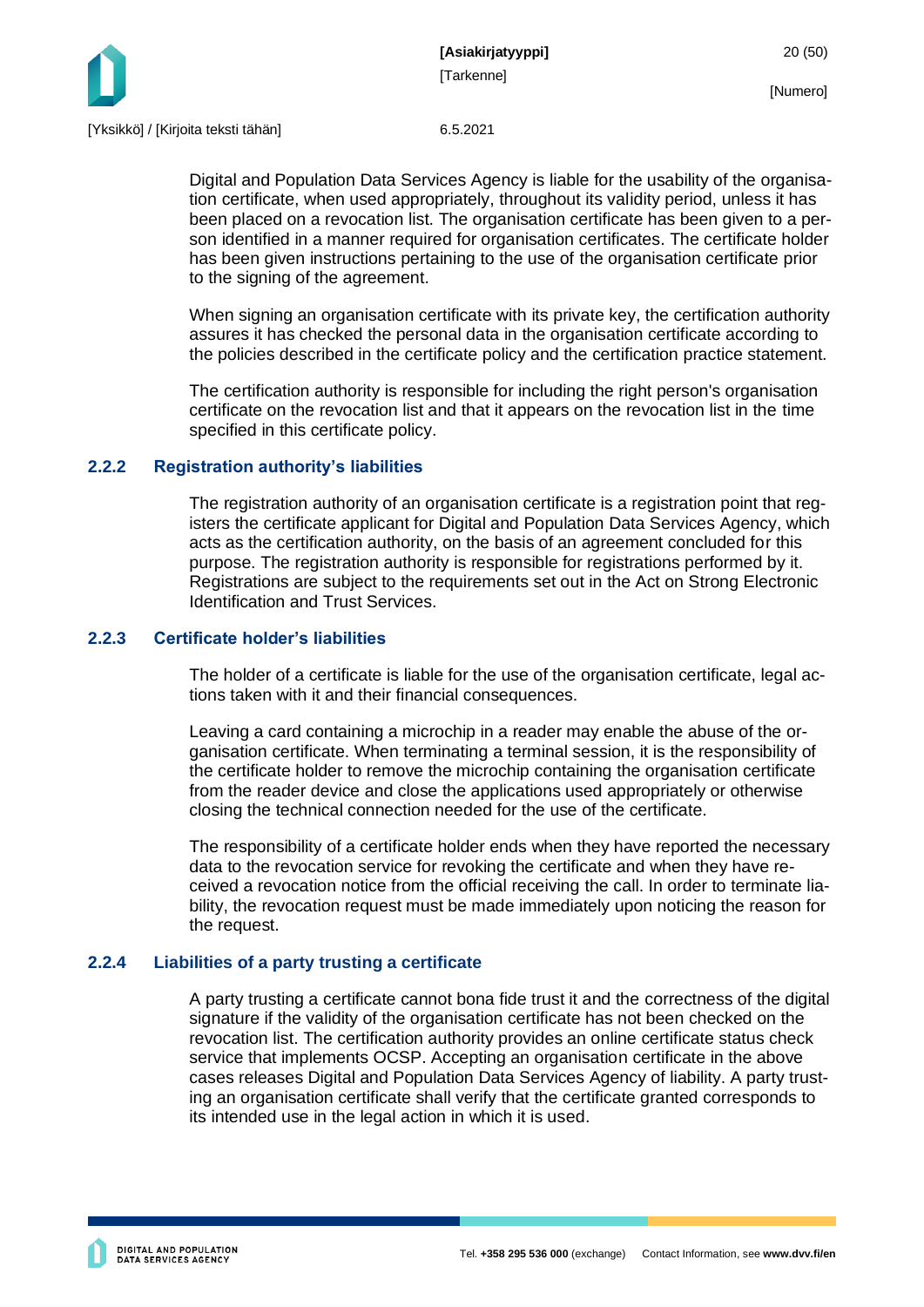Digital and Population Data Services Agency is liable for the usability of the organisation certificate, when used appropriately, throughout its validity period, unless it has been placed on a revocation list. The organisation certificate has been given to a person identified in a manner required for organisation certificates. The certificate holder has been given instructions pertaining to the use of the organisation certificate prior to the signing of the agreement.

When signing an organisation certificate with its private key, the certification authority assures it has checked the personal data in the organisation certificate according to the policies described in the certificate policy and the certification practice statement.

The certification authority is responsible for including the right person's organisation certificate on the revocation list and that it appears on the revocation list in the time specified in this certificate policy.

### 2.2.2 Registration authority's liabilities

The registration authority of an organisation certificate is a registration point that registers the certificate applicant for Digital and Population Data Services Agency, which acts as the certification authority, on the basis of an agreement concluded for this purpose. The registration authority is responsible for registrations performed by it. Registrations are subject to the requirements set out in the Act on Strong Electronic Identification and Trust Services.

### 2.2.3 Certificate holder's liabilities

The holder of a certificate is liable for the use of the organisation certificate, legal actions taken with it and their financial consequences.

Leaving a card containing a microchip in a reader may enable the abuse of the organisation certificate. When terminating a terminal session, it is the responsibility of the certificate holder to remove the microchip containing the organisation certificate from the reader device and close the applications used appropriately or otherwise closing the technical connection needed for the use of the certificate.

The responsibility of a certificate holder ends when they have reported the necessary data to the revocation service for revoking the certificate and when they have received a revocation notice from the official receiving the call. In order to terminate liability, the revocation request must be made immediately upon noticing the reason for the request.

### 2.2.4 Liabilities of a party trusting a certificate

A party trusting a certificate cannot bona fide trust it and the correctness of the digital signature if the validity of the organisation certificate has not been checked on the revocation list. The certification authority provides an online certificate status check service that implements OCSP. Accepting an organisation certificate in the above cases releases Digital and Population Data Services Agency of liability. A party trusting an organisation certificate shall verify that the certificate granted corresponds to its intended use in the legal action in which it is used.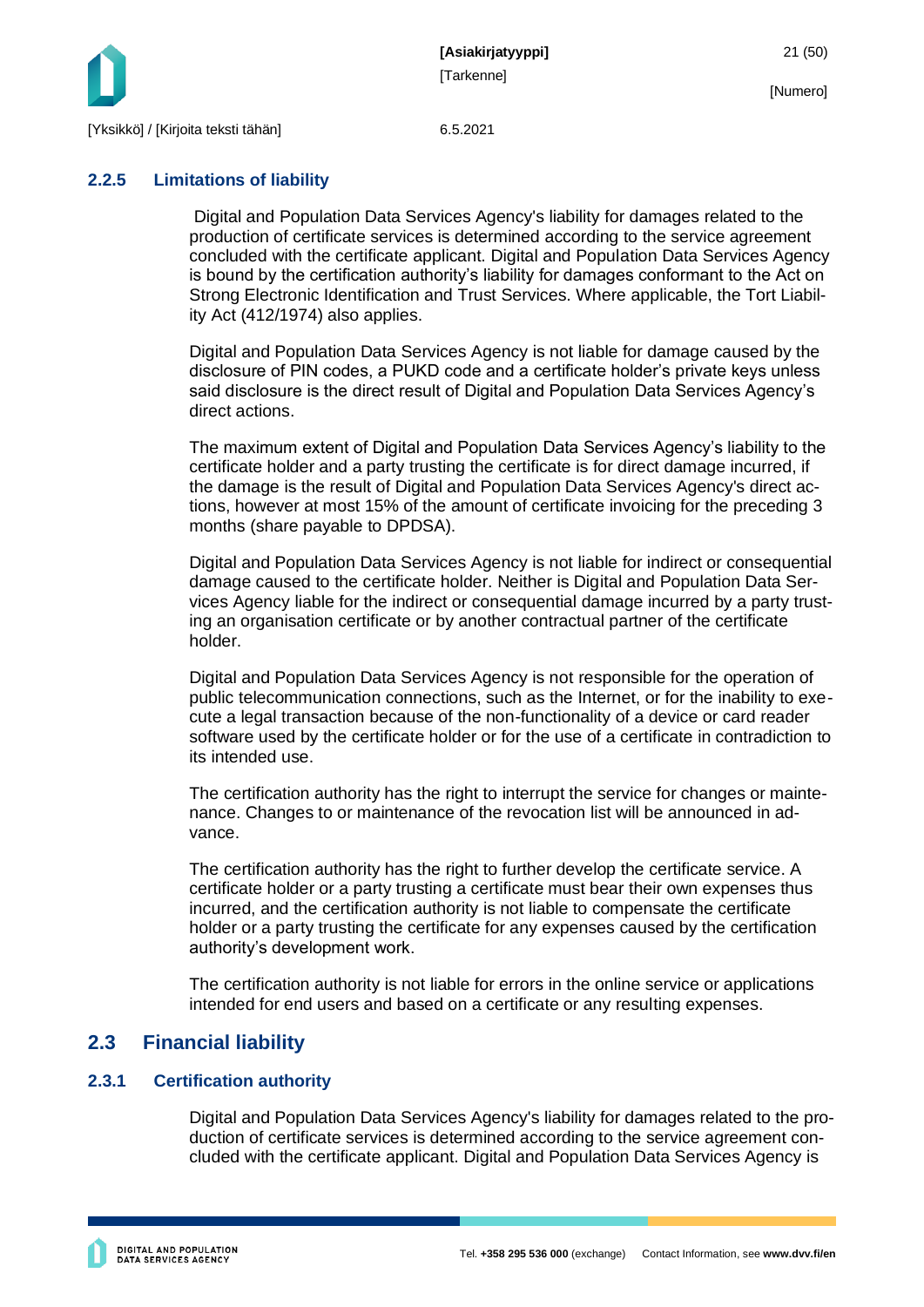### 2.2.5 Limitations of liability

Digital and Population Data Services Agency's liability for damages related to the production of certificate services is determined according to the service agreement concluded with the certificate applicant. Digital and Population Data Services Agency is bound by the certification authority's liability for damages conformant to the Act on Strong Electronic Identification and Trust Services. Where applicable, the Tort Liability Act (412/1974) also applies.

Digital and Population Data Services Agency is not liable for damage caused by the disclosure of PIN codes, a PUKD code and a certificate holder's private keys unless said disclosure is the direct result of Digital and Population Data Services Agency's direct actions.

The maximum extent of Digital and Population Data Services Agency's liability to the certificate holder and a party trusting the certificate is for direct damage incurred, if the damage is the result of Digital and Population Data Services Agency's direct actions, however at most 15% of the amount of certificate invoicing for the preceding 3 months (share payable to DPDSA).

Digital and Population Data Services Agency is not liable for indirect or consequential damage caused to the certificate holder. Neither is Digital and Population Data Services Agency liable for the indirect or consequential damage incurred by a party trusting an organisation certificate or by another contractual partner of the certificate holder.

Digital and Population Data Services Agency is not responsible for the operation of public telecommunication connections, such as the Internet, or for the inability to execute a legal transaction because of the non-functionality of a device or card reader software used by the certificate holder or for the use of a certificate in contradiction to its intended use.

The certification authority has the right to interrupt the service for changes or maintenance. Changes to or maintenance of the revocation list will be announced in advance.

The certification authority has the right to further develop the certificate service. A certificate holder or a party trusting a certificate must bear their own expenses thus incurred, and the certification authority is not liable to compensate the certificate holder or a party trusting the certificate for any expenses caused by the certification authority's development work.

The certification authority is not liable for errors in the online service or applications intended for end users and based on a certificate or any resulting expenses.

## 2.3 Financial liability

### 2.3.1 Certification authority

Digital and Population Data Services Agency's liability for damages related to the production of certificate services is determined according to the service agreement concluded with the certificate applicant. Digital and Population Data Services Agency is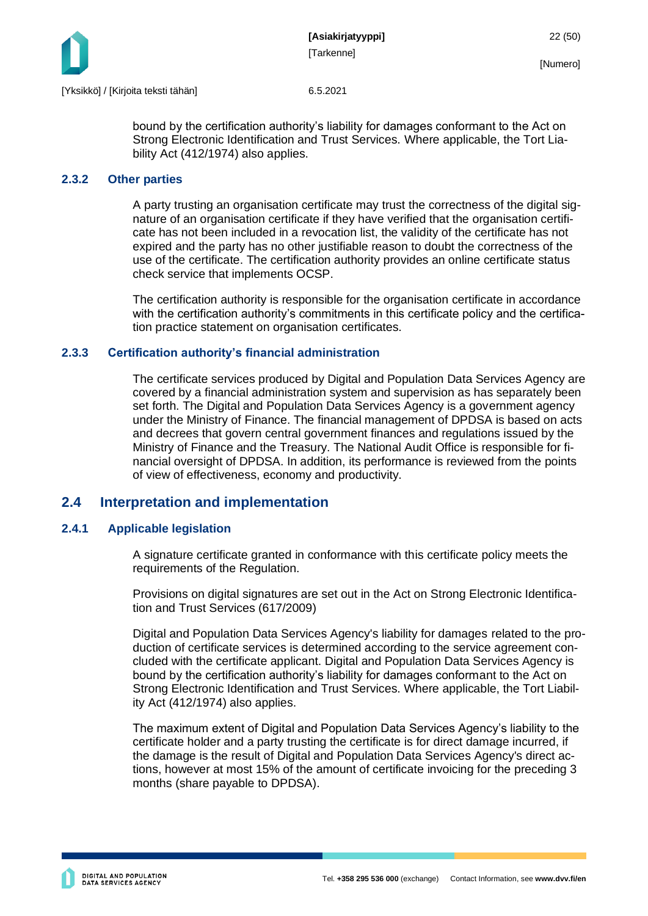bound by the certification authority's liability for damages conformant to the Act on Strong Electronic Identification and Trust Services. Where applicable, the Tort Liability Act (412/1974) also applies.

### 2.3.2 Other parties

A party trusting an organisation certificate may trust the correctness of the digital signature of an organisation certificate if they have verified that the organisation certificate has not been included in a revocation list, the validity of the certificate has not expired and the party has no other justifiable reason to doubt the correctness of the use of the certificate. The certification authority provides an online certificate status check service that implements OCSP.

The certification authority is responsible for the organisation certificate in accordance with the certification authority's commitments in this certificate policy and the certification practice statement on organisation certificates.

### 2.3.3 Certification authority's financial administration

The certificate services produced by Digital and Population Data Services Agency are covered by a financial administration system and supervision as has separately been set forth. The Digital and Population Data Services Agency is a government agency under the Ministry of Finance. The financial management of DPDSA is based on acts and decrees that govern central government finances and regulations issued by the Ministry of Finance and the Treasury. The National Audit Office is responsible for financial oversight of DPDSA. In addition, its performance is reviewed from the points of view of effectiveness, economy and productivity.

## 2.4 Interpretation and implementation

### 2.4.1 Applicable legislation

A signature certificate granted in conformance with this certificate policy meets the requirements of the Regulation.

Provisions on digital signatures are set out in the Act on Strong Electronic Identification and Trust Services (617/2009)

Digital and Population Data Services Agency's liability for damages related to the production of certificate services is determined according to the service agreement concluded with the certificate applicant. Digital and Population Data Services Agency is bound by the certification authority's liability for damages conformant to the Act on Strong Electronic Identification and Trust Services. Where applicable, the Tort Liability Act (412/1974) also applies.

The maximum extent of Digital and Population Data Services Agency's liability to the certificate holder and a party trusting the certificate is for direct damage incurred, if the damage is the result of Digital and Population Data Services Agency's direct actions, however at most 15% of the amount of certificate invoicing for the preceding 3 months (share payable to DPDSA).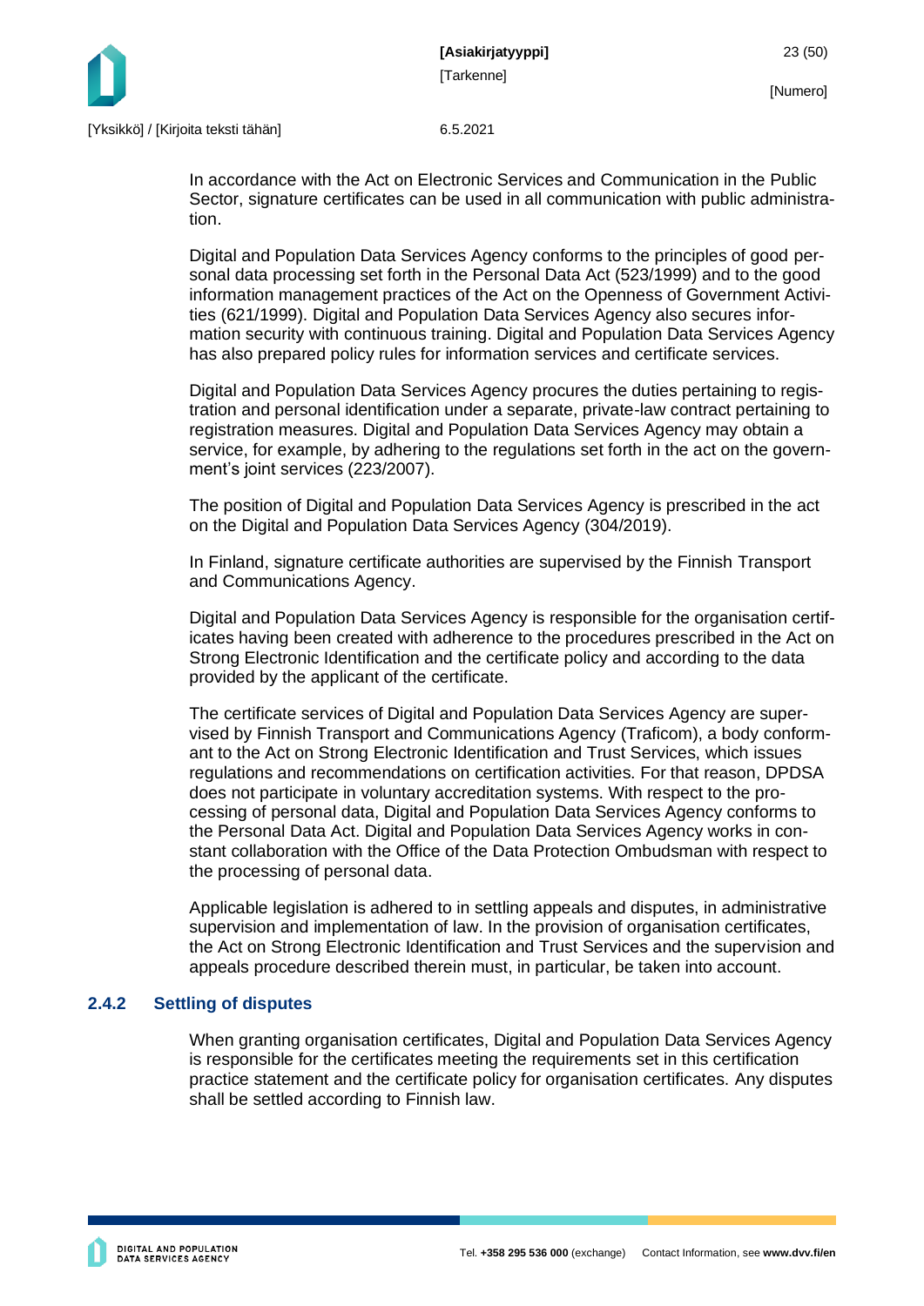In accordance with the Act on Electronic Services and Communication in the Public Sector, signature certificates can be used in all communication with public administration.

Digital and Population Data Services Agency conforms to the principles of good personal data processing set forth in the Personal Data Act (523/1999) and to the good information management practices of the Act on the Openness of Government Activities (621/1999). Digital and Population Data Services Agency also secures information security with continuous training. Digital and Population Data Services Agency has also prepared policy rules for information services and certificate services.

Digital and Population Data Services Agency procures the duties pertaining to registration and personal identification under a separate, private-law contract pertaining to registration measures. Digital and Population Data Services Agency may obtain a service, for example, by adhering to the regulations set forth in the act on the government's joint services (223/2007).

The position of Digital and Population Data Services Agency is prescribed in the act on the Digital and Population Data Services Agency (304/2019).

In Finland, signature certificate authorities are supervised by the Finnish Transport and Communications Agency.

Digital and Population Data Services Agency is responsible for the organisation certificates having been created with adherence to the procedures prescribed in the Act on Strong Electronic Identification and the certificate policy and according to the data provided by the applicant of the certificate.

The certificate services of Digital and Population Data Services Agency are supervised by Finnish Transport and Communications Agency (Traficom), a body conformant to the Act on Strong Electronic Identification and Trust Services, which issues regulations and recommendations on certification activities. For that reason, DPDSA does not participate in voluntary accreditation systems. With respect to the processing of personal data, Digital and Population Data Services Agency conforms to the Personal Data Act. Digital and Population Data Services Agency works in constant collaboration with the Office of the Data Protection Ombudsman with respect to the processing of personal data.

Applicable legislation is adhered to in settling appeals and disputes, in administrative supervision and implementation of law. In the provision of organisation certificates, the Act on Strong Electronic Identification and Trust Services and the supervision and appeals procedure described therein must, in particular, be taken into account.

### 2.4.2 Settling of disputes

When granting organisation certificates, Digital and Population Data Services Agency is responsible for the certificates meeting the requirements set in this certification practice statement and the certificate policy for organisation certificates. Any disputes shall be settled according to Finnish law.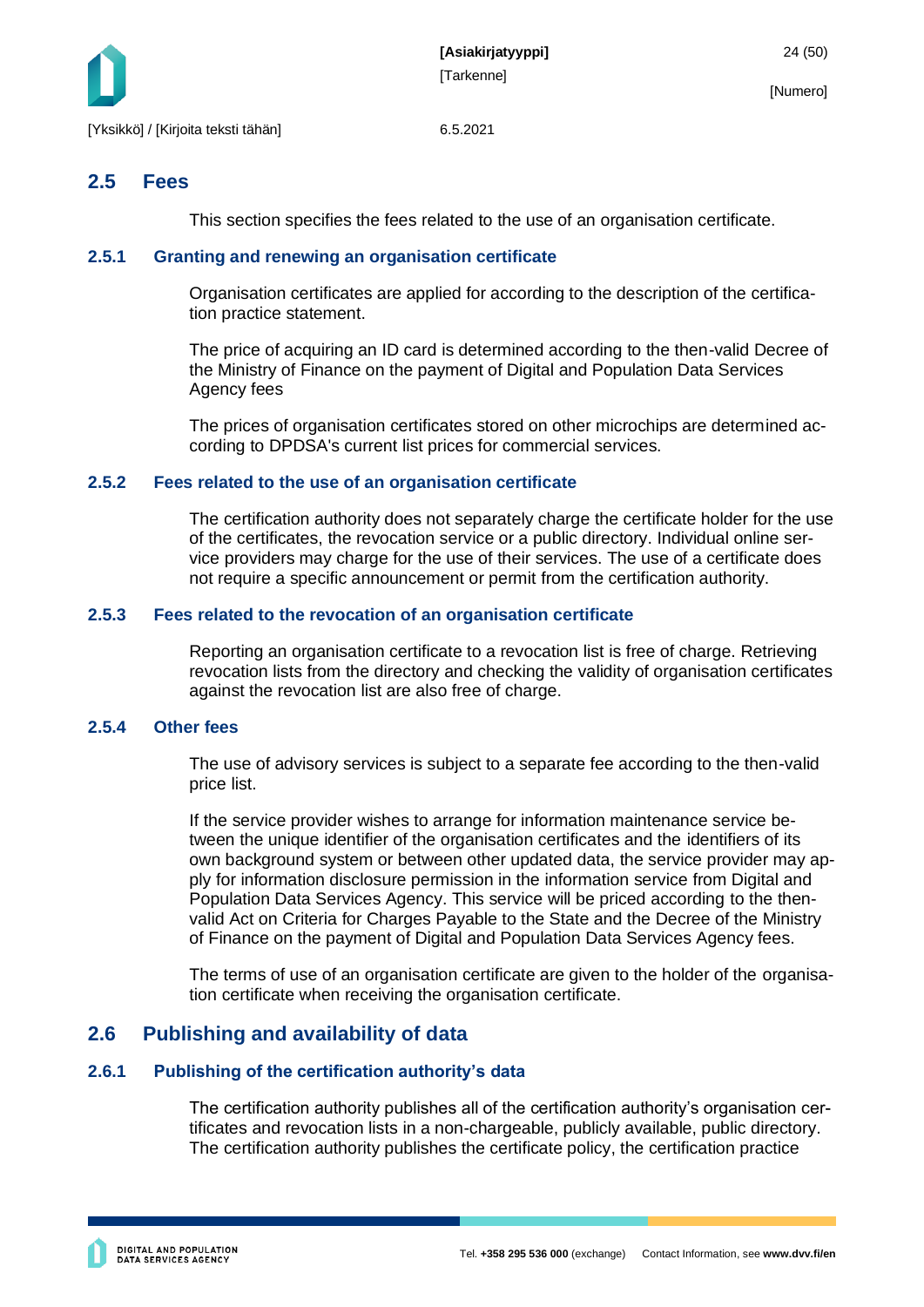## 2.5 Fees

This section specifies the fees related to the use of an organisation certificate.

### 2.5.1 Granting and renewing an organisation certificate

Organisation certificates are applied for according to the description of the certification practice statement.

The price of acquiring an ID card is determined according to the then-valid Decree of the Ministry of Finance on the payment of Digital and Population Data Services Agency fees

The prices of organisation certificates stored on other microchips are determined according to DPDSA's current list prices for commercial services.

### 2.5.2 Fees related to the use of an organisation certificate

The certification authority does not separately charge the certificate holder for the use of the certificates, the revocation service or a public directory. Individual online service providers may charge for the use of their services. The use of a certificate does not require a specific announcement or permit from the certification authority.

### 2.5.3 Fees related to the revocation of an organisation certificate

Reporting an organisation certificate to a revocation list is free of charge. Retrieving revocation lists from the directory and checking the validity of organisation certificates against the revocation list are also free of charge.

### 2.5.4 Other fees

The use of advisory services is subject to a separate fee according to the then-valid price list.

If the service provider wishes to arrange for information maintenance service between the unique identifier of the organisation certificates and the identifiers of its own background system or between other updated data, the service provider may apply for information disclosure permission in the information service from Digital and Population Data Services Agency. This service will be priced according to the then-valid Act on Criteria for Charges Payable to the State and the Decree of the Ministry of Finance on the payment of Digital and Population Data Services Agency fees.

The terms of use of an organisation certificate are given to the holder of the organisation certificate when receiving the organisation certificate.

## 2.6 Publishing and availability of data

### 2.6.1 Publishing of the certification authority's data

The certification authority publishes all of the certification authority's organisation certificates and revocation lists in a non-chargeable, publicly available, public directory. The certification authority publishes the certificate policy, the certification practice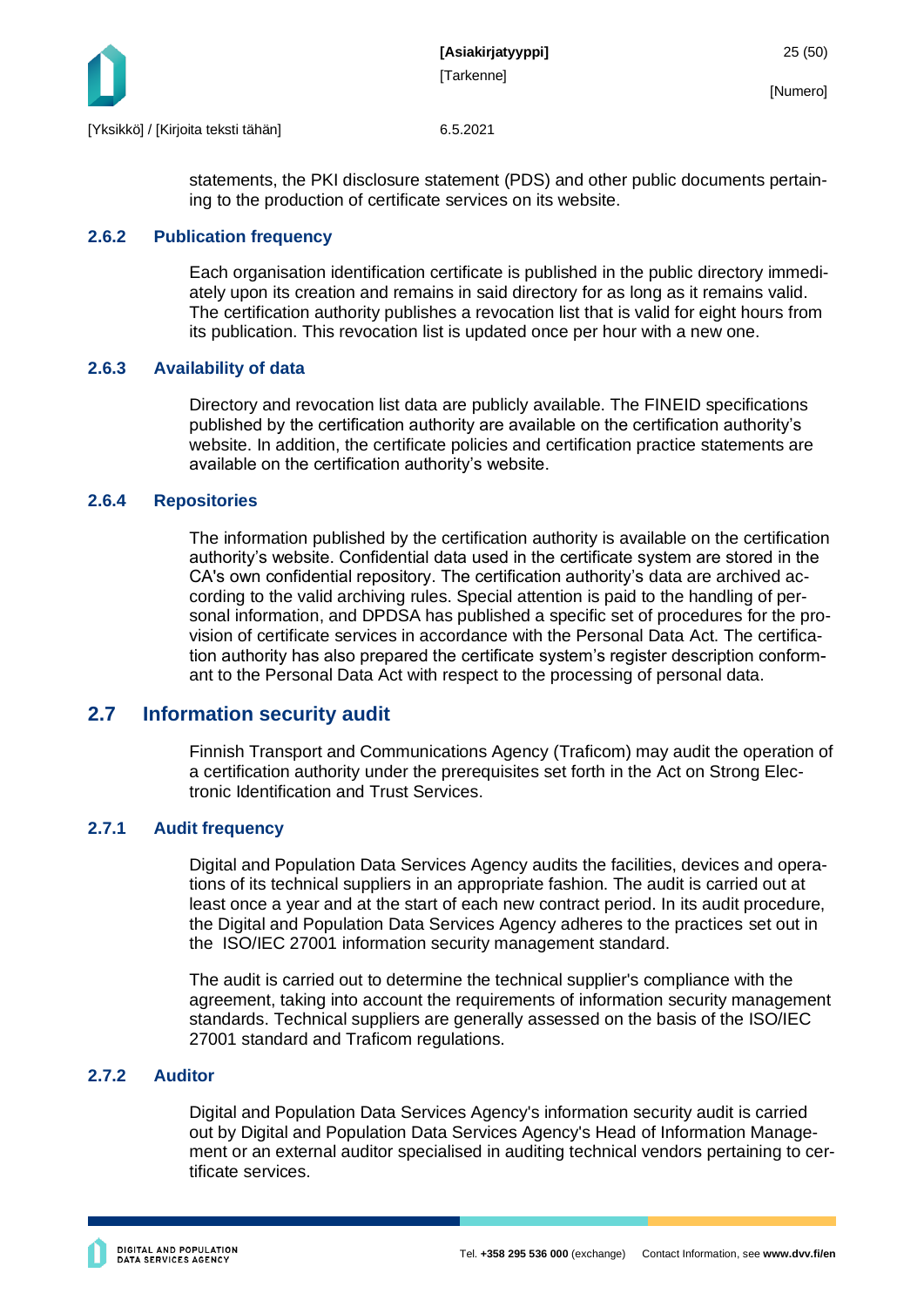statements, the PKI disclosure statement (PDS) and other public documents pertaining to the production of certificate services on its website.

### 2.6.2 Publication frequency

Each organisation identification certificate is published in the public directory immediately upon its creation and remains in said directory for as long as it remains valid. The certification authority publishes a revocation list that is valid for eight hours from its publication. This revocation list is updated once per hour with a new one.

### 2.6.3 Availability of data

Directory and revocation list data are publicly available. The FINEID specifications published by the certification authority are available on the certification authority's website. In addition, the certificate policies and certification practice statements are available on the certification authority's website.

### 2.6.4 Repositories

The information published by the certification authority is available on the certification authority's website. Confidential data used in the certificate system are stored in the CA's own confidential repository. The certification authority's data are archived according to the valid archiving rules. Special attention is paid to the handling of personal information, and DPDSA has published a specific set of procedures for the provision of certificate services in accordance with the Personal Data Act. The certification authority has also prepared the certificate system's register description conformant to the Personal Data Act with respect to the processing of personal data.

## 2.7 Information security audit

Finnish Transport and Communications Agency (Traficom) may audit the operation of a certification authority under the prerequisites set forth in the Act on Strong Electronic Identification and Trust Services.

### 2.7.1 Audit frequency

Digital and Population Data Services Agency audits the facilities, devices and operations of its technical suppliers in an appropriate fashion. The audit is carried out at least once a year and at the start of each new contract period. In its audit procedure, the Digital and Population Data Services Agency adheres to the practices set out in the ISO/IEC 27001 information security management standard.

The audit is carried out to determine the technical supplier's compliance with the agreement, taking into account the requirements of information security management standards. Technical suppliers are generally assessed on the basis of the ISO/IEC 27001 standard and Traficom regulations.

### 2.7.2 Auditor

Digital and Population Data Services Agency's information security audit is carried out by Digital and Population Data Services Agency's Head of Information Management or an external auditor specialised in auditing technical vendors pertaining to certificate services.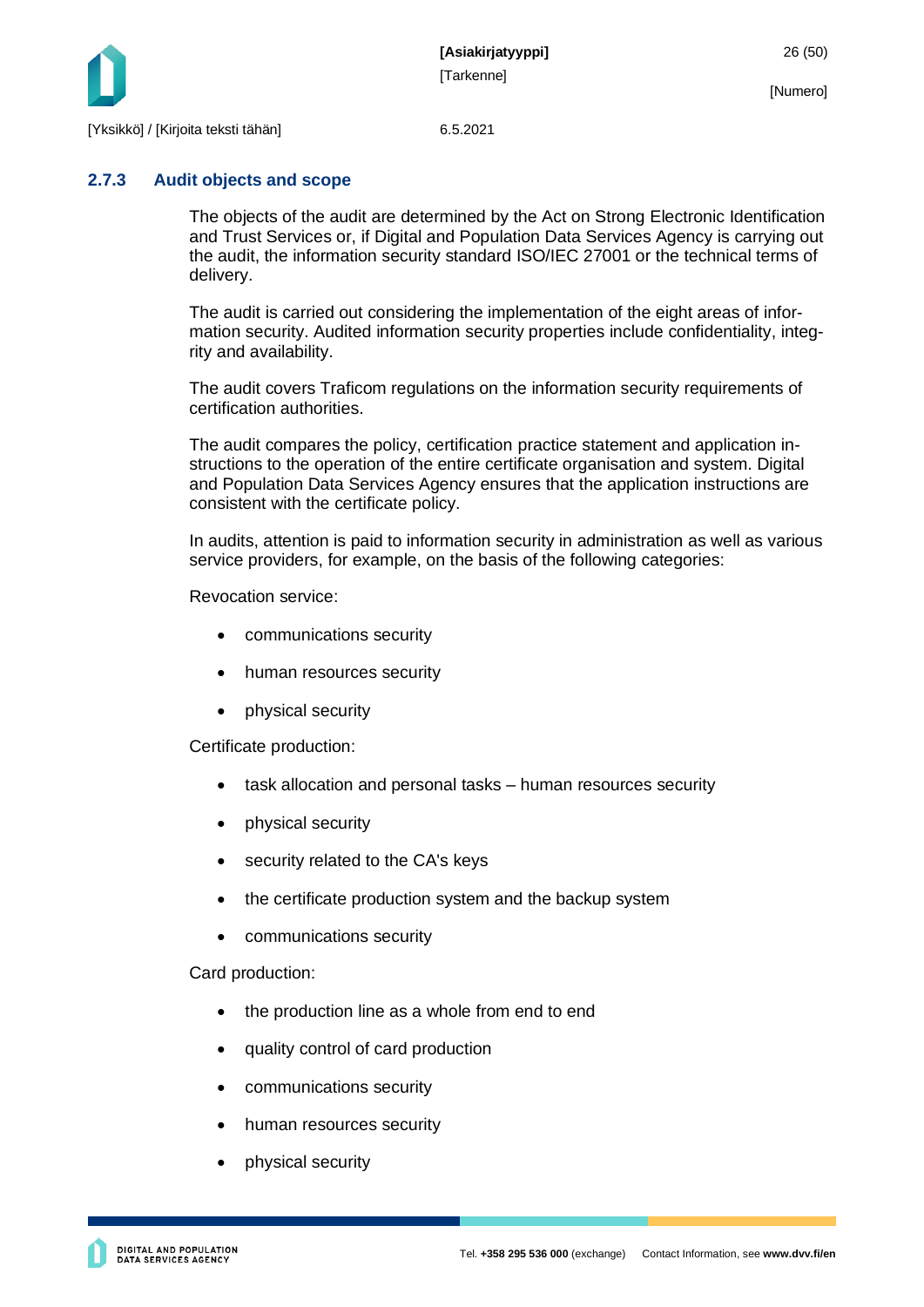### 2.7.3 Audit objects and scope

The objects of the audit are determined by the Act on Strong Electronic Identification and Trust Services or, if Digital and Population Data Services Agency is carrying out the audit, the information security standard ISO/IEC 27001 or the technical terms of delivery.

The audit is carried out considering the implementation of the eight areas of information security. Audited information security properties include confidentiality, integrity and availability.

The audit covers Traficom regulations on the information security requirements of certification authorities.

The audit compares the policy, certification practice statement and application instructions to the operation of the entire certificate organisation and system. Digital and Population Data Services Agency ensures that the application instructions are consistent with the certificate policy.

In audits, attention is paid to information security in administration as well as various service providers, for example, on the basis of the following categories:

Revocation service:

- communications security
- human resources security
- physical security

Certificate production:

- task allocation and personal tasks – human resources security
- physical security
- security related to the CA's keys
- the certificate production system and the backup system
- communications security

Card production:

- the production line as a whole from end to end
- quality control of card production
- communications security
- human resources security
- physical security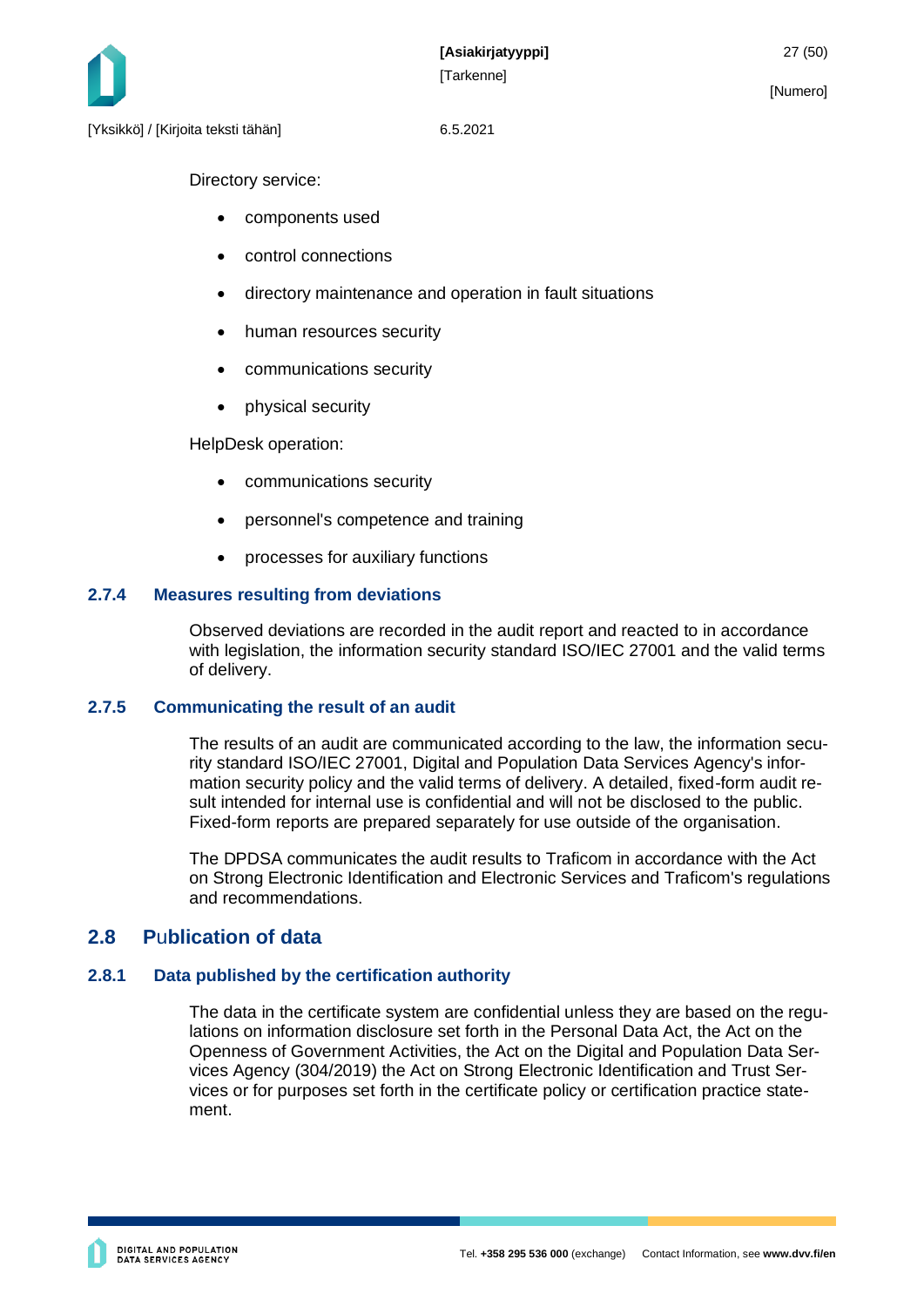Directory service:

- components used
- control connections
- directory maintenance and operation in fault situations
- human resources security
- communications security
- physical security

HelpDesk operation:

- communications security
- personnel's competence and training
- processes for auxiliary functions

### 2.7.4 Measures resulting from deviations

Observed deviations are recorded in the audit report and reacted to in accordance with legislation, the information security standard ISO/IEC 27001 and the valid terms of delivery.

### 2.7.5 Communicating the result of an audit

The results of an audit are communicated according to the law, the information security standard ISO/IEC 27001, Digital and Population Data Services Agency's information security policy and the valid terms of delivery. A detailed, fixed-form audit result intended for internal use is confidential and will not be disclosed to the public. Fixed-form reports are prepared separately for use outside of the organisation.

The DPDSA communicates the audit results to Traficom in accordance with the Act on Strong Electronic Identification and Electronic Services and Traficom's regulations and recommendations.

## 2.8 Publication of data

### 2.8.1 Data published by the certification authority

The data in the certificate system are confidential unless they are based on the regulations on information disclosure set forth in the Personal Data Act, the Act on the Openness of Government Activities, the Act on the Digital and Population Data Services Agency (304/2019) the Act on Strong Electronic Identification and Trust Services or for purposes set forth in the certificate policy or certification practice statement.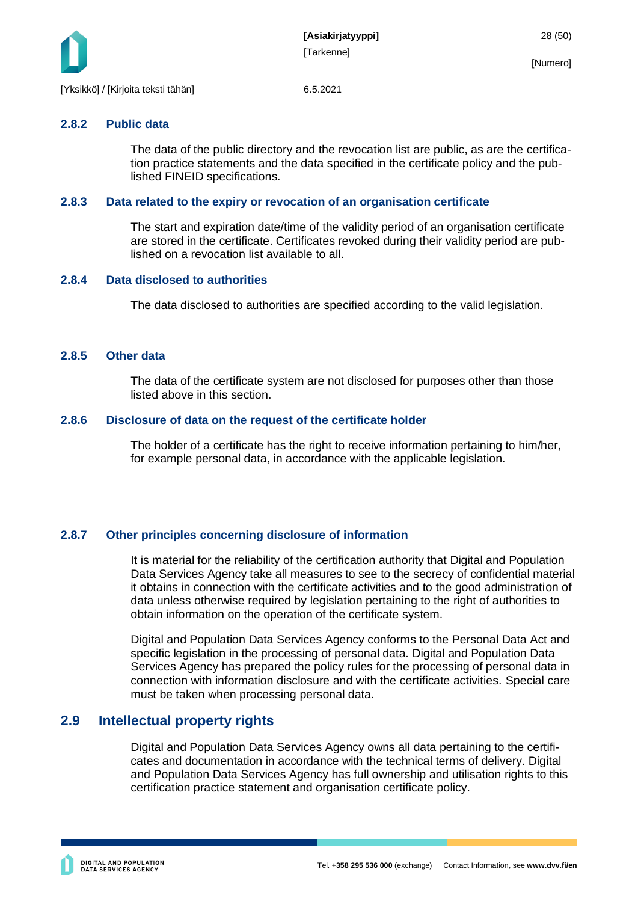### 2.8.2 Public data

The data of the public directory and the revocation list are public, as are the certification practice statements and the data specified in the certificate policy and the published FINEID specifications.

### 2.8.3 Data related to the expiry or revocation of an organisation certificate

The start and expiration date/time of the validity period of an organisation certificate are stored in the certificate. Certificates revoked during their validity period are published on a revocation list available to all.

### 2.8.4 Data disclosed to authorities

The data disclosed to authorities are specified according to the valid legislation.

### 2.8.5 Other data

The data of the certificate system are not disclosed for purposes other than those listed above in this section.

### 2.8.6 Disclosure of data on the request of the certificate holder

The holder of a certificate has the right to receive information pertaining to him/her, for example personal data, in accordance with the applicable legislation.

### 2.8.7 Other principles concerning disclosure of information

It is material for the reliability of the certification authority that Digital and Population Data Services Agency take all measures to see to the secrecy of confidential material it obtains in connection with the certificate activities and to the good administration of data unless otherwise required by legislation pertaining to the right of authorities to obtain information on the operation of the certificate system.

Digital and Population Data Services Agency conforms to the Personal Data Act and specific legislation in the processing of personal data. Digital and Population Data Services Agency has prepared the policy rules for the processing of personal data in connection with information disclosure and with the certificate activities. Special care must be taken when processing personal data.

## 2.9 Intellectual property rights

Digital and Population Data Services Agency owns all data pertaining to the certificates and documentation in accordance with the technical terms of delivery. Digital and Population Data Services Agency has full ownership and utilisation rights to this certification practice statement and organisation certificate policy.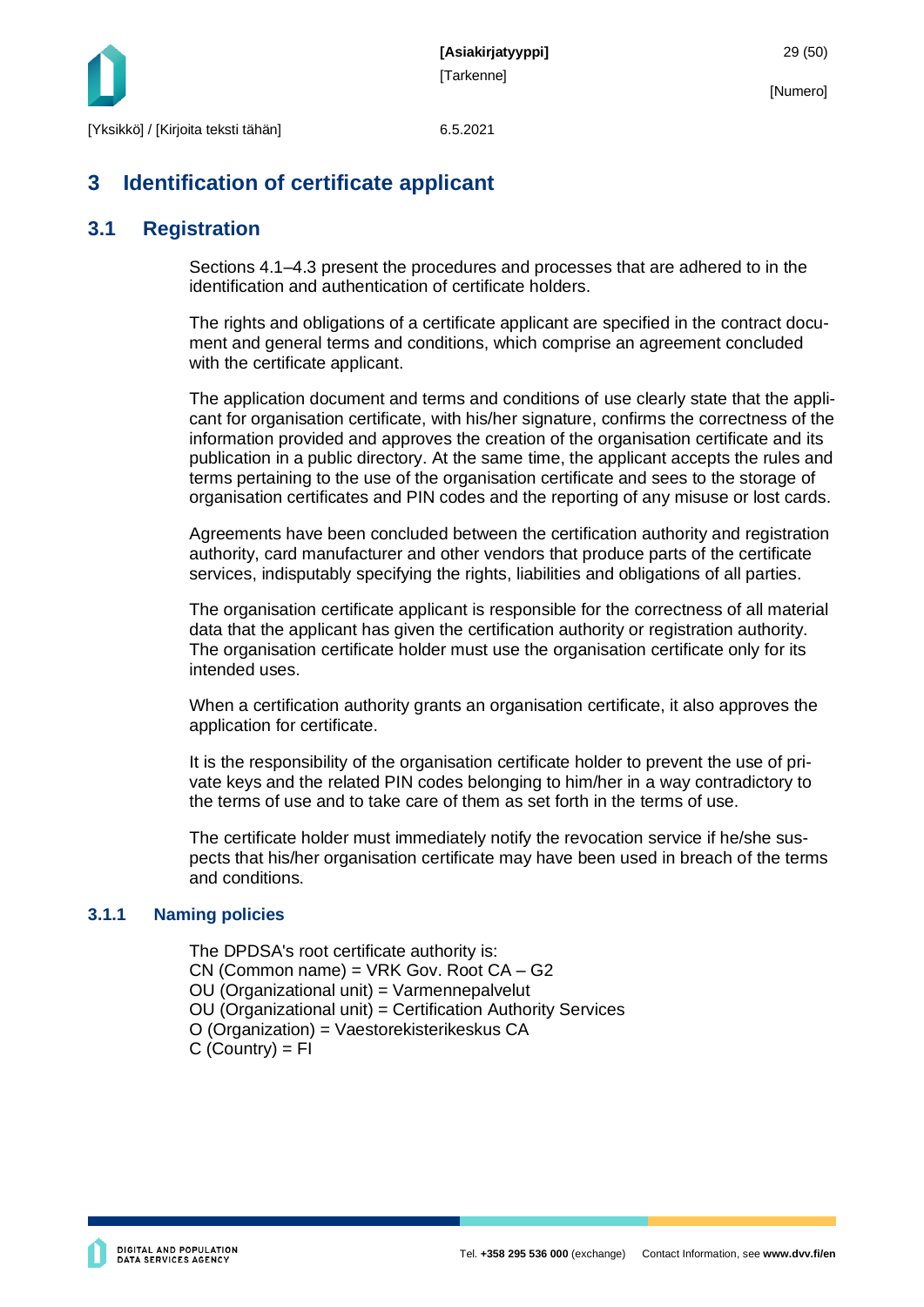# 3 Identification of certificate applicant

## 3.1 Registration

Sections 4.1–4.3 present the procedures and processes that are adhered to in the identification and authentication of certificate holders.

The rights and obligations of a certificate applicant are specified in the contract document and general terms and conditions, which comprise an agreement concluded with the certificate applicant.

The application document and terms and conditions of use clearly state that the applicant for organisation certificate, with his/her signature, confirms the correctness of the information provided and approves the creation of the organisation certificate and its publication in a public directory. At the same time, the applicant accepts the rules and terms pertaining to the use of the organisation certificate and sees to the storage of organisation certificates and PIN codes and the reporting of any misuse or lost cards.

Agreements have been concluded between the certification authority and registration authority, card manufacturer and other vendors that produce parts of the certificate services, indisputably specifying the rights, liabilities and obligations of all parties.

The organisation certificate applicant is responsible for the correctness of all material data that the applicant has given the certification authority or registration authority. The organisation certificate holder must use the organisation certificate only for its intended uses.

When a certification authority grants an organisation certificate, it also approves the application for certificate.

It is the responsibility of the organisation certificate holder to prevent the use of private keys and the related PIN codes belonging to him/her in a way contradictory to the terms of use and to take care of them as set forth in the terms of use.

The certificate holder must immediately notify the revocation service if he/she suspects that his/her organisation certificate may have been used in breach of the terms and conditions.

### 3.1.1 Naming policies

The DPDSA's root certificate authority is:
CN (Common name) = VRK Gov. Root CA – G2
OU (Organizational unit) = Varmennepalvelut
OU (Organizational unit) = Certification Authority Services
O (Organization) = Vaestorekisterikeskus CA
C (Country) = FI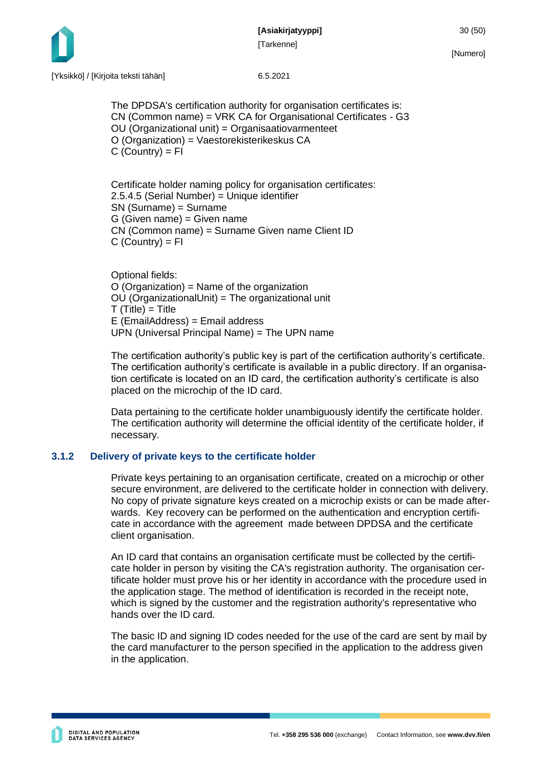The DPDSA's certification authority for organisation certificates is:
CN (Common name) = VRK CA for Organisational Certificates - G3
OU (Organizational unit) = Organisaatiovarmenteet
O (Organization) = Vaestorekisterikeskus CA
C (Country) = FI

Certificate holder naming policy for organisation certificates:
2.5.4.5 (Serial Number) = Unique identifier
SN (Surname) = Surname
G (Given name) = Given name
CN (Common name) = Surname Given name Client ID
C (Country) = FI

Optional fields:
O (Organization) = Name of the organization
OU (OrganizationalUnit) = The organizational unit
T (Title) = Title
E (EmailAddress) = Email address
UPN (Universal Principal Name) = The UPN name

The certification authority's public key is part of the certification authority's certificate. The certification authority's certificate is available in a public directory. If an organisation certificate is located on an ID card, the certification authority's certificate is also placed on the microchip of the ID card.

Data pertaining to the certificate holder unambiguously identify the certificate holder. The certification authority will determine the official identity of the certificate holder, if necessary.

### 3.1.2 Delivery of private keys to the certificate holder

Private keys pertaining to an organisation certificate, created on a microchip or other secure environment, are delivered to the certificate holder in connection with delivery. No copy of private signature keys created on a microchip exists or can be made afterwards. Key recovery can be performed on the authentication and encryption certificate in accordance with the agreement made between DPDSA and the certificate client organisation.

An ID card that contains an organisation certificate must be collected by the certificate holder in person by visiting the CA's registration authority. The organisation certificate holder must prove his or her identity in accordance with the procedure used in the application stage. The method of identification is recorded in the receipt note, which is signed by the customer and the registration authority's representative who hands over the ID card.

The basic ID and signing ID codes needed for the use of the card are sent by mail by the card manufacturer to the person specified in the application to the address given in the application.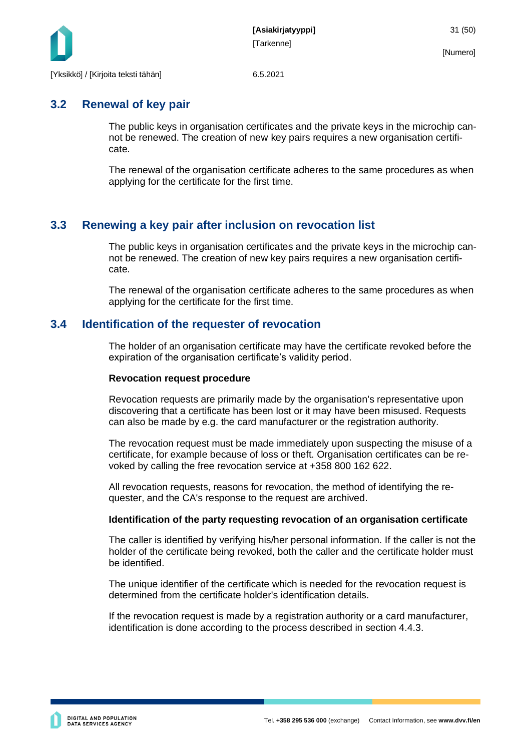## 3.2 Renewal of key pair

The public keys in organisation certificates and the private keys in the microchip cannot be renewed. The creation of new key pairs requires a new organisation certificate.

The renewal of the organisation certificate adheres to the same procedures as when applying for the certificate for the first time.

## 3.3 Renewing a key pair after inclusion on revocation list

The public keys in organisation certificates and the private keys in the microchip cannot be renewed. The creation of new key pairs requires a new organisation certificate.

The renewal of the organisation certificate adheres to the same procedures as when applying for the certificate for the first time.

## 3.4 Identification of the requester of revocation

The holder of an organisation certificate may have the certificate revoked before the expiration of the organisation certificate's validity period.

**Revocation request procedure**

Revocation requests are primarily made by the organisation's representative upon discovering that a certificate has been lost or it may have been misused. Requests can also be made by e.g. the card manufacturer or the registration authority.

The revocation request must be made immediately upon suspecting the misuse of a certificate, for example because of loss or theft. Organisation certificates can be revoked by calling the free revocation service at +358 800 162 622.

All revocation requests, reasons for revocation, the method of identifying the requester, and the CA's response to the request are archived.

**Identification of the party requesting revocation of an organisation certificate**

The caller is identified by verifying his/her personal information. If the caller is not the holder of the certificate being revoked, both the caller and the certificate holder must be identified.

The unique identifier of the certificate which is needed for the revocation request is determined from the certificate holder's identification details.

If the revocation request is made by a registration authority or a card manufacturer, identification is done according to the process described in section 4.4.3.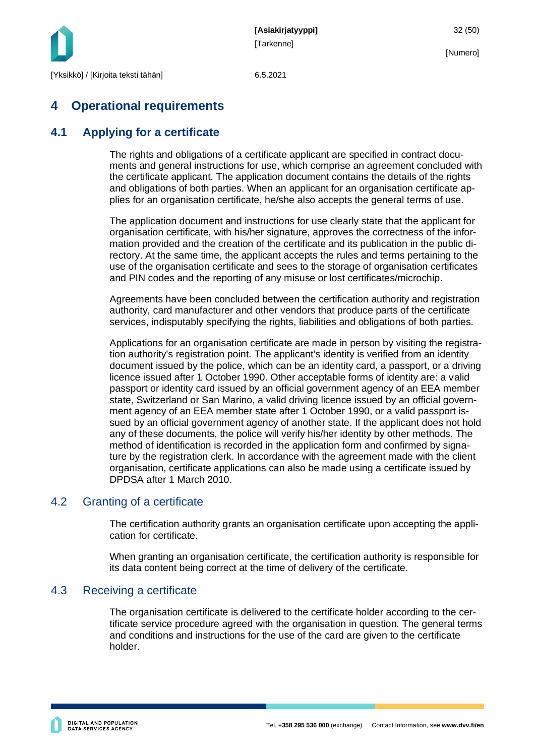# 4 Operational requirements

## 4.1 Applying for a certificate

The rights and obligations of a certificate applicant are specified in contract documents and general instructions for use, which comprise an agreement concluded with the certificate applicant. The application document contains the details of the rights and obligations of both parties. When an applicant for an organisation certificate applies for an organisation certificate, he/she also accepts the general terms of use.

The application document and instructions for use clearly state that the applicant for organisation certificate, with his/her signature, approves the correctness of the information provided and the creation of the certificate and its publication in the public directory. At the same time, the applicant accepts the rules and terms pertaining to the use of the organisation certificate and sees to the storage of organisation certificates and PIN codes and the reporting of any misuse or lost certificates/microchip.

Agreements have been concluded between the certification authority and registration authority, card manufacturer and other vendors that produce parts of the certificate services, indisputably specifying the rights, liabilities and obligations of both parties.

Applications for an organisation certificate are made in person by visiting the registration authority's registration point. The applicant's identity is verified from an identity document issued by the police, which can be an identity card, a passport, or a driving licence issued after 1 October 1990. Other acceptable forms of identity are: a valid passport or identity card issued by an official government agency of an EEA member state, Switzerland or San Marino, a valid driving licence issued by an official government agency of an EEA member state after 1 October 1990, or a valid passport issued by an official government agency of another state. If the applicant does not hold any of these documents, the police will verify his/her identity by other methods. The method of identification is recorded in the application form and confirmed by signature by the registration clerk. In accordance with the agreement made with the client organisation, certificate applications can also be made using a certificate issued by DPDSA after 1 March 2010.

## 4.2 Granting of a certificate

The certification authority grants an organisation certificate upon accepting the application for certificate.

When granting an organisation certificate, the certification authority is responsible for its data content being correct at the time of delivery of the certificate.

## 4.3 Receiving a certificate

The organisation certificate is delivered to the certificate holder according to the certificate service procedure agreed with the organisation in question. The general terms and conditions and instructions for the use of the card are given to the certificate holder.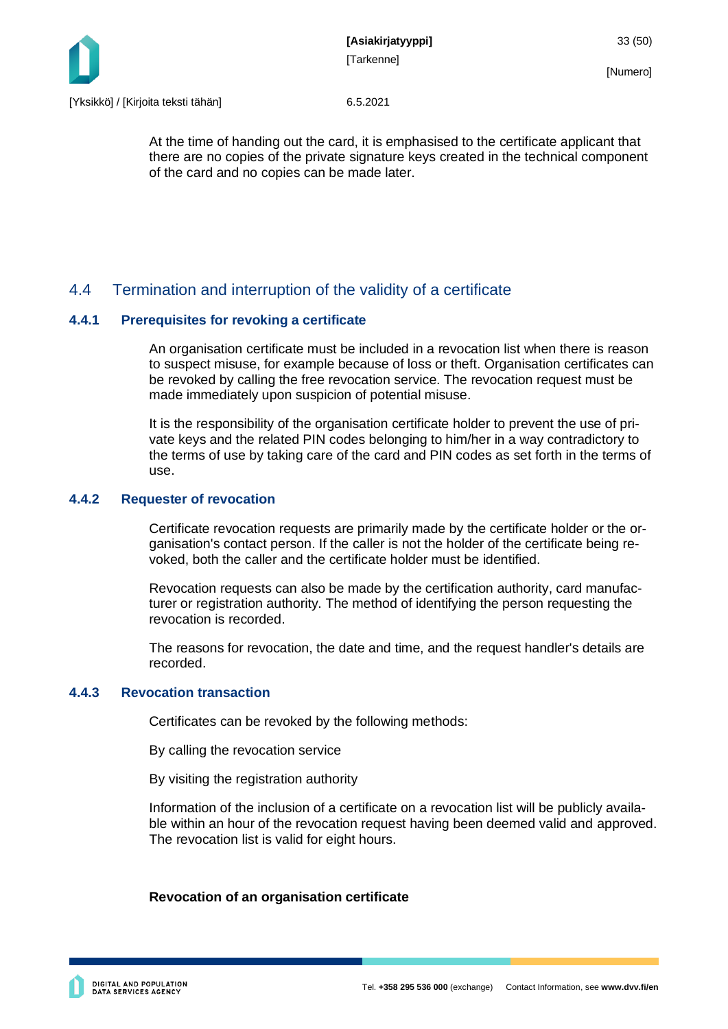At the time of handing out the card, it is emphasised to the certificate applicant that there are no copies of the private signature keys created in the technical component of the card and no copies can be made later.

## 4.4 Termination and interruption of the validity of a certificate

### 4.4.1 Prerequisites for revoking a certificate

An organisation certificate must be included in a revocation list when there is reason to suspect misuse, for example because of loss or theft. Organisation certificates can be revoked by calling the free revocation service. The revocation request must be made immediately upon suspicion of potential misuse.

It is the responsibility of the organisation certificate holder to prevent the use of private keys and the related PIN codes belonging to him/her in a way contradictory to the terms of use by taking care of the card and PIN codes as set forth in the terms of use.

### 4.4.2 Requester of revocation

Certificate revocation requests are primarily made by the certificate holder or the organisation's contact person. If the caller is not the holder of the certificate being revoked, both the caller and the certificate holder must be identified.

Revocation requests can also be made by the certification authority, card manufacturer or registration authority. The method of identifying the person requesting the revocation is recorded.

The reasons for revocation, the date and time, and the request handler's details are recorded.

### 4.4.3 Revocation transaction

Certificates can be revoked by the following methods:

By calling the revocation service

By visiting the registration authority

Information of the inclusion of a certificate on a revocation list will be publicly available within an hour of the revocation request having been deemed valid and approved. The revocation list is valid for eight hours.

**Revocation of an organisation certificate**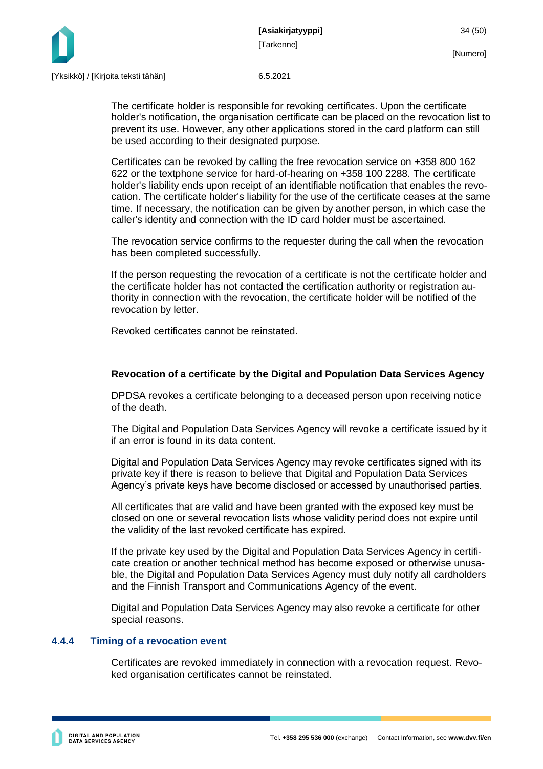The certificate holder is responsible for revoking certificates. Upon the certificate holder's notification, the organisation certificate can be placed on the revocation list to prevent its use. However, any other applications stored in the card platform can still be used according to their designated purpose.

Certificates can be revoked by calling the free revocation service on +358 800 162 622 or the textphone service for hard-of-hearing on +358 100 2288. The certificate holder's liability ends upon receipt of an identifiable notification that enables the revocation. The certificate holder's liability for the use of the certificate ceases at the same time. If necessary, the notification can be given by another person, in which case the caller's identity and connection with the ID card holder must be ascertained.

The revocation service confirms to the requester during the call when the revocation has been completed successfully.

If the person requesting the revocation of a certificate is not the certificate holder and the certificate holder has not contacted the certification authority or registration authority in connection with the revocation, the certificate holder will be notified of the revocation by letter.

Revoked certificates cannot be reinstated.

**Revocation of a certificate by the Digital and Population Data Services Agency**

DPDSA revokes a certificate belonging to a deceased person upon receiving notice of the death.

The Digital and Population Data Services Agency will revoke a certificate issued by it if an error is found in its data content.

Digital and Population Data Services Agency may revoke certificates signed with its private key if there is reason to believe that Digital and Population Data Services Agency's private keys have become disclosed or accessed by unauthorised parties.

All certificates that are valid and have been granted with the exposed key must be closed on one or several revocation lists whose validity period does not expire until the validity of the last revoked certificate has expired.

If the private key used by the Digital and Population Data Services Agency in certificate creation or another technical method has become exposed or otherwise unusable, the Digital and Population Data Services Agency must duly notify all cardholders and the Finnish Transport and Communications Agency of the event.

Digital and Population Data Services Agency may also revoke a certificate for other special reasons.

### 4.4.4 Timing of a revocation event

Certificates are revoked immediately in connection with a revocation request. Revoked organisation certificates cannot be reinstated.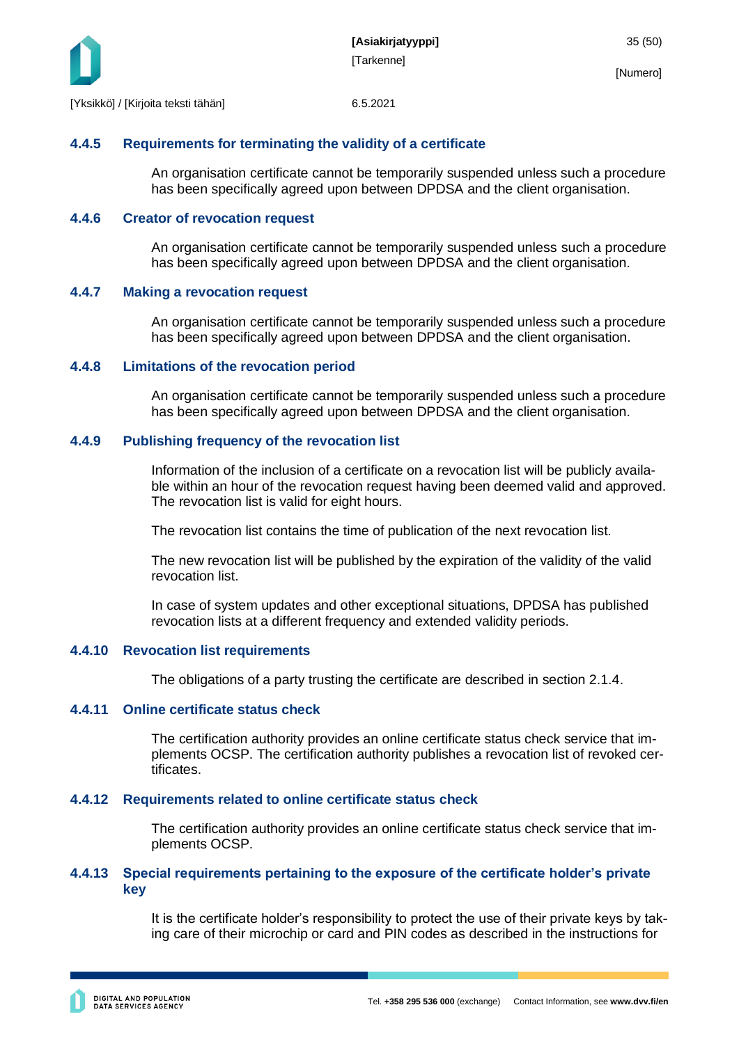### 4.4.5 Requirements for terminating the validity of a certificate

An organisation certificate cannot be temporarily suspended unless such a procedure has been specifically agreed upon between DPDSA and the client organisation.

### 4.4.6 Creator of revocation request

An organisation certificate cannot be temporarily suspended unless such a procedure has been specifically agreed upon between DPDSA and the client organisation.

### 4.4.7 Making a revocation request

An organisation certificate cannot be temporarily suspended unless such a procedure has been specifically agreed upon between DPDSA and the client organisation.

### 4.4.8 Limitations of the revocation period

An organisation certificate cannot be temporarily suspended unless such a procedure has been specifically agreed upon between DPDSA and the client organisation.

### 4.4.9 Publishing frequency of the revocation list

Information of the inclusion of a certificate on a revocation list will be publicly available within an hour of the revocation request having been deemed valid and approved. The revocation list is valid for eight hours.

The revocation list contains the time of publication of the next revocation list.

The new revocation list will be published by the expiration of the validity of the valid revocation list.

In case of system updates and other exceptional situations, DPDSA has published revocation lists at a different frequency and extended validity periods.

### 4.4.10 Revocation list requirements

The obligations of a party trusting the certificate are described in section 2.1.4.

### 4.4.11 Online certificate status check

The certification authority provides an online certificate status check service that implements OCSP. The certification authority publishes a revocation list of revoked certificates.

### 4.4.12 Requirements related to online certificate status check

The certification authority provides an online certificate status check service that implements OCSP.

### 4.4.13 Special requirements pertaining to the exposure of the certificate holder's private key

It is the certificate holder's responsibility to protect the use of their private keys by taking care of their microchip or card and PIN codes as described in the instructions for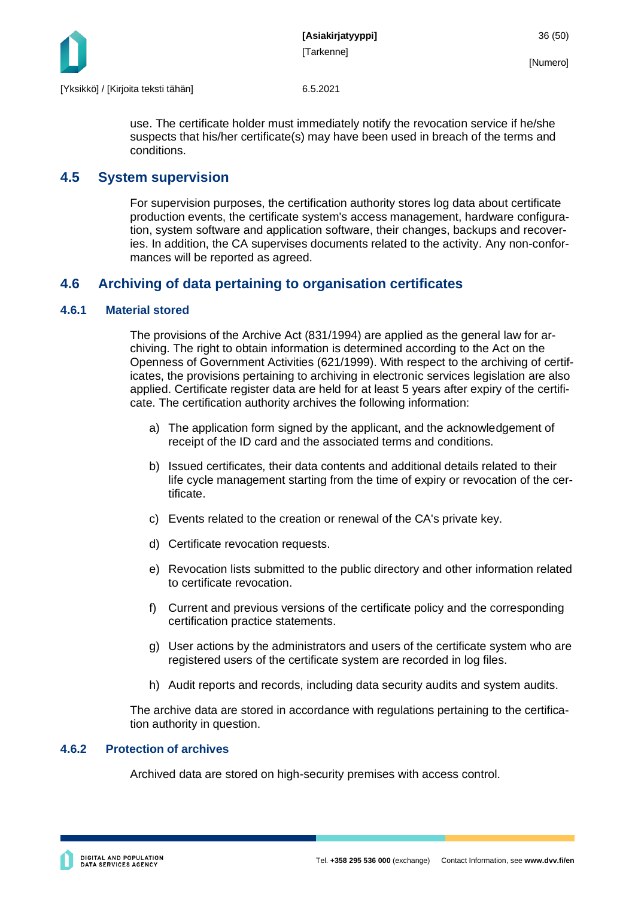use. The certificate holder must immediately notify the revocation service if he/she suspects that his/her certificate(s) may have been used in breach of the terms and conditions.

## 4.5 System supervision

For supervision purposes, the certification authority stores log data about certificate production events, the certificate system's access management, hardware configuration, system software and application software, their changes, backups and recoveries. In addition, the CA supervises documents related to the activity. Any non-conformances will be reported as agreed.

## 4.6 Archiving of data pertaining to organisation certificates

### 4.6.1 Material stored

The provisions of the Archive Act (831/1994) are applied as the general law for archiving. The right to obtain information is determined according to the Act on the Openness of Government Activities (621/1999). With respect to the archiving of certificates, the provisions pertaining to archiving in electronic services legislation are also applied. Certificate register data are held for at least 5 years after expiry of the certificate. The certification authority archives the following information:

a) The application form signed by the applicant, and the acknowledgement of receipt of the ID card and the associated terms and conditions.

b) Issued certificates, their data contents and additional details related to their life cycle management starting from the time of expiry or revocation of the certificate.

c) Events related to the creation or renewal of the CA's private key.

d) Certificate revocation requests.

e) Revocation lists submitted to the public directory and other information related to certificate revocation.

f) Current and previous versions of the certificate policy and the corresponding certification practice statements.

g) User actions by the administrators and users of the certificate system who are registered users of the certificate system are recorded in log files.

h) Audit reports and records, including data security audits and system audits.

The archive data are stored in accordance with regulations pertaining to the certification authority in question.

### 4.6.2 Protection of archives

Archived data are stored on high-security premises with access control.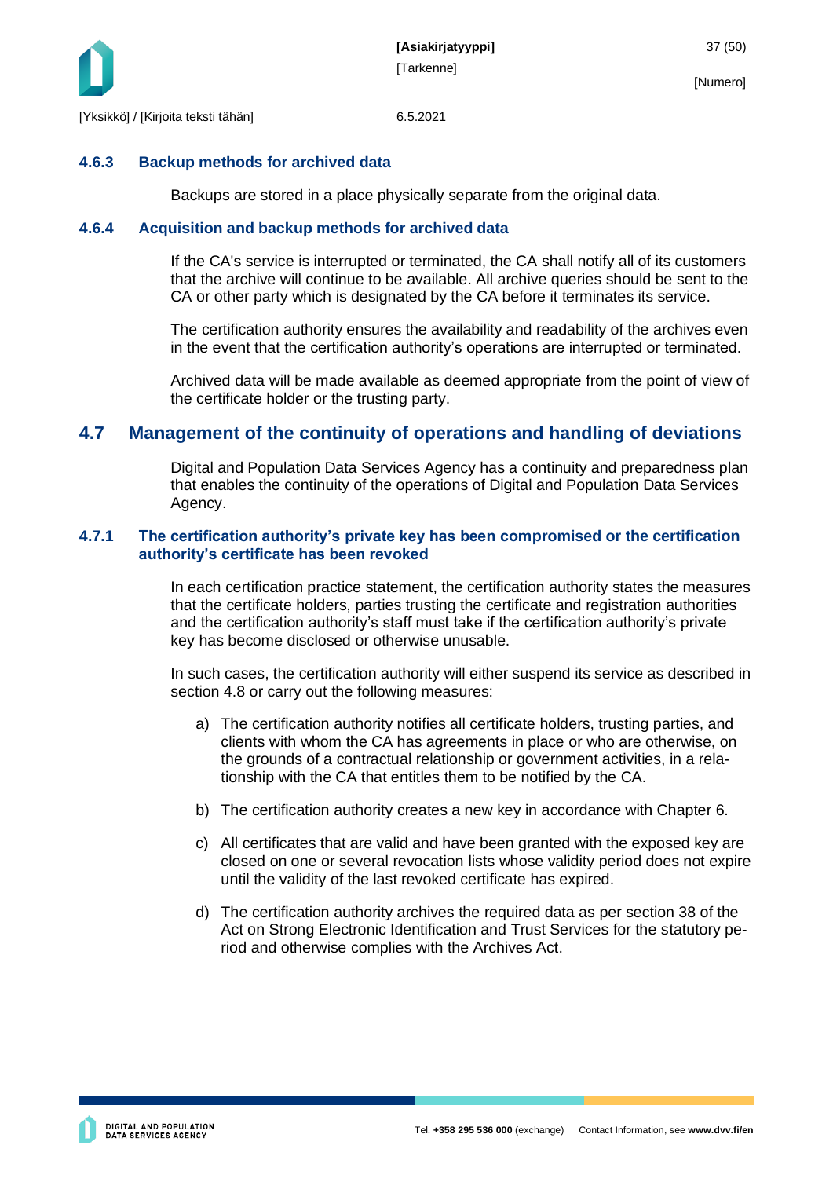#### 4.6.3 Backup methods for archived data

Backups are stored in a place physically separate from the original data.

#### 4.6.4 Acquisition and backup methods for archived data

If the CA's service is interrupted or terminated, the CA shall notify all of its customers that the archive will continue to be available. All archive queries should be sent to the CA or other party which is designated by the CA before it terminates its service.

The certification authority ensures the availability and readability of the archives even in the event that the certification authority's operations are interrupted or terminated.

Archived data will be made available as deemed appropriate from the point of view of the certificate holder or the trusting party.

### 4.7 Management of the continuity of operations and handling of deviations

Digital and Population Data Services Agency has a continuity and preparedness plan that enables the continuity of the operations of Digital and Population Data Services Agency.

#### 4.7.1 The certification authority's private key has been compromised or the certification authority's certificate has been revoked

In each certification practice statement, the certification authority states the measures that the certificate holders, parties trusting the certificate and registration authorities and the certification authority's staff must take if the certification authority's private key has become disclosed or otherwise unusable.

In such cases, the certification authority will either suspend its service as described in section 4.8 or carry out the following measures:

a) The certification authority notifies all certificate holders, trusting parties, and clients with whom the CA has agreements in place or who are otherwise, on the grounds of a contractual relationship or government activities, in a relationship with the CA that entitles them to be notified by the CA.

b) The certification authority creates a new key in accordance with Chapter 6.

c) All certificates that are valid and have been granted with the exposed key are closed on one or several revocation lists whose validity period does not expire until the validity of the last revoked certificate has expired.

d) The certification authority archives the required data as per section 38 of the Act on Strong Electronic Identification and Trust Services for the statutory period and otherwise complies with the Archives Act.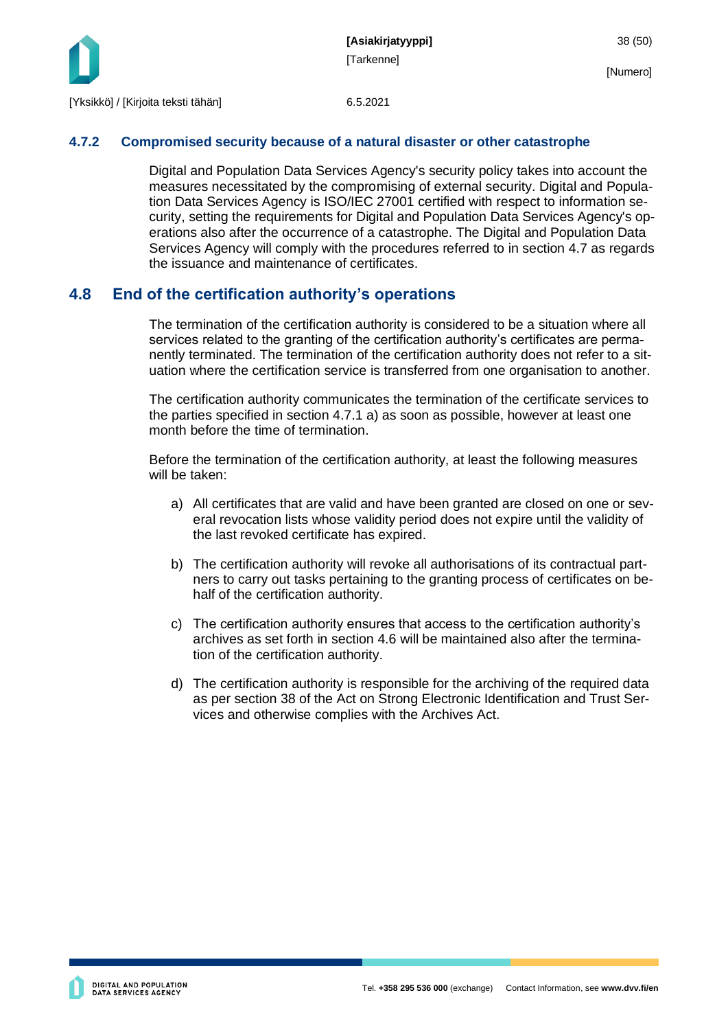### 4.7.2 Compromised security because of a natural disaster or other catastrophe

Digital and Population Data Services Agency's security policy takes into account the measures necessitated by the compromising of external security. Digital and Population Data Services Agency is ISO/IEC 27001 certified with respect to information security, setting the requirements for Digital and Population Data Services Agency's operations also after the occurrence of a catastrophe. The Digital and Population Data Services Agency will comply with the procedures referred to in section 4.7 as regards the issuance and maintenance of certificates.

## 4.8 End of the certification authority's operations

The termination of the certification authority is considered to be a situation where all services related to the granting of the certification authority's certificates are permanently terminated. The termination of the certification authority does not refer to a situation where the certification service is transferred from one organisation to another.

The certification authority communicates the termination of the certificate services to the parties specified in section 4.7.1 a) as soon as possible, however at least one month before the time of termination.

Before the termination of the certification authority, at least the following measures will be taken:

a) All certificates that are valid and have been granted are closed on one or several revocation lists whose validity period does not expire until the validity of the last revoked certificate has expired.

b) The certification authority will revoke all authorisations of its contractual partners to carry out tasks pertaining to the granting process of certificates on behalf of the certification authority.

c) The certification authority ensures that access to the certification authority's archives as set forth in section 4.6 will be maintained also after the termination of the certification authority.

d) The certification authority is responsible for the archiving of the required data as per section 38 of the Act on Strong Electronic Identification and Trust Services and otherwise complies with the Archives Act.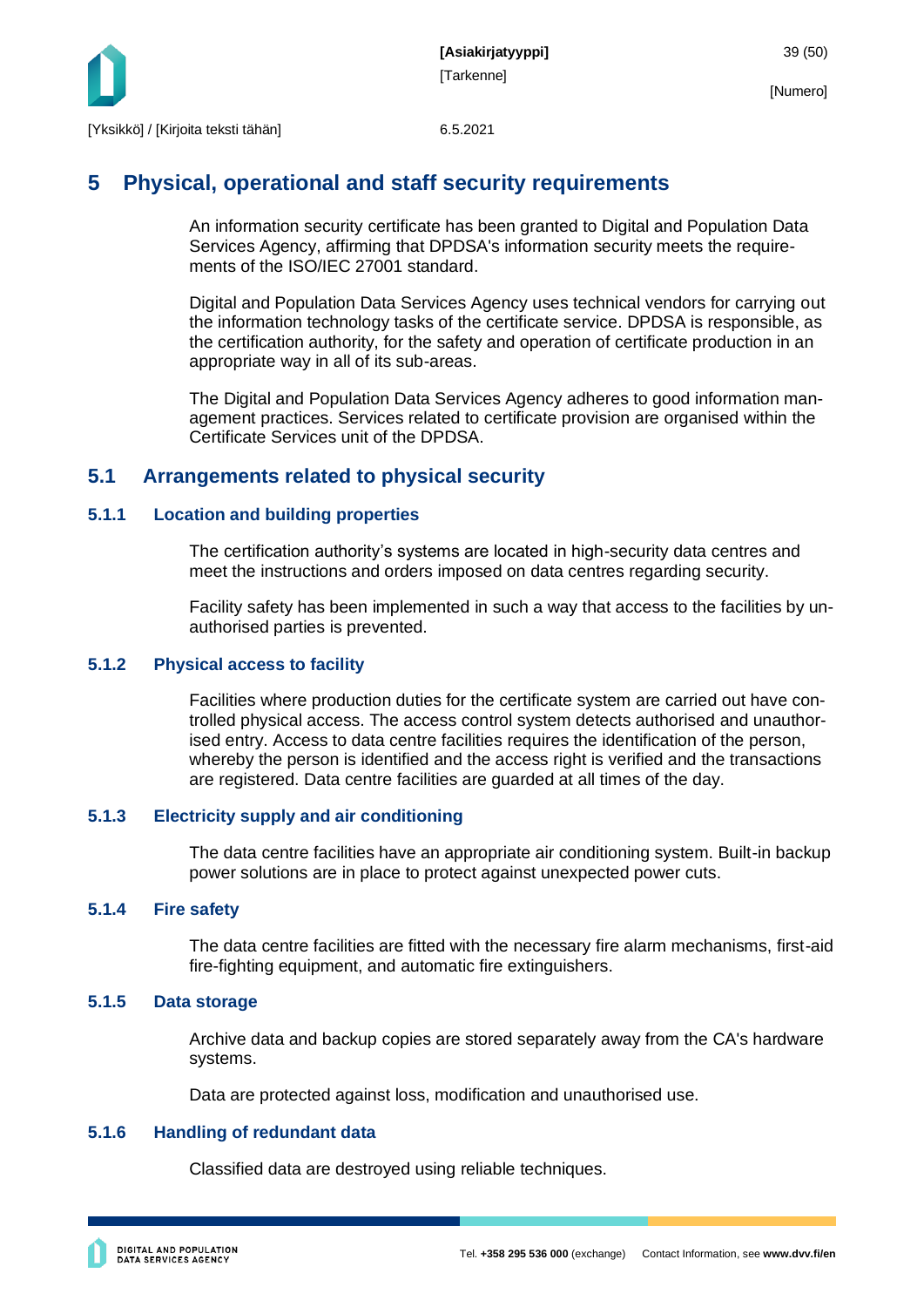# 5 Physical, operational and staff security requirements

An information security certificate has been granted to Digital and Population Data Services Agency, affirming that DPDSA's information security meets the requirements of the ISO/IEC 27001 standard.

Digital and Population Data Services Agency uses technical vendors for carrying out the information technology tasks of the certificate service. DPDSA is responsible, as the certification authority, for the safety and operation of certificate production in an appropriate way in all of its sub-areas.

The Digital and Population Data Services Agency adheres to good information management practices. Services related to certificate provision are organised within the Certificate Services unit of the DPDSA.

## 5.1 Arrangements related to physical security

### 5.1.1 Location and building properties

The certification authority's systems are located in high-security data centres and meet the instructions and orders imposed on data centres regarding security.

Facility safety has been implemented in such a way that access to the facilities by unauthorised parties is prevented.

### 5.1.2 Physical access to facility

Facilities where production duties for the certificate system are carried out have controlled physical access. The access control system detects authorised and unauthorised entry. Access to data centre facilities requires the identification of the person, whereby the person is identified and the access right is verified and the transactions are registered. Data centre facilities are guarded at all times of the day.

### 5.1.3 Electricity supply and air conditioning

The data centre facilities have an appropriate air conditioning system. Built-in backup power solutions are in place to protect against unexpected power cuts.

### 5.1.4 Fire safety

The data centre facilities are fitted with the necessary fire alarm mechanisms, first-aid fire-fighting equipment, and automatic fire extinguishers.

### 5.1.5 Data storage

Archive data and backup copies are stored separately away from the CA's hardware systems.

Data are protected against loss, modification and unauthorised use.

### 5.1.6 Handling of redundant data

Classified data are destroyed using reliable techniques.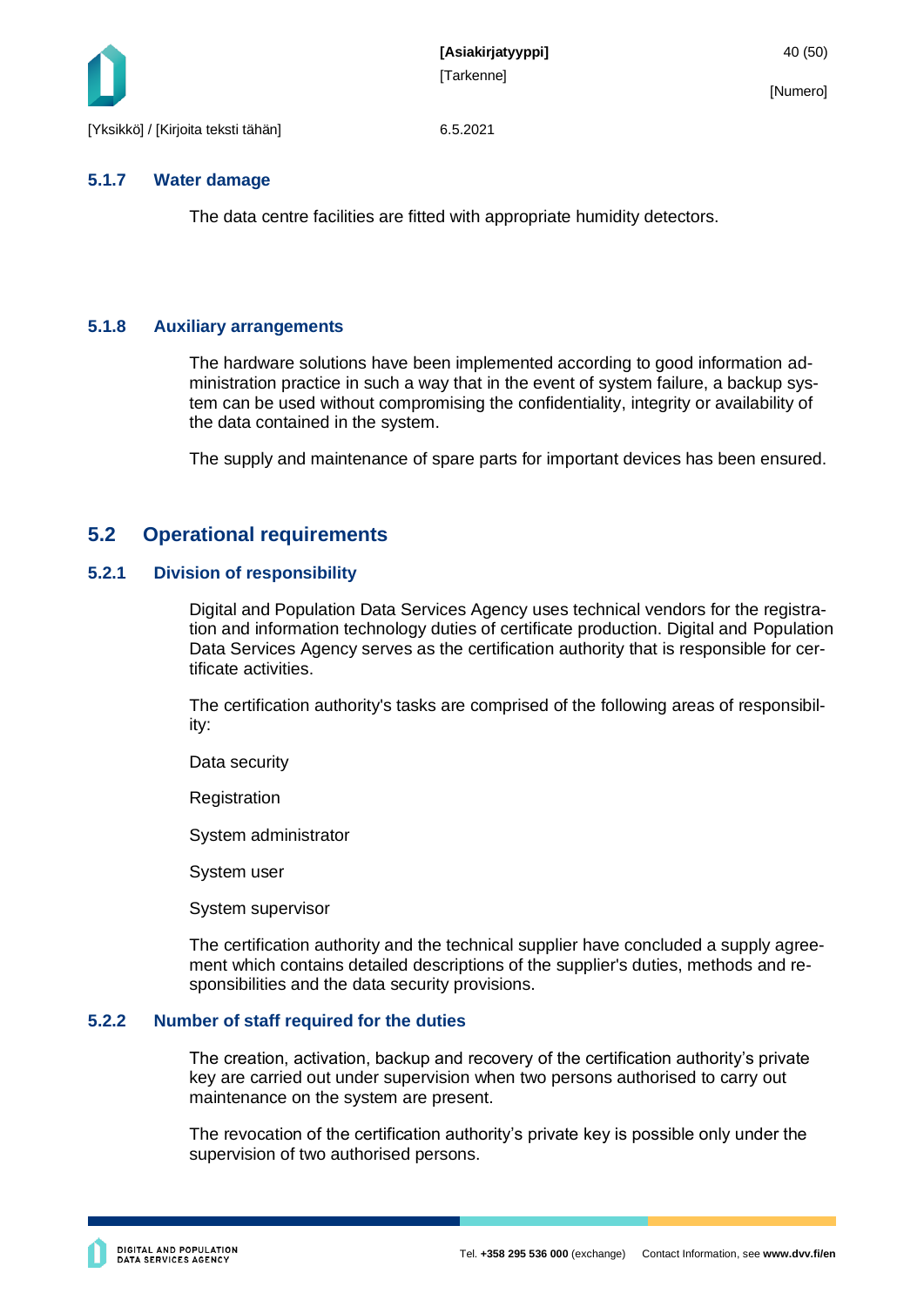### 5.1.7 Water damage

The data centre facilities are fitted with appropriate humidity detectors.

### 5.1.8 Auxiliary arrangements

The hardware solutions have been implemented according to good information administration practice in such a way that in the event of system failure, a backup system can be used without compromising the confidentiality, integrity or availability of the data contained in the system.

The supply and maintenance of spare parts for important devices has been ensured.

## 5.2 Operational requirements

### 5.2.1 Division of responsibility

Digital and Population Data Services Agency uses technical vendors for the registration and information technology duties of certificate production. Digital and Population Data Services Agency serves as the certification authority that is responsible for certificate activities.

The certification authority's tasks are comprised of the following areas of responsibility:

Data security

Registration

System administrator

System user

System supervisor

The certification authority and the technical supplier have concluded a supply agreement which contains detailed descriptions of the supplier's duties, methods and responsibilities and the data security provisions.

### 5.2.2 Number of staff required for the duties

The creation, activation, backup and recovery of the certification authority's private key are carried out under supervision when two persons authorised to carry out maintenance on the system are present.

The revocation of the certification authority's private key is possible only under the supervision of two authorised persons.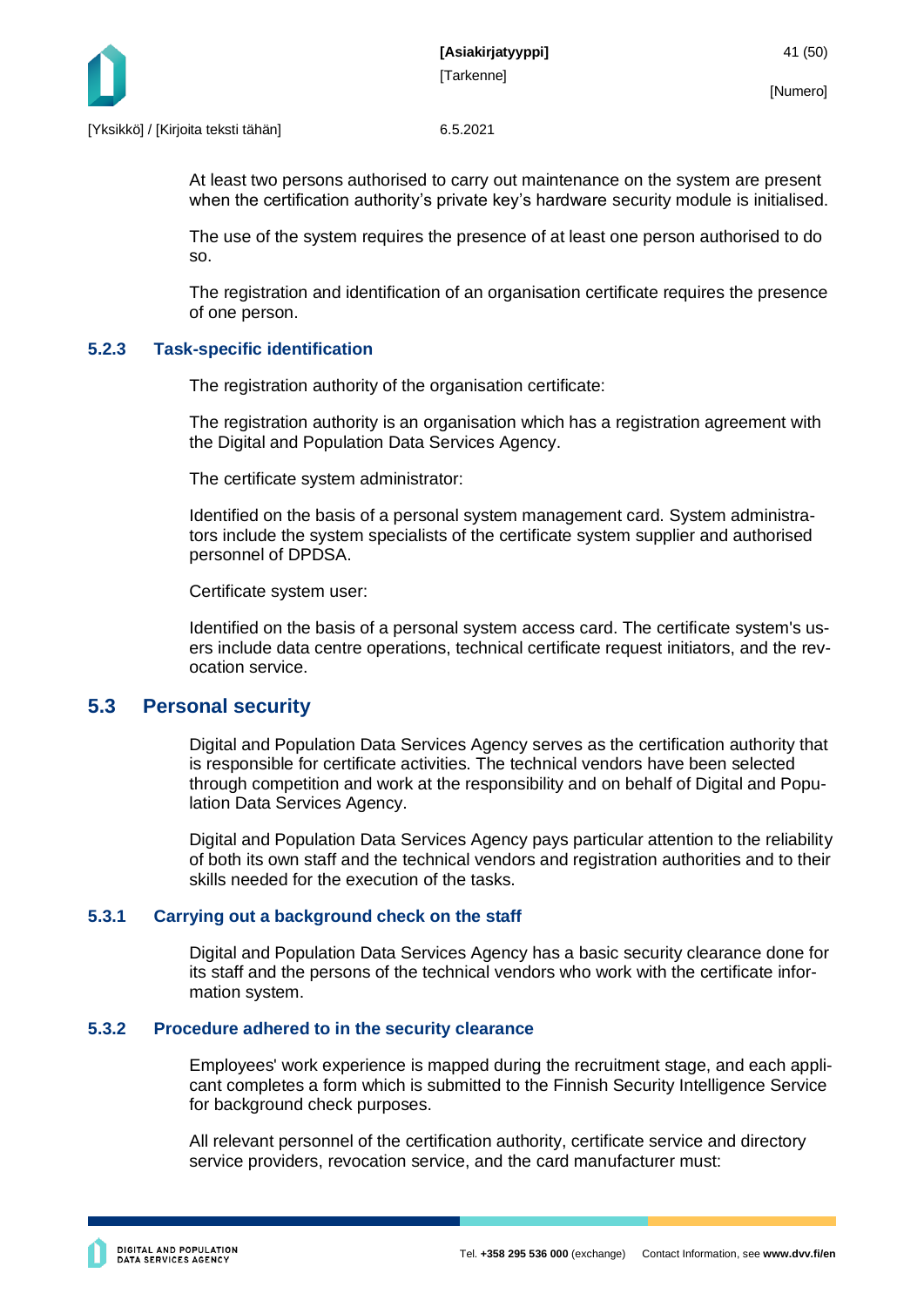At least two persons authorised to carry out maintenance on the system are present when the certification authority's private key's hardware security module is initialised.

The use of the system requires the presence of at least one person authorised to do so.

The registration and identification of an organisation certificate requires the presence of one person.

### 5.2.3 Task-specific identification

The registration authority of the organisation certificate:

The registration authority is an organisation which has a registration agreement with the Digital and Population Data Services Agency.

The certificate system administrator:

Identified on the basis of a personal system management card. System administrators include the system specialists of the certificate system supplier and authorised personnel of DPDSA.

Certificate system user:

Identified on the basis of a personal system access card. The certificate system's users include data centre operations, technical certificate request initiators, and the revocation service.

## 5.3 Personal security

Digital and Population Data Services Agency serves as the certification authority that is responsible for certificate activities. The technical vendors have been selected through competition and work at the responsibility and on behalf of Digital and Population Data Services Agency.

Digital and Population Data Services Agency pays particular attention to the reliability of both its own staff and the technical vendors and registration authorities and to their skills needed for the execution of the tasks.

### 5.3.1 Carrying out a background check on the staff

Digital and Population Data Services Agency has a basic security clearance done for its staff and the persons of the technical vendors who work with the certificate information system.

### 5.3.2 Procedure adhered to in the security clearance

Employees' work experience is mapped during the recruitment stage, and each applicant completes a form which is submitted to the Finnish Security Intelligence Service for background check purposes.

All relevant personnel of the certification authority, certificate service and directory service providers, revocation service, and the card manufacturer must: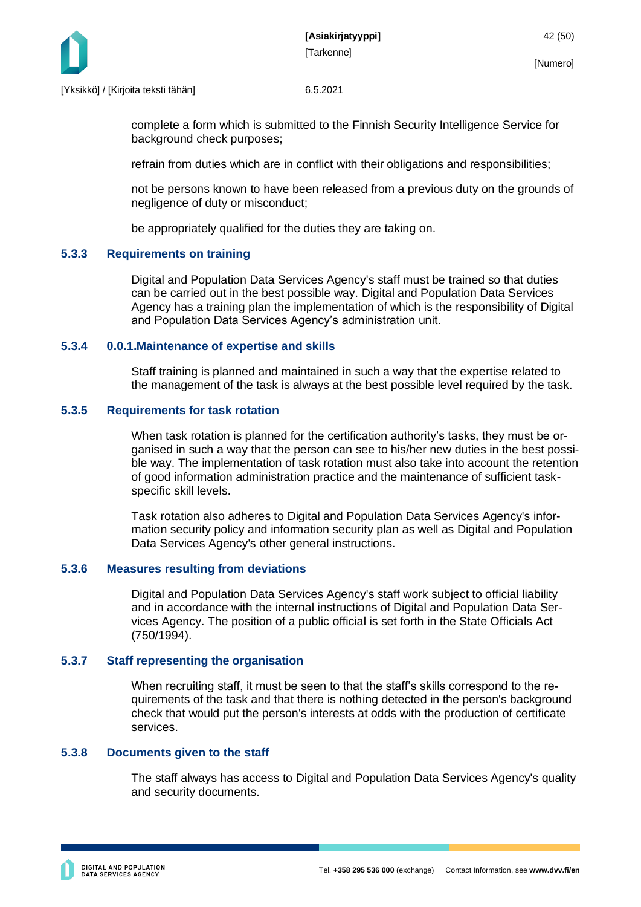complete a form which is submitted to the Finnish Security Intelligence Service for background check purposes;

refrain from duties which are in conflict with their obligations and responsibilities;

not be persons known to have been released from a previous duty on the grounds of negligence of duty or misconduct;

be appropriately qualified for the duties they are taking on.

### 5.3.3 Requirements on training

Digital and Population Data Services Agency's staff must be trained so that duties can be carried out in the best possible way. Digital and Population Data Services Agency has a training plan the implementation of which is the responsibility of Digital and Population Data Services Agency's administration unit.

### 5.3.4 0.0.1.Maintenance of expertise and skills

Staff training is planned and maintained in such a way that the expertise related to the management of the task is always at the best possible level required by the task.

### 5.3.5 Requirements for task rotation

When task rotation is planned for the certification authority's tasks, they must be organised in such a way that the person can see to his/her new duties in the best possible way. The implementation of task rotation must also take into account the retention of good information administration practice and the maintenance of sufficient task-specific skill levels.

Task rotation also adheres to Digital and Population Data Services Agency's information security policy and information security plan as well as Digital and Population Data Services Agency's other general instructions.

### 5.3.6 Measures resulting from deviations

Digital and Population Data Services Agency's staff work subject to official liability and in accordance with the internal instructions of Digital and Population Data Services Agency. The position of a public official is set forth in the State Officials Act (750/1994).

### 5.3.7 Staff representing the organisation

When recruiting staff, it must be seen to that the staff's skills correspond to the requirements of the task and that there is nothing detected in the person's background check that would put the person's interests at odds with the production of certificate services.

### 5.3.8 Documents given to the staff

The staff always has access to Digital and Population Data Services Agency's quality and security documents.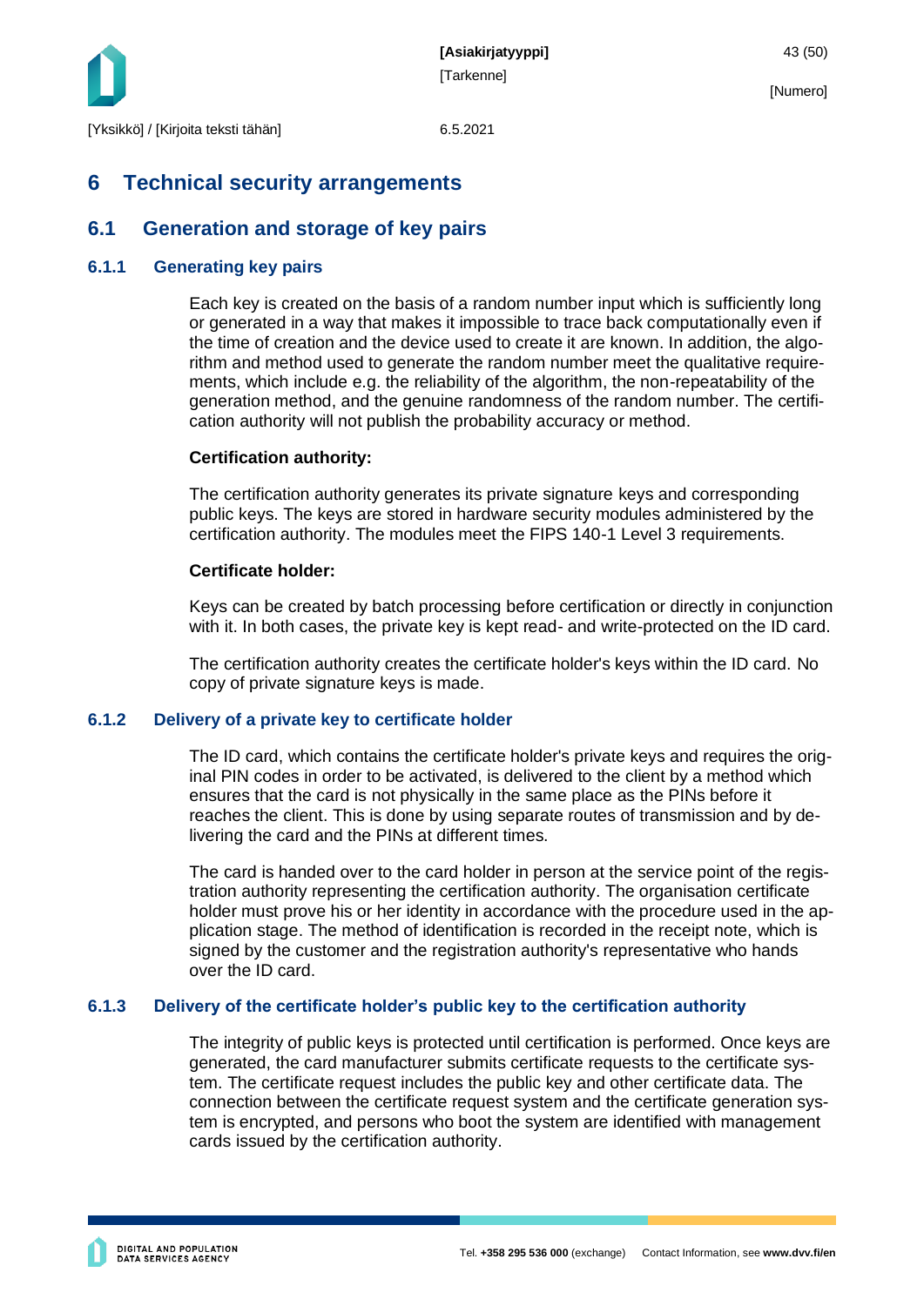# 6 Technical security arrangements

## 6.1 Generation and storage of key pairs

### 6.1.1 Generating key pairs

Each key is created on the basis of a random number input which is sufficiently long or generated in a way that makes it impossible to trace back computationally even if the time of creation and the device used to create it are known. In addition, the algorithm and method used to generate the random number meet the qualitative requirements, which include e.g. the reliability of the algorithm, the non-repeatability of the generation method, and the genuine randomness of the random number. The certification authority will not publish the probability accuracy or method.

**Certification authority:**

The certification authority generates its private signature keys and corresponding public keys. The keys are stored in hardware security modules administered by the certification authority. The modules meet the FIPS 140-1 Level 3 requirements.

**Certificate holder:**

Keys can be created by batch processing before certification or directly in conjunction with it. In both cases, the private key is kept read- and write-protected on the ID card.

The certification authority creates the certificate holder's keys within the ID card. No copy of private signature keys is made.

### 6.1.2 Delivery of a private key to certificate holder

The ID card, which contains the certificate holder's private keys and requires the original PIN codes in order to be activated, is delivered to the client by a method which ensures that the card is not physically in the same place as the PINs before it reaches the client. This is done by using separate routes of transmission and by delivering the card and the PINs at different times.

The card is handed over to the card holder in person at the service point of the registration authority representing the certification authority. The organisation certificate holder must prove his or her identity in accordance with the procedure used in the application stage. The method of identification is recorded in the receipt note, which is signed by the customer and the registration authority's representative who hands over the ID card.

### 6.1.3 Delivery of the certificate holder's public key to the certification authority

The integrity of public keys is protected until certification is performed. Once keys are generated, the card manufacturer submits certificate requests to the certificate system. The certificate request includes the public key and other certificate data. The connection between the certificate request system and the certificate generation system is encrypted, and persons who boot the system are identified with management cards issued by the certification authority.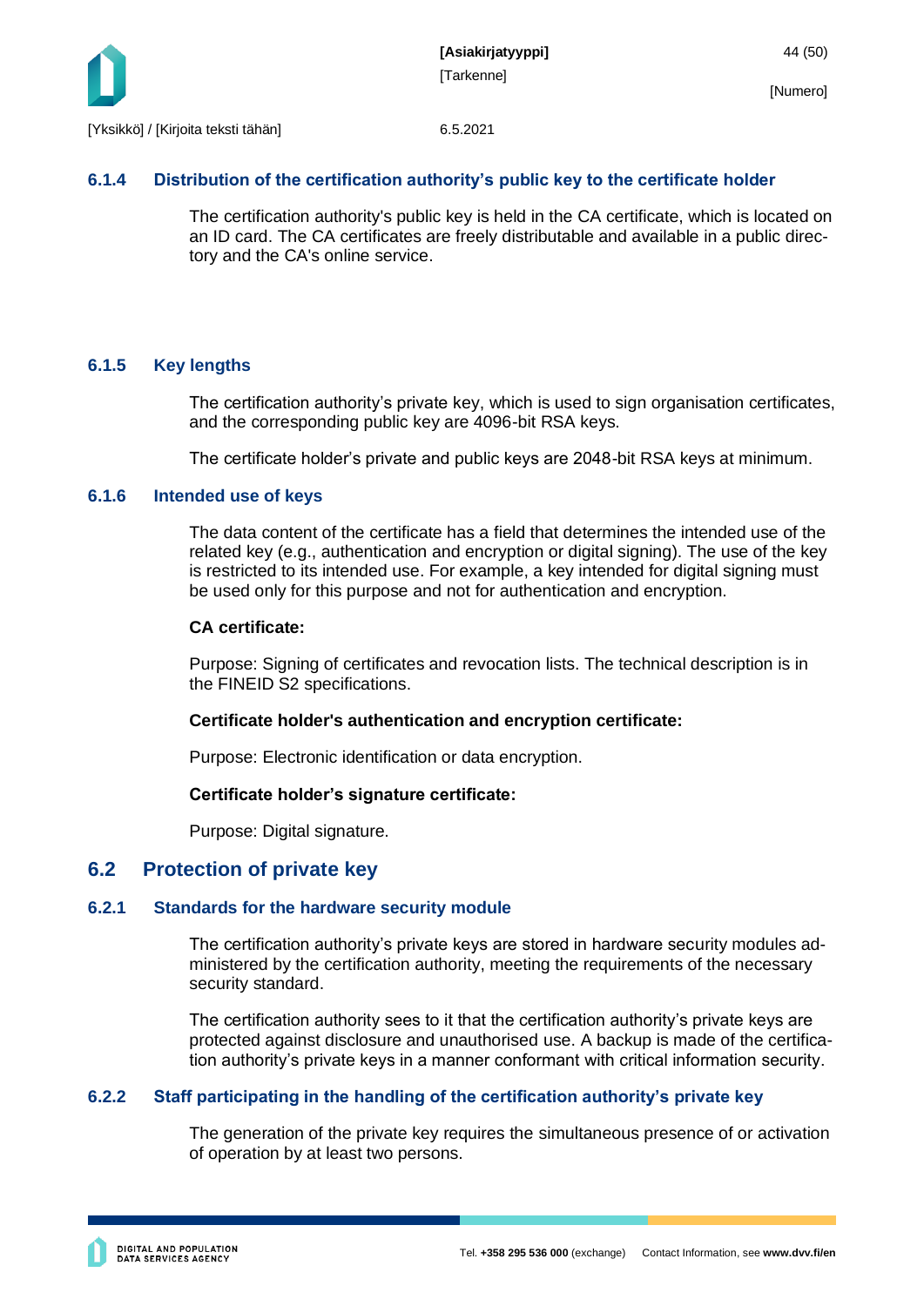### 6.1.4 Distribution of the certification authority's public key to the certificate holder

The certification authority's public key is held in the CA certificate, which is located on an ID card. The CA certificates are freely distributable and available in a public directory and the CA's online service.

### 6.1.5 Key lengths

The certification authority's private key, which is used to sign organisation certificates, and the corresponding public key are 4096-bit RSA keys.

The certificate holder's private and public keys are 2048-bit RSA keys at minimum.

### 6.1.6 Intended use of keys

The data content of the certificate has a field that determines the intended use of the related key (e.g., authentication and encryption or digital signing). The use of the key is restricted to its intended use. For example, a key intended for digital signing must be used only for this purpose and not for authentication and encryption.

**CA certificate:**

Purpose: Signing of certificates and revocation lists. The technical description is in the FINEID S2 specifications.

**Certificate holder's authentication and encryption certificate:**

Purpose: Electronic identification or data encryption.

**Certificate holder's signature certificate:**

Purpose: Digital signature.

## 6.2 Protection of private key

### 6.2.1 Standards for the hardware security module

The certification authority's private keys are stored in hardware security modules administered by the certification authority, meeting the requirements of the necessary security standard.

The certification authority sees to it that the certification authority's private keys are protected against disclosure and unauthorised use. A backup is made of the certification authority's private keys in a manner conformant with critical information security.

### 6.2.2 Staff participating in the handling of the certification authority's private key

The generation of the private key requires the simultaneous presence of or activation of operation by at least two persons.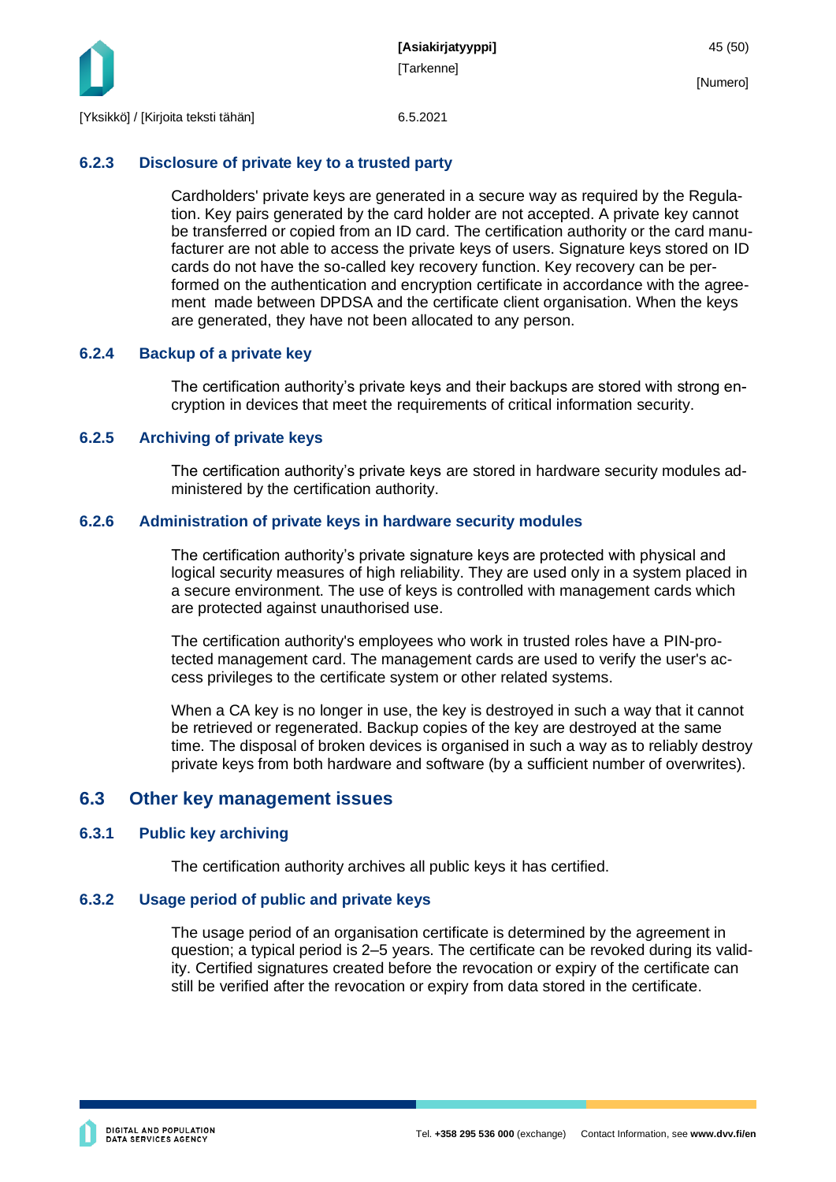### 6.2.3 Disclosure of private key to a trusted party

Cardholders' private keys are generated in a secure way as required by the Regulation. Key pairs generated by the card holder are not accepted. A private key cannot be transferred or copied from an ID card. The certification authority or the card manufacturer are not able to access the private keys of users. Signature keys stored on ID cards do not have the so-called key recovery function. Key recovery can be performed on the authentication and encryption certificate in accordance with the agreement made between DPDSA and the certificate client organisation. When the keys are generated, they have not been allocated to any person.

### 6.2.4 Backup of a private key

The certification authority's private keys and their backups are stored with strong encryption in devices that meet the requirements of critical information security.

### 6.2.5 Archiving of private keys

The certification authority's private keys are stored in hardware security modules administered by the certification authority.

### 6.2.6 Administration of private keys in hardware security modules

The certification authority's private signature keys are protected with physical and logical security measures of high reliability. They are used only in a system placed in a secure environment. The use of keys is controlled with management cards which are protected against unauthorised use.

The certification authority's employees who work in trusted roles have a PIN-protected management card. The management cards are used to verify the user's access privileges to the certificate system or other related systems.

When a CA key is no longer in use, the key is destroyed in such a way that it cannot be retrieved or regenerated. Backup copies of the key are destroyed at the same time. The disposal of broken devices is organised in such a way as to reliably destroy private keys from both hardware and software (by a sufficient number of overwrites).

## 6.3 Other key management issues

### 6.3.1 Public key archiving

The certification authority archives all public keys it has certified.

### 6.3.2 Usage period of public and private keys

The usage period of an organisation certificate is determined by the agreement in question; a typical period is 2–5 years. The certificate can be revoked during its validity. Certified signatures created before the revocation or expiry of the certificate can still be verified after the revocation or expiry from data stored in the certificate.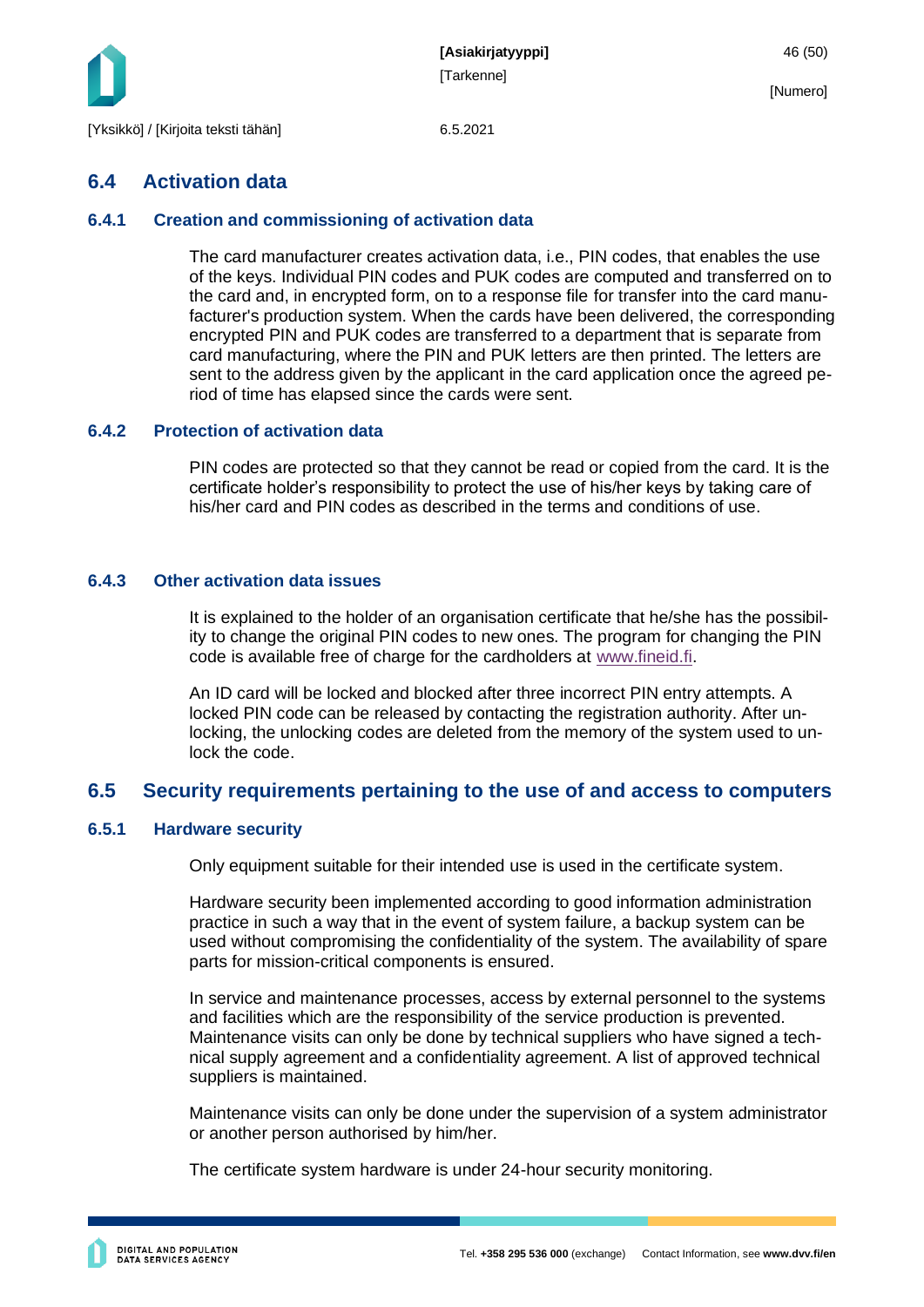## 6.4 Activation data

### 6.4.1 Creation and commissioning of activation data

The card manufacturer creates activation data, i.e., PIN codes, that enables the use of the keys. Individual PIN codes and PUK codes are computed and transferred on to the card and, in encrypted form, on to a response file for transfer into the card manufacturer's production system. When the cards have been delivered, the corresponding encrypted PIN and PUK codes are transferred to a department that is separate from card manufacturing, where the PIN and PUK letters are then printed. The letters are sent to the address given by the applicant in the card application once the agreed period of time has elapsed since the cards were sent.

### 6.4.2 Protection of activation data

PIN codes are protected so that they cannot be read or copied from the card. It is the certificate holder's responsibility to protect the use of his/her keys by taking care of his/her card and PIN codes as described in the terms and conditions of use.

### 6.4.3 Other activation data issues

It is explained to the holder of an organisation certificate that he/she has the possibility to change the original PIN codes to new ones. The program for changing the PIN code is available free of charge for the cardholders at www.fineid.fi.

An ID card will be locked and blocked after three incorrect PIN entry attempts. A locked PIN code can be released by contacting the registration authority. After unlocking, the unlocking codes are deleted from the memory of the system used to unlock the code.

## 6.5 Security requirements pertaining to the use of and access to computers

### 6.5.1 Hardware security

Only equipment suitable for their intended use is used in the certificate system.

Hardware security been implemented according to good information administration practice in such a way that in the event of system failure, a backup system can be used without compromising the confidentiality of the system. The availability of spare parts for mission-critical components is ensured.

In service and maintenance processes, access by external personnel to the systems and facilities which are the responsibility of the service production is prevented. Maintenance visits can only be done by technical suppliers who have signed a technical supply agreement and a confidentiality agreement. A list of approved technical suppliers is maintained.

Maintenance visits can only be done under the supervision of a system administrator or another person authorised by him/her.

The certificate system hardware is under 24-hour security monitoring.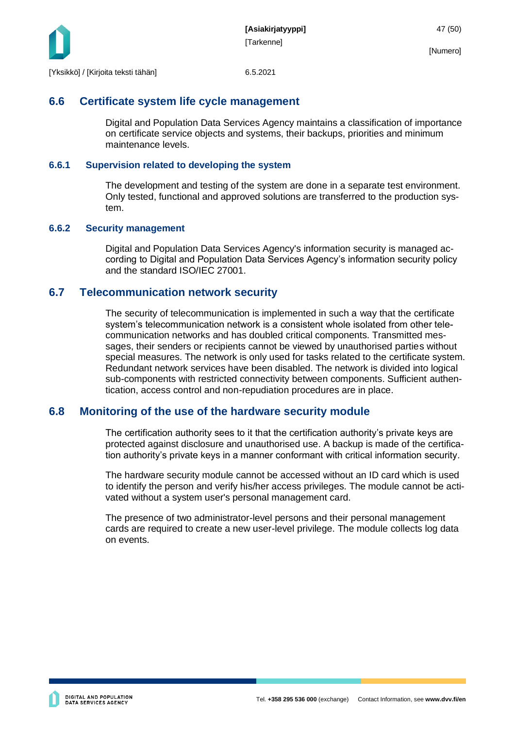## 6.6 Certificate system life cycle management

Digital and Population Data Services Agency maintains a classification of importance on certificate service objects and systems, their backups, priorities and minimum maintenance levels.

### 6.6.1 Supervision related to developing the system

The development and testing of the system are done in a separate test environment. Only tested, functional and approved solutions are transferred to the production system.

### 6.6.2 Security management

Digital and Population Data Services Agency's information security is managed according to Digital and Population Data Services Agency's information security policy and the standard ISO/IEC 27001.

## 6.7 Telecommunication network security

The security of telecommunication is implemented in such a way that the certificate system's telecommunication network is a consistent whole isolated from other telecommunication networks and has doubled critical components. Transmitted messages, their senders or recipients cannot be viewed by unauthorised parties without special measures. The network is only used for tasks related to the certificate system. Redundant network services have been disabled. The network is divided into logical sub-components with restricted connectivity between components. Sufficient authentication, access control and non-repudiation procedures are in place.

## 6.8 Monitoring of the use of the hardware security module

The certification authority sees to it that the certification authority's private keys are protected against disclosure and unauthorised use. A backup is made of the certification authority's private keys in a manner conformant with critical information security.

The hardware security module cannot be accessed without an ID card which is used to identify the person and verify his/her access privileges. The module cannot be activated without a system user's personal management card.

The presence of two administrator-level persons and their personal management cards are required to create a new user-level privilege. The module collects log data on events.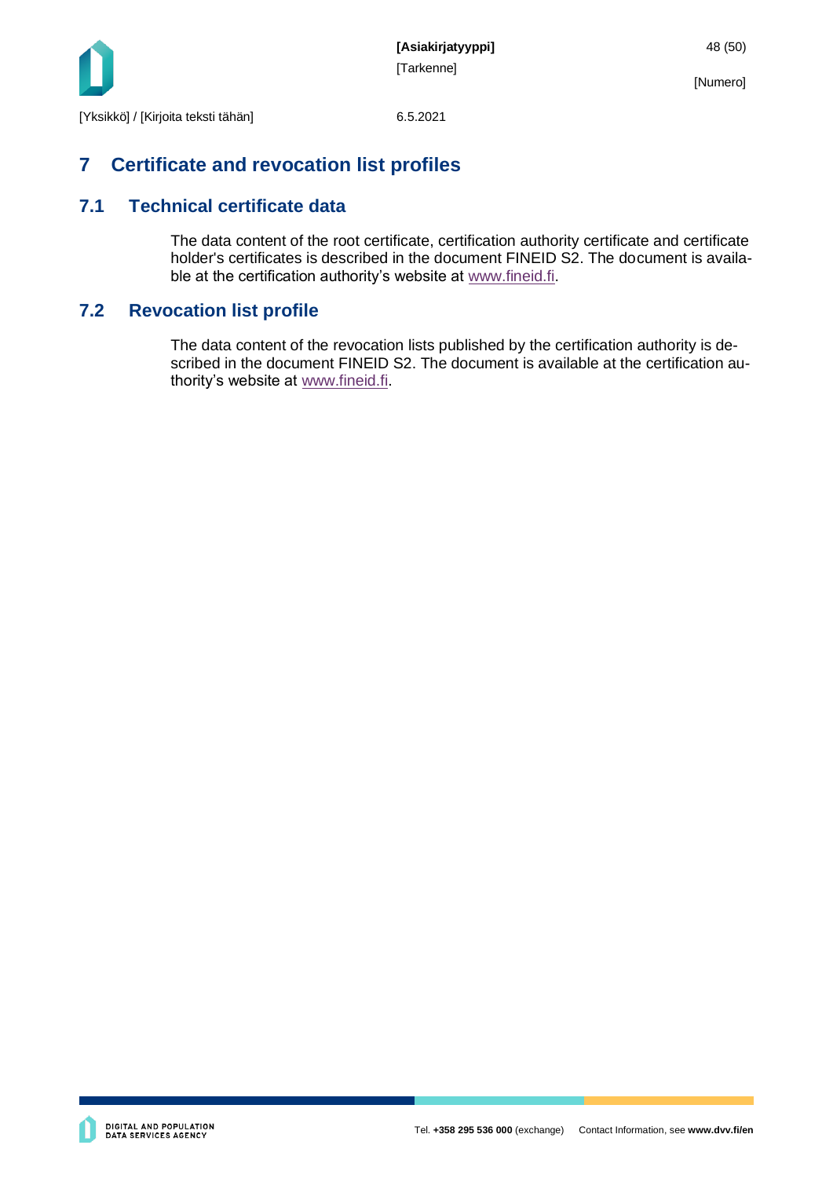# 7 Certificate and revocation list profiles

## 7.1 Technical certificate data

The data content of the root certificate, certification authority certificate and certificate holder's certificates is described in the document FINEID S2. The document is available at the certification authority's website at www.fineid.fi.

## 7.2 Revocation list profile

The data content of the revocation lists published by the certification authority is described in the document FINEID S2. The document is available at the certification authority's website at www.fineid.fi.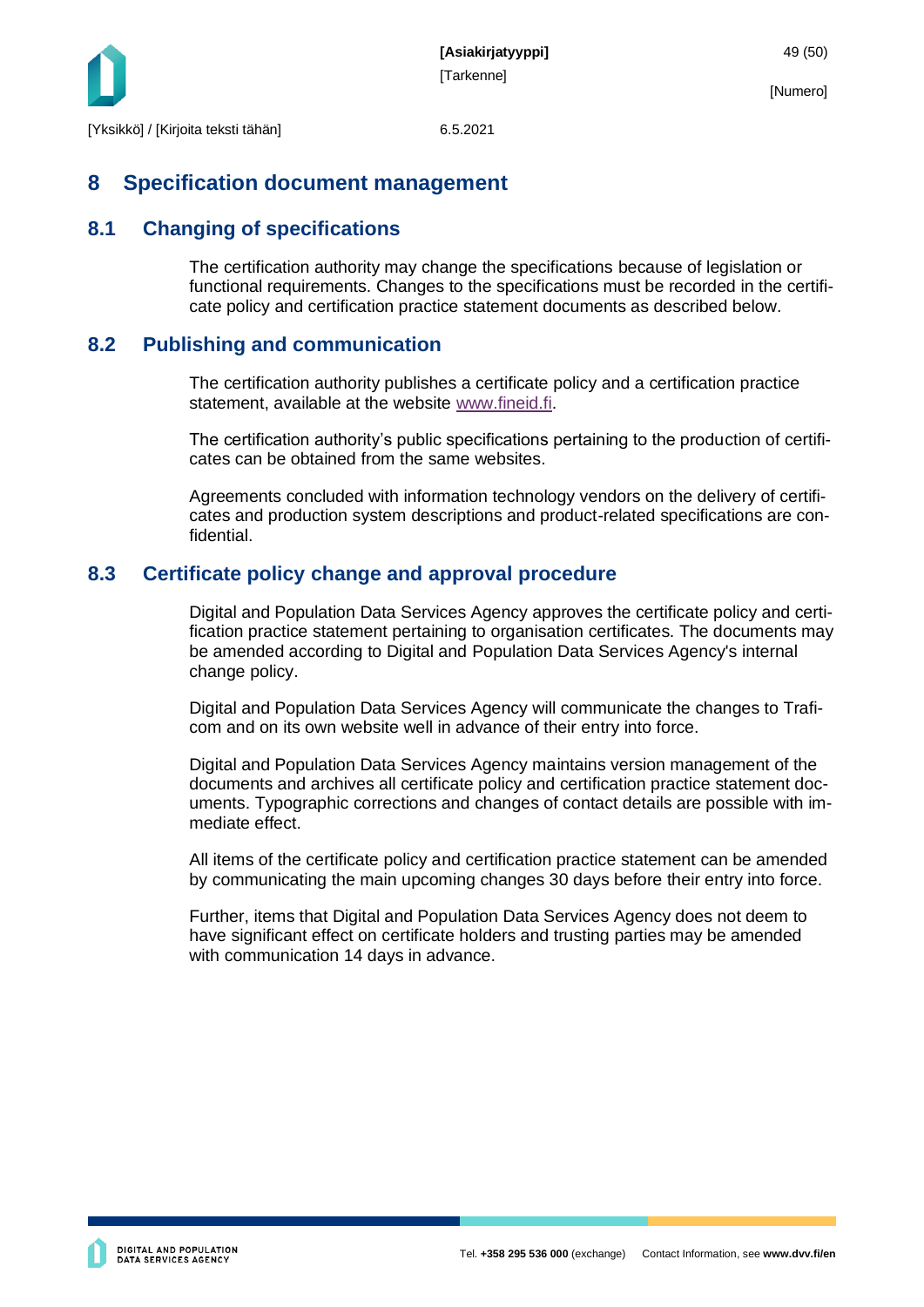# 8 Specification document management

## 8.1 Changing of specifications

The certification authority may change the specifications because of legislation or functional requirements. Changes to the specifications must be recorded in the certificate policy and certification practice statement documents as described below.

## 8.2 Publishing and communication

The certification authority publishes a certificate policy and a certification practice statement, available at the website www.fineid.fi.

The certification authority's public specifications pertaining to the production of certificates can be obtained from the same websites.

Agreements concluded with information technology vendors on the delivery of certificates and production system descriptions and product-related specifications are confidential.

## 8.3 Certificate policy change and approval procedure

Digital and Population Data Services Agency approves the certificate policy and certification practice statement pertaining to organisation certificates. The documents may be amended according to Digital and Population Data Services Agency's internal change policy.

Digital and Population Data Services Agency will communicate the changes to Traficom and on its own website well in advance of their entry into force.

Digital and Population Data Services Agency maintains version management of the documents and archives all certificate policy and certification practice statement documents. Typographic corrections and changes of contact details are possible with immediate effect.

All items of the certificate policy and certification practice statement can be amended by communicating the main upcoming changes 30 days before their entry into force.

Further, items that Digital and Population Data Services Agency does not deem to have significant effect on certificate holders and trusting parties may be amended with communication 14 days in advance.